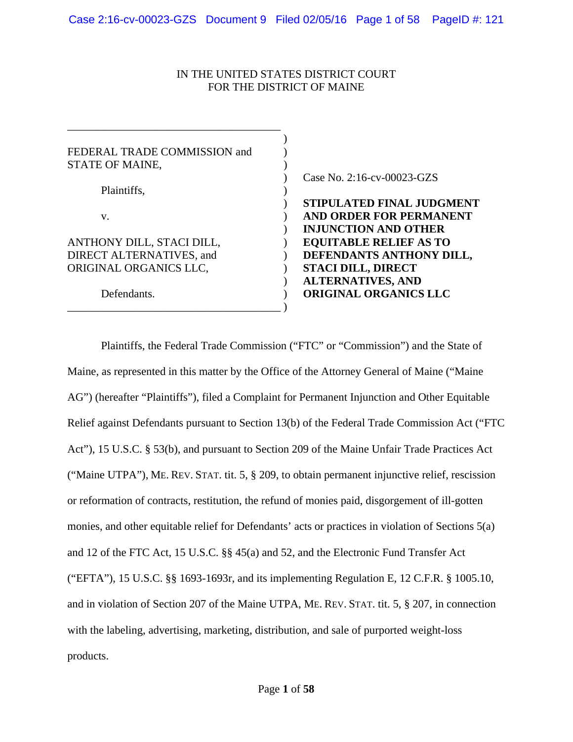IN THE UNITED STATES DISTRICT COURT
FOR THE DISTRICT OF MAINE

| | |
|---|---|
| FEDERAL TRADE COMMISSION and STATE OF MAINE,<br><br>Plaintiffs,<br><br>v.<br><br>ANTHONY DILL, STACI DILL, DIRECT ALTERNATIVES, and ORIGINAL ORGANICS LLC,<br><br>Defendants. | Case No. 2:16-cv-00023-GZS<br><br>**STIPULATED FINAL JUDGMENT AND ORDER FOR PERMANENT INJUNCTION AND OTHER EQUITABLE RELIEF AS TO DEFENDANTS ANTHONY DILL, STACI DILL, DIRECT ALTERNATIVES, AND ORIGINAL ORGANICS LLC** |

Plaintiffs, the Federal Trade Commission ("FTC" or "Commission") and the State of Maine, as represented in this matter by the Office of the Attorney General of Maine ("Maine AG") (hereafter "Plaintiffs"), filed a Complaint for Permanent Injunction and Other Equitable Relief against Defendants pursuant to Section 13(b) of the Federal Trade Commission Act ("FTC Act"), 15 U.S.C. § 53(b), and pursuant to Section 209 of the Maine Unfair Trade Practices Act ("Maine UTPA"), ME. REV. STAT. tit. 5, § 209, to obtain permanent injunctive relief, rescission or reformation of contracts, restitution, the refund of monies paid, disgorgement of ill-gotten monies, and other equitable relief for Defendants' acts or practices in violation of Sections 5(a) and 12 of the FTC Act, 15 U.S.C. §§ 45(a) and 52, and the Electronic Fund Transfer Act ("EFTA"), 15 U.S.C. §§ 1693-1693r, and its implementing Regulation E, 12 C.F.R. § 1005.10, and in violation of Section 207 of the Maine UTPA, ME. REV. STAT. tit. 5, § 207, in connection with the labeling, advertising, marketing, distribution, and sale of purported weight-loss products.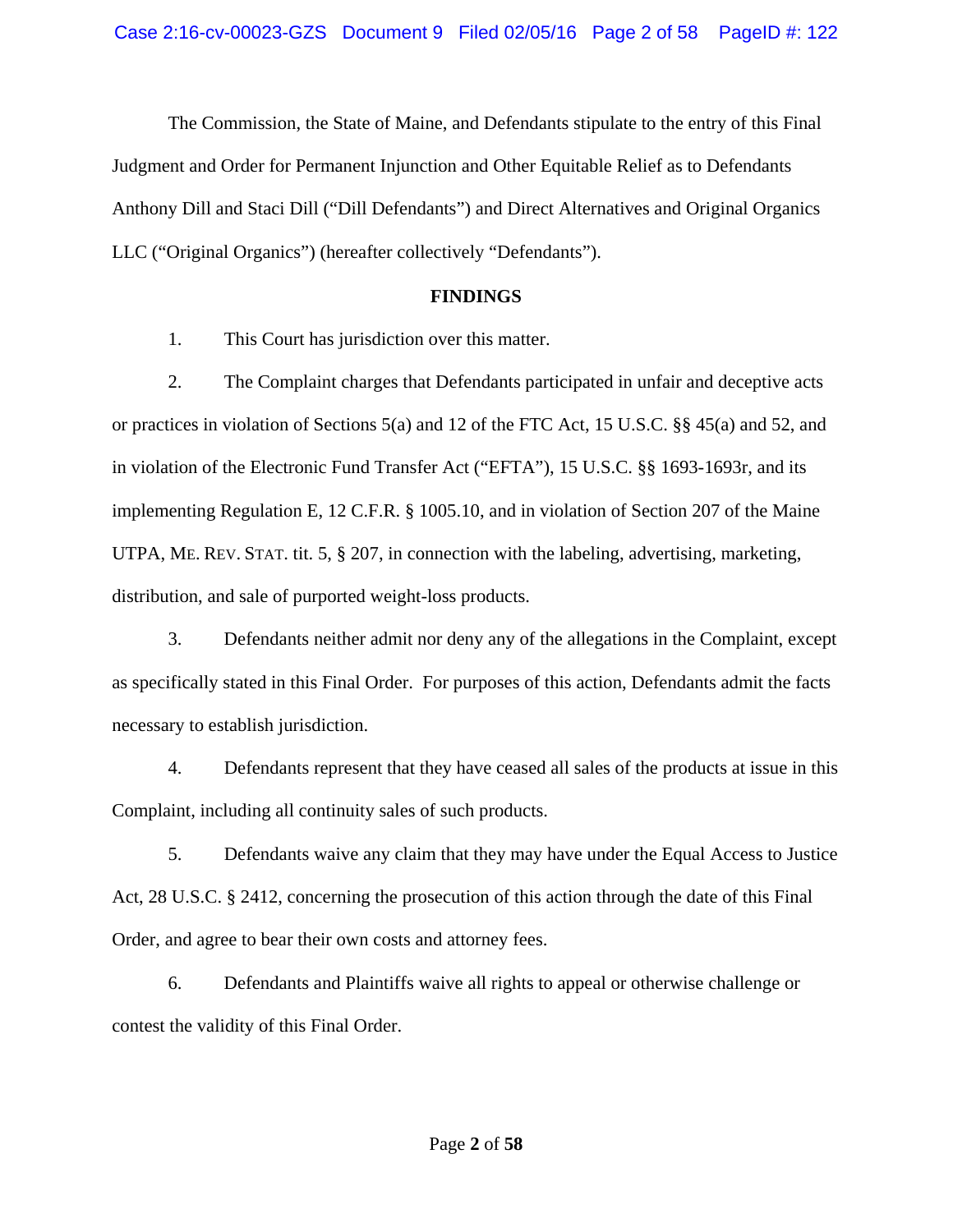The Commission, the State of Maine, and Defendants stipulate to the entry of this Final Judgment and Order for Permanent Injunction and Other Equitable Relief as to Defendants Anthony Dill and Staci Dill ("Dill Defendants") and Direct Alternatives and Original Organics LLC ("Original Organics") (hereafter collectively "Defendants").

## FINDINGS

1. This Court has jurisdiction over this matter.

2. The Complaint charges that Defendants participated in unfair and deceptive acts or practices in violation of Sections 5(a) and 12 of the FTC Act, 15 U.S.C. §§ 45(a) and 52, and in violation of the Electronic Fund Transfer Act ("EFTA"), 15 U.S.C. §§ 1693-1693r, and its implementing Regulation E, 12 C.F.R. § 1005.10, and in violation of Section 207 of the Maine UTPA, ME. REV. STAT. tit. 5, § 207, in connection with the labeling, advertising, marketing, distribution, and sale of purported weight-loss products.

3. Defendants neither admit nor deny any of the allegations in the Complaint, except as specifically stated in this Final Order. For purposes of this action, Defendants admit the facts necessary to establish jurisdiction.

4. Defendants represent that they have ceased all sales of the products at issue in this Complaint, including all continuity sales of such products.

5. Defendants waive any claim that they may have under the Equal Access to Justice Act, 28 U.S.C. § 2412, concerning the prosecution of this action through the date of this Final Order, and agree to bear their own costs and attorney fees.

6. Defendants and Plaintiffs waive all rights to appeal or otherwise challenge or contest the validity of this Final Order.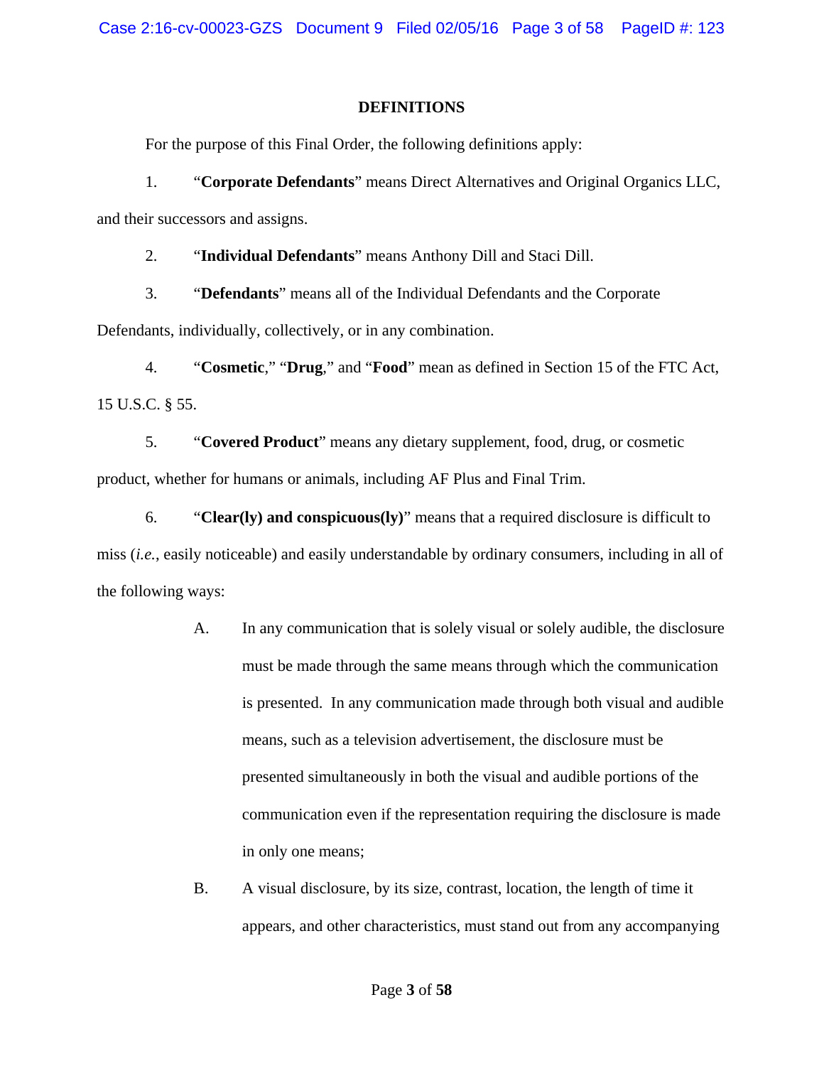## DEFINITIONS

For the purpose of this Final Order, the following definitions apply:

1. "**Corporate Defendants**" means Direct Alternatives and Original Organics LLC, and their successors and assigns.

2. "**Individual Defendants**" means Anthony Dill and Staci Dill.

3. "**Defendants**" means all of the Individual Defendants and the Corporate Defendants, individually, collectively, or in any combination.

4. "**Cosmetic**," "**Drug**," and "**Food**" mean as defined in Section 15 of the FTC Act, 15 U.S.C. § 55.

5. "**Covered Product**" means any dietary supplement, food, drug, or cosmetic product, whether for humans or animals, including AF Plus and Final Trim.

6. "**Clear(ly) and conspicuous(ly)**" means that a required disclosure is difficult to miss (*i.e.*, easily noticeable) and easily understandable by ordinary consumers, including in all of the following ways:

   A. In any communication that is solely visual or solely audible, the disclosure must be made through the same means through which the communication is presented. In any communication made through both visual and audible means, such as a television advertisement, the disclosure must be presented simultaneously in both the visual and audible portions of the communication even if the representation requiring the disclosure is made in only one means;

   B. A visual disclosure, by its size, contrast, location, the length of time it appears, and other characteristics, must stand out from any accompanying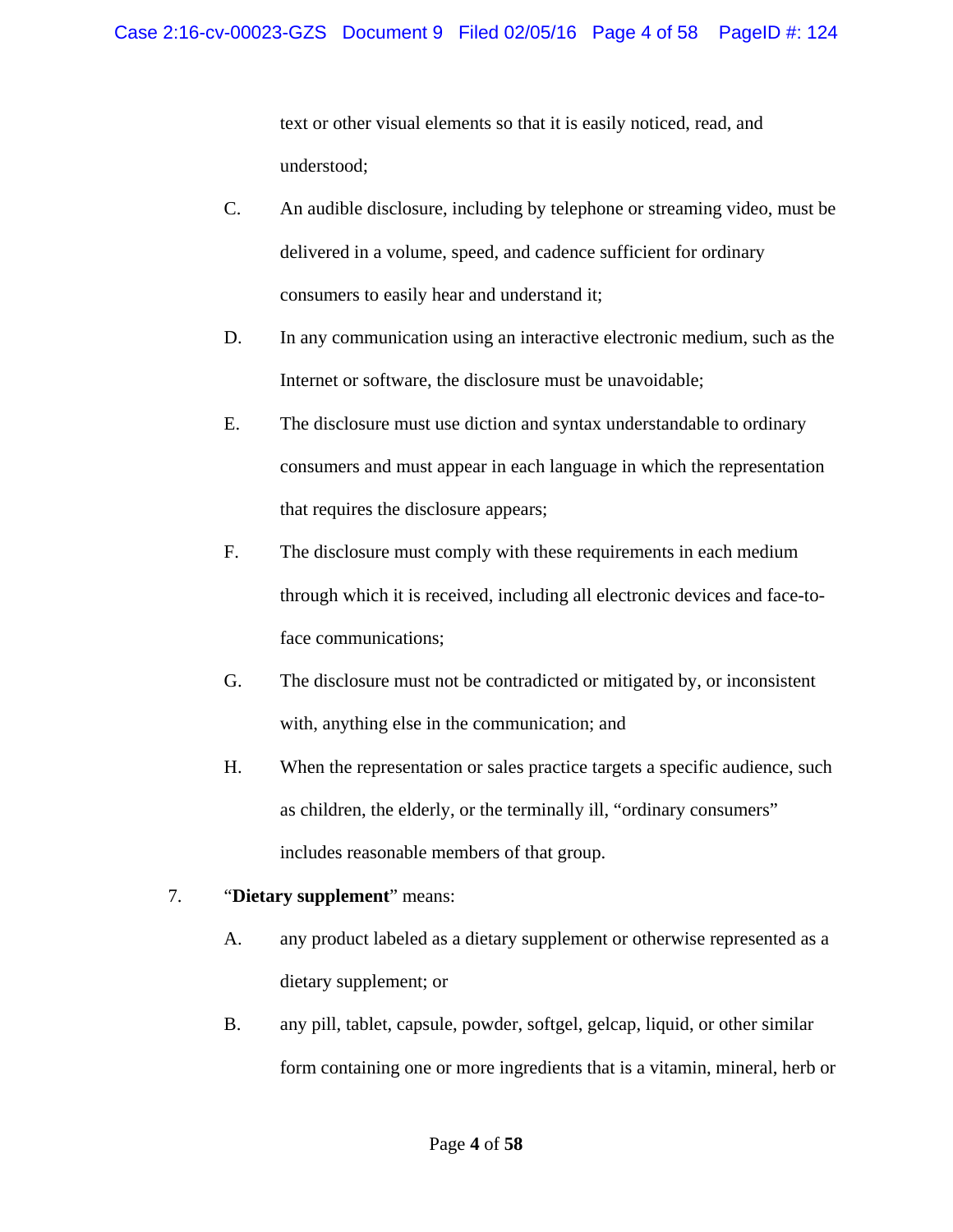text or other visual elements so that it is easily noticed, read, and understood;

C. An audible disclosure, including by telephone or streaming video, must be delivered in a volume, speed, and cadence sufficient for ordinary consumers to easily hear and understand it;

D. In any communication using an interactive electronic medium, such as the Internet or software, the disclosure must be unavoidable;

E. The disclosure must use diction and syntax understandable to ordinary consumers and must appear in each language in which the representation that requires the disclosure appears;

F. The disclosure must comply with these requirements in each medium through which it is received, including all electronic devices and face-to-face communications;

G. The disclosure must not be contradicted or mitigated by, or inconsistent with, anything else in the communication; and

H. When the representation or sales practice targets a specific audience, such as children, the elderly, or the terminally ill, "ordinary consumers" includes reasonable members of that group.

7. "**Dietary supplement**" means:

A. any product labeled as a dietary supplement or otherwise represented as a dietary supplement; or

B. any pill, tablet, capsule, powder, softgel, gelcap, liquid, or other similar form containing one or more ingredients that is a vitamin, mineral, herb or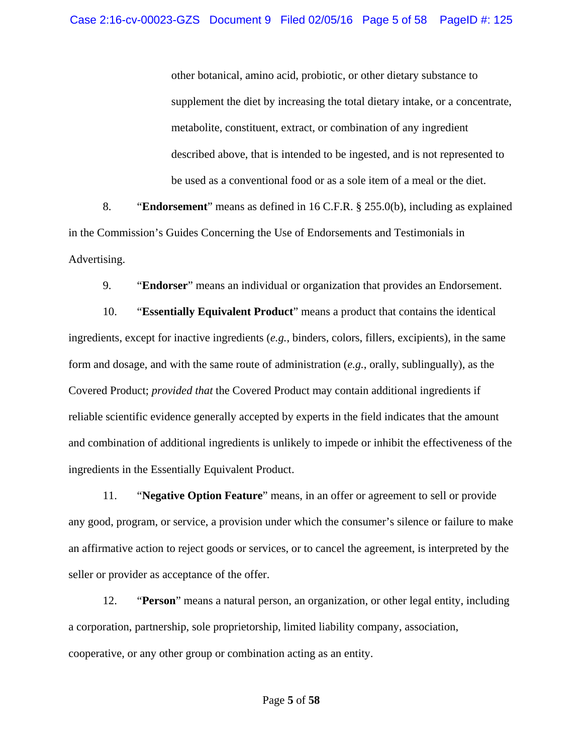other botanical, amino acid, probiotic, or other dietary substance to supplement the diet by increasing the total dietary intake, or a concentrate, metabolite, constituent, extract, or combination of any ingredient described above, that is intended to be ingested, and is not represented to be used as a conventional food or as a sole item of a meal or the diet.

8. "**Endorsement**" means as defined in 16 C.F.R. § 255.0(b), including as explained in the Commission's Guides Concerning the Use of Endorsements and Testimonials in Advertising.

9. "**Endorser**" means an individual or organization that provides an Endorsement.

10. "**Essentially Equivalent Product**" means a product that contains the identical ingredients, except for inactive ingredients (*e.g.*, binders, colors, fillers, excipients), in the same form and dosage, and with the same route of administration (*e.g.*, orally, sublingually), as the Covered Product; *provided that* the Covered Product may contain additional ingredients if reliable scientific evidence generally accepted by experts in the field indicates that the amount and combination of additional ingredients is unlikely to impede or inhibit the effectiveness of the ingredients in the Essentially Equivalent Product.

11. "**Negative Option Feature**" means, in an offer or agreement to sell or provide any good, program, or service, a provision under which the consumer's silence or failure to make an affirmative action to reject goods or services, or to cancel the agreement, is interpreted by the seller or provider as acceptance of the offer.

12. "**Person**" means a natural person, an organization, or other legal entity, including a corporation, partnership, sole proprietorship, limited liability company, association, cooperative, or any other group or combination acting as an entity.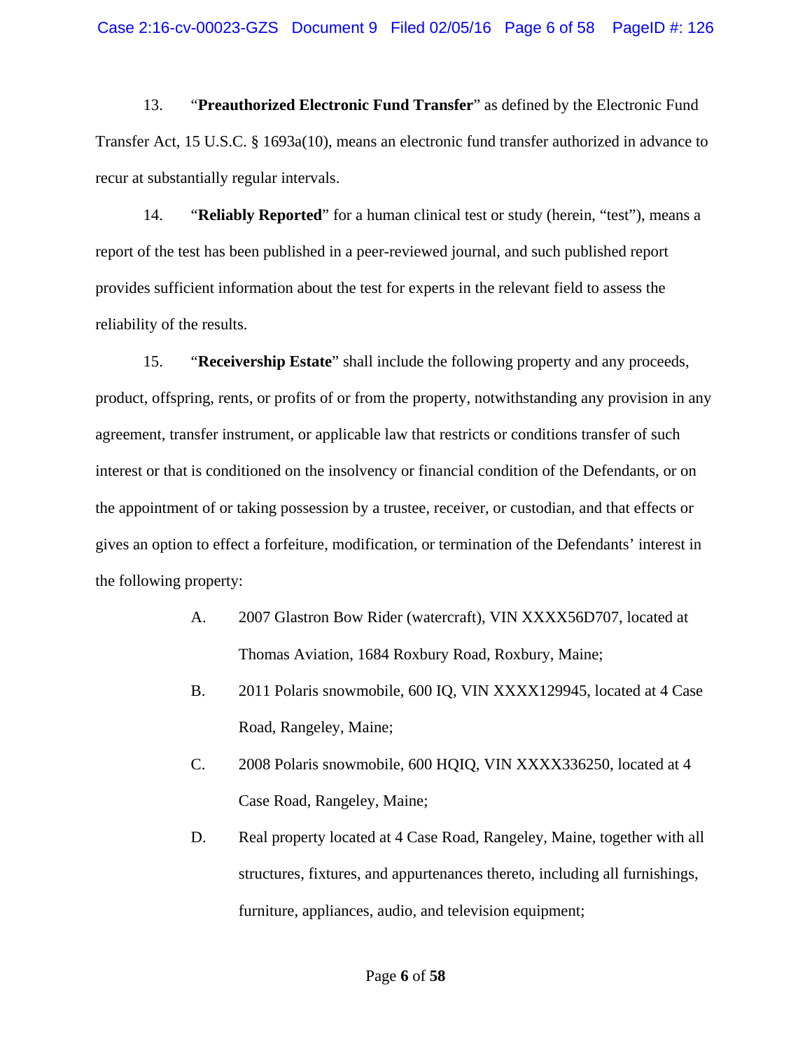13. "**Preauthorized Electronic Fund Transfer**" as defined by the Electronic Fund Transfer Act, 15 U.S.C. § 1693a(10), means an electronic fund transfer authorized in advance to recur at substantially regular intervals.

14. "**Reliably Reported**" for a human clinical test or study (herein, "test"), means a report of the test has been published in a peer-reviewed journal, and such published report provides sufficient information about the test for experts in the relevant field to assess the reliability of the results.

15. "**Receivership Estate**" shall include the following property and any proceeds, product, offspring, rents, or profits of or from the property, notwithstanding any provision in any agreement, transfer instrument, or applicable law that restricts or conditions transfer of such interest or that is conditioned on the insolvency or financial condition of the Defendants, or on the appointment of or taking possession by a trustee, receiver, or custodian, and that effects or gives an option to effect a forfeiture, modification, or termination of the Defendants' interest in the following property:

A. 2007 Glastron Bow Rider (watercraft), VIN XXXX56D707, located at Thomas Aviation, 1684 Roxbury Road, Roxbury, Maine;

B. 2011 Polaris snowmobile, 600 IQ, VIN XXXX129945, located at 4 Case Road, Rangeley, Maine;

C. 2008 Polaris snowmobile, 600 HQIQ, VIN XXXX336250, located at 4 Case Road, Rangeley, Maine;

D. Real property located at 4 Case Road, Rangeley, Maine, together with all structures, fixtures, and appurtenances thereto, including all furnishings, furniture, appliances, audio, and television equipment;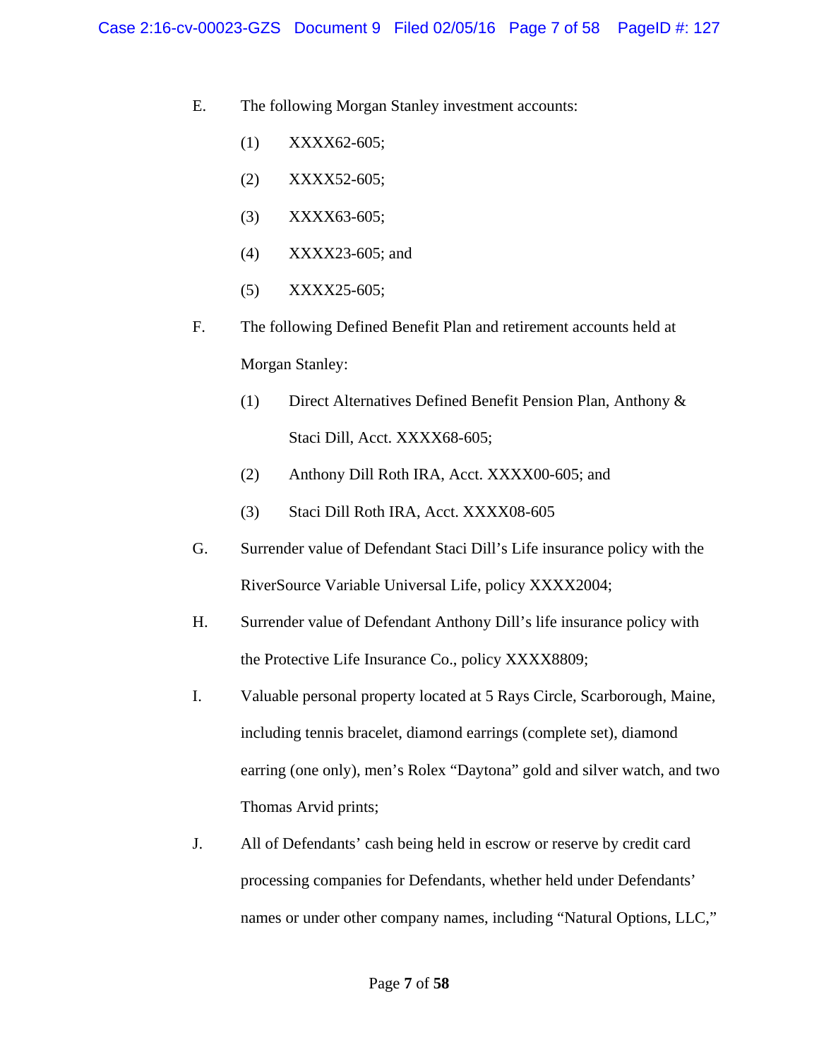E. The following Morgan Stanley investment accounts:

   (1) XXXX62-605;

   (2) XXXX52-605;

   (3) XXXX63-605;

   (4) XXXX23-605; and

   (5) XXXX25-605;

F. The following Defined Benefit Plan and retirement accounts held at Morgan Stanley:

   (1) Direct Alternatives Defined Benefit Pension Plan, Anthony & Staci Dill, Acct. XXXX68-605;

   (2) Anthony Dill Roth IRA, Acct. XXXX00-605; and

   (3) Staci Dill Roth IRA, Acct. XXXX08-605

G. Surrender value of Defendant Staci Dill's Life insurance policy with the RiverSource Variable Universal Life, policy XXXX2004;

H. Surrender value of Defendant Anthony Dill's life insurance policy with the Protective Life Insurance Co., policy XXXX8809;

I. Valuable personal property located at 5 Rays Circle, Scarborough, Maine, including tennis bracelet, diamond earrings (complete set), diamond earring (one only), men's Rolex "Daytona" gold and silver watch, and two Thomas Arvid prints;

J. All of Defendants' cash being held in escrow or reserve by credit card processing companies for Defendants, whether held under Defendants' names or under other company names, including "Natural Options, LLC,"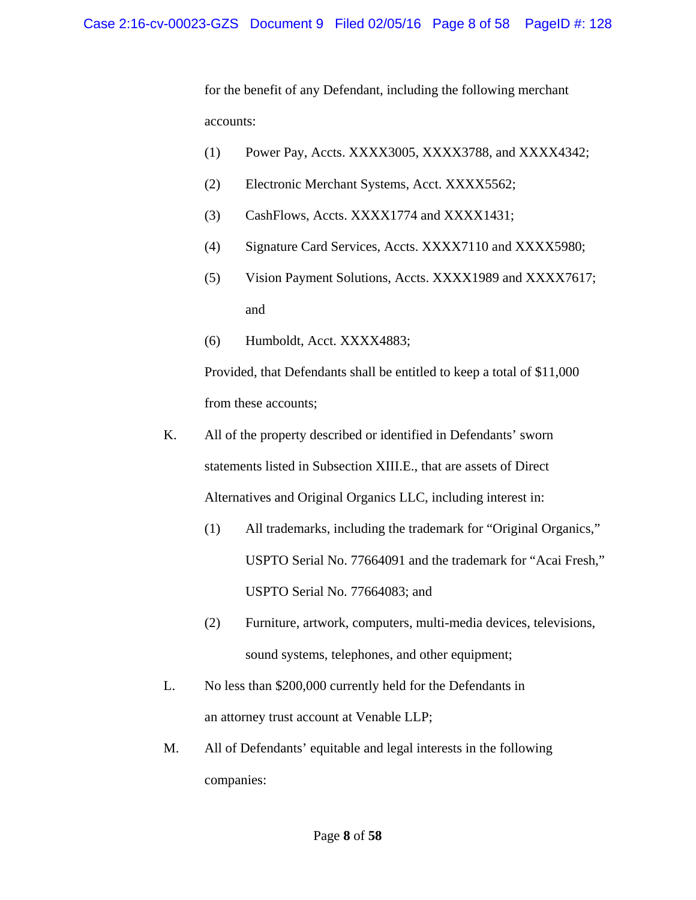for the benefit of any Defendant, including the following merchant accounts:

(1) Power Pay, Accts. XXXX3005, XXXX3788, and XXXX4342;

(2) Electronic Merchant Systems, Acct. XXXX5562;

(3) CashFlows, Accts. XXXX1774 and XXXX1431;

(4) Signature Card Services, Accts. XXXX7110 and XXXX5980;

(5) Vision Payment Solutions, Accts. XXXX1989 and XXXX7617; and

(6) Humboldt, Acct. XXXX4883;

Provided, that Defendants shall be entitled to keep a total of $11,000 from these accounts;

K. All of the property described or identified in Defendants' sworn statements listed in Subsection XIII.E., that are assets of Direct Alternatives and Original Organics LLC, including interest in:

(1) All trademarks, including the trademark for "Original Organics," USPTO Serial No. 77664091 and the trademark for "Acai Fresh," USPTO Serial No. 77664083; and

(2) Furniture, artwork, computers, multi-media devices, televisions, sound systems, telephones, and other equipment;

L. No less than $200,000 currently held for the Defendants in an attorney trust account at Venable LLP;

M. All of Defendants' equitable and legal interests in the following companies: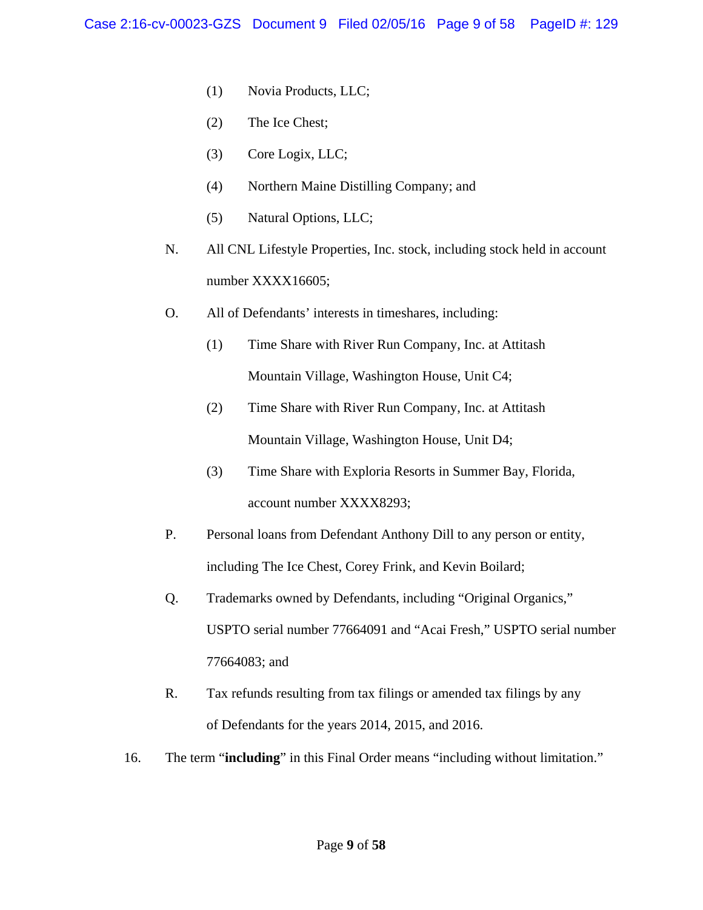(1) Novia Products, LLC;

(2) The Ice Chest;

(3) Core Logix, LLC;

(4) Northern Maine Distilling Company; and

(5) Natural Options, LLC;

N. All CNL Lifestyle Properties, Inc. stock, including stock held in account number XXXX16605;

O. All of Defendants' interests in timeshares, including:

(1) Time Share with River Run Company, Inc. at Attitash Mountain Village, Washington House, Unit C4;

(2) Time Share with River Run Company, Inc. at Attitash Mountain Village, Washington House, Unit D4;

(3) Time Share with Exploria Resorts in Summer Bay, Florida, account number XXXX8293;

P. Personal loans from Defendant Anthony Dill to any person or entity, including The Ice Chest, Corey Frink, and Kevin Boilard;

Q. Trademarks owned by Defendants, including "Original Organics," USPTO serial number 77664091 and "Acai Fresh," USPTO serial number 77664083; and

R. Tax refunds resulting from tax filings or amended tax filings by any of Defendants for the years 2014, 2015, and 2016.

16. The term "**including**" in this Final Order means "including without limitation."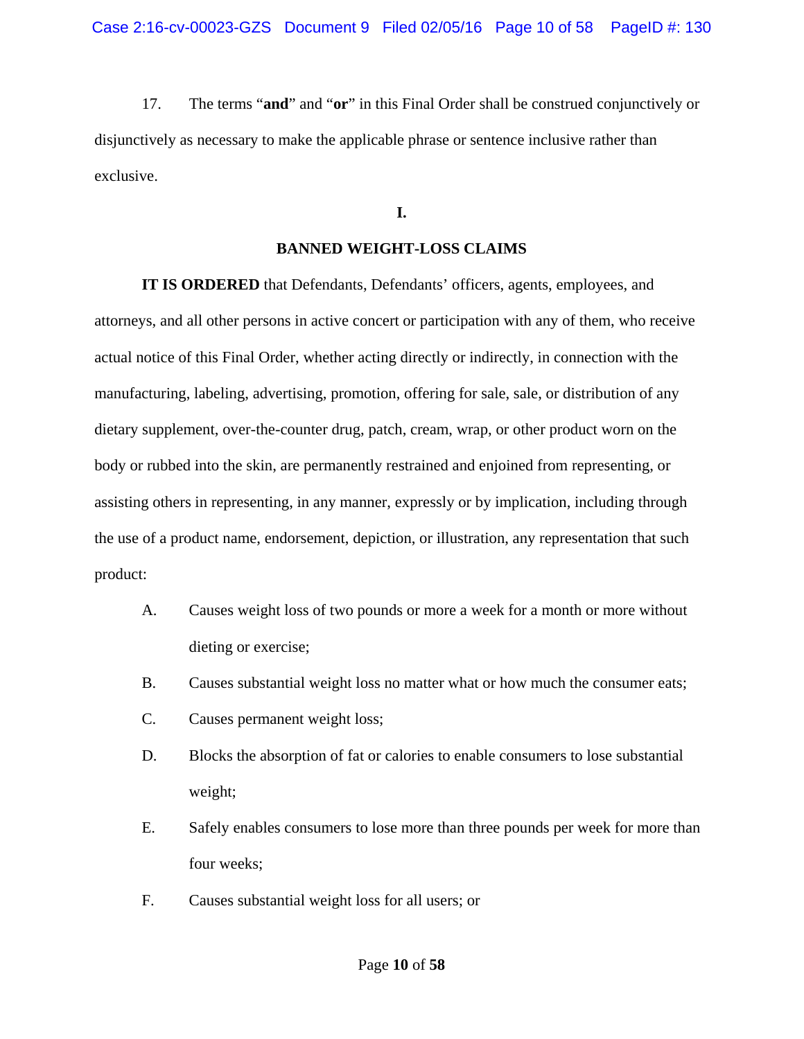17. The terms "**and**" and "**or**" in this Final Order shall be construed conjunctively or disjunctively as necessary to make the applicable phrase or sentence inclusive rather than exclusive.

## I.

## BANNED WEIGHT-LOSS CLAIMS

**IT IS ORDERED** that Defendants, Defendants' officers, agents, employees, and attorneys, and all other persons in active concert or participation with any of them, who receive actual notice of this Final Order, whether acting directly or indirectly, in connection with the manufacturing, labeling, advertising, promotion, offering for sale, sale, or distribution of any dietary supplement, over-the-counter drug, patch, cream, wrap, or other product worn on the body or rubbed into the skin, are permanently restrained and enjoined from representing, or assisting others in representing, in any manner, expressly or by implication, including through the use of a product name, endorsement, depiction, or illustration, any representation that such product:

A. Causes weight loss of two pounds or more a week for a month or more without dieting or exercise;

B. Causes substantial weight loss no matter what or how much the consumer eats;

C. Causes permanent weight loss;

D. Blocks the absorption of fat or calories to enable consumers to lose substantial weight;

E. Safely enables consumers to lose more than three pounds per week for more than four weeks;

F. Causes substantial weight loss for all users; or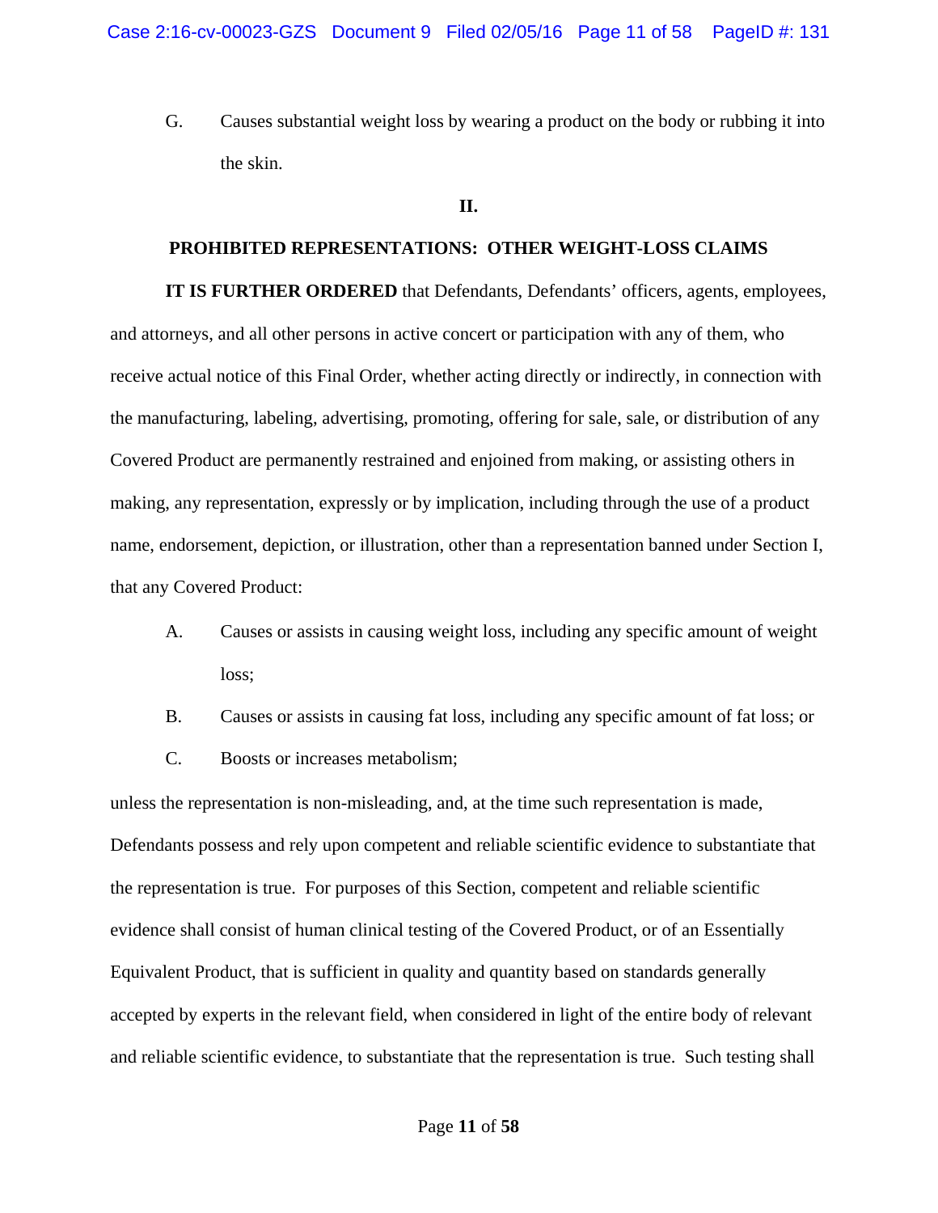G. Causes substantial weight loss by wearing a product on the body or rubbing it into the skin.

**II.**

**PROHIBITED REPRESENTATIONS: OTHER WEIGHT-LOSS CLAIMS**

**IT IS FURTHER ORDERED** that Defendants, Defendants' officers, agents, employees, and attorneys, and all other persons in active concert or participation with any of them, who receive actual notice of this Final Order, whether acting directly or indirectly, in connection with the manufacturing, labeling, advertising, promoting, offering for sale, sale, or distribution of any Covered Product are permanently restrained and enjoined from making, or assisting others in making, any representation, expressly or by implication, including through the use of a product name, endorsement, depiction, or illustration, other than a representation banned under Section I, that any Covered Product:

A. Causes or assists in causing weight loss, including any specific amount of weight loss;

B. Causes or assists in causing fat loss, including any specific amount of fat loss; or

C. Boosts or increases metabolism;

unless the representation is non-misleading, and, at the time such representation is made, Defendants possess and rely upon competent and reliable scientific evidence to substantiate that the representation is true. For purposes of this Section, competent and reliable scientific evidence shall consist of human clinical testing of the Covered Product, or of an Essentially Equivalent Product, that is sufficient in quality and quantity based on standards generally accepted by experts in the relevant field, when considered in light of the entire body of relevant and reliable scientific evidence, to substantiate that the representation is true. Such testing shall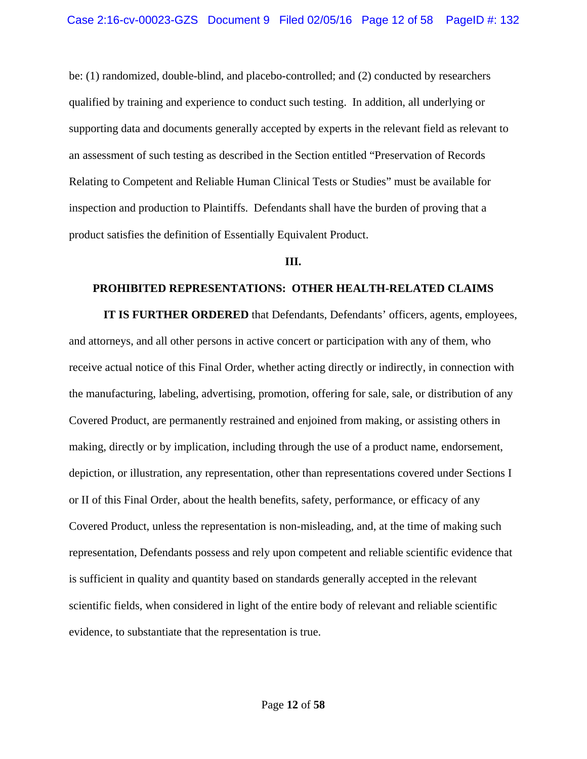be: (1) randomized, double-blind, and placebo-controlled; and (2) conducted by researchers qualified by training and experience to conduct such testing. In addition, all underlying or supporting data and documents generally accepted by experts in the relevant field as relevant to an assessment of such testing as described in the Section entitled "Preservation of Records Relating to Competent and Reliable Human Clinical Tests or Studies" must be available for inspection and production to Plaintiffs. Defendants shall have the burden of proving that a product satisfies the definition of Essentially Equivalent Product.

## III.

## PROHIBITED REPRESENTATIONS: OTHER HEALTH-RELATED CLAIMS

**IT IS FURTHER ORDERED** that Defendants, Defendants' officers, agents, employees, and attorneys, and all other persons in active concert or participation with any of them, who receive actual notice of this Final Order, whether acting directly or indirectly, in connection with the manufacturing, labeling, advertising, promotion, offering for sale, sale, or distribution of any Covered Product, are permanently restrained and enjoined from making, or assisting others in making, directly or by implication, including through the use of a product name, endorsement, depiction, or illustration, any representation, other than representations covered under Sections I or II of this Final Order, about the health benefits, safety, performance, or efficacy of any Covered Product, unless the representation is non-misleading, and, at the time of making such representation, Defendants possess and rely upon competent and reliable scientific evidence that is sufficient in quality and quantity based on standards generally accepted in the relevant scientific fields, when considered in light of the entire body of relevant and reliable scientific evidence, to substantiate that the representation is true.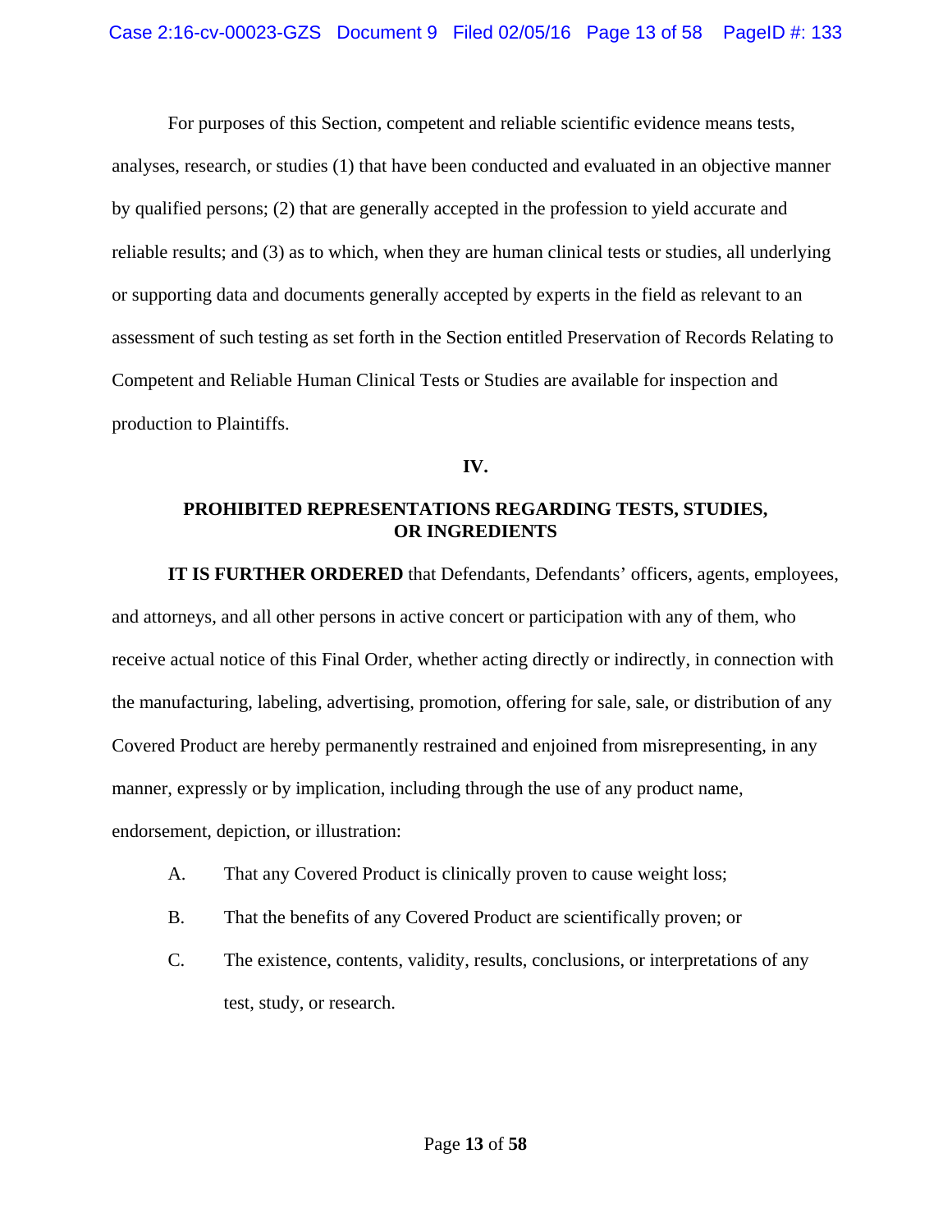For purposes of this Section, competent and reliable scientific evidence means tests, analyses, research, or studies (1) that have been conducted and evaluated in an objective manner by qualified persons; (2) that are generally accepted in the profession to yield accurate and reliable results; and (3) as to which, when they are human clinical tests or studies, all underlying or supporting data and documents generally accepted by experts in the field as relevant to an assessment of such testing as set forth in the Section entitled Preservation of Records Relating to Competent and Reliable Human Clinical Tests or Studies are available for inspection and production to Plaintiffs.

## IV.

## PROHIBITED REPRESENTATIONS REGARDING TESTS, STUDIES, OR INGREDIENTS

**IT IS FURTHER ORDERED** that Defendants, Defendants' officers, agents, employees, and attorneys, and all other persons in active concert or participation with any of them, who receive actual notice of this Final Order, whether acting directly or indirectly, in connection with the manufacturing, labeling, advertising, promotion, offering for sale, sale, or distribution of any Covered Product are hereby permanently restrained and enjoined from misrepresenting, in any manner, expressly or by implication, including through the use of any product name, endorsement, depiction, or illustration:

A. That any Covered Product is clinically proven to cause weight loss;

B. That the benefits of any Covered Product are scientifically proven; or

C. The existence, contents, validity, results, conclusions, or interpretations of any test, study, or research.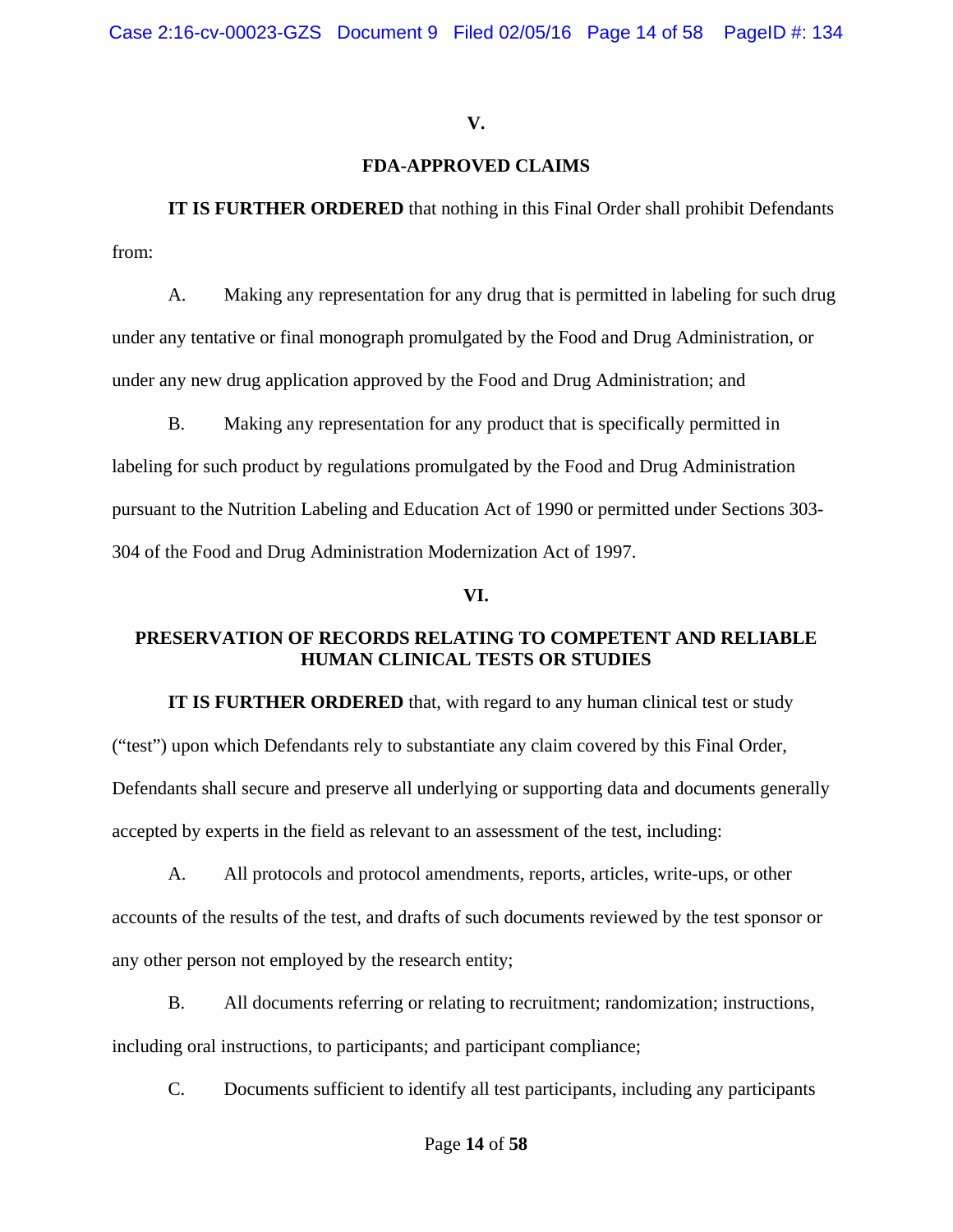## V.

## FDA-APPROVED CLAIMS

**IT IS FURTHER ORDERED** that nothing in this Final Order shall prohibit Defendants from:

A. Making any representation for any drug that is permitted in labeling for such drug under any tentative or final monograph promulgated by the Food and Drug Administration, or under any new drug application approved by the Food and Drug Administration; and

B. Making any representation for any product that is specifically permitted in labeling for such product by regulations promulgated by the Food and Drug Administration pursuant to the Nutrition Labeling and Education Act of 1990 or permitted under Sections 303-304 of the Food and Drug Administration Modernization Act of 1997.

## VI.

## PRESERVATION OF RECORDS RELATING TO COMPETENT AND RELIABLE HUMAN CLINICAL TESTS OR STUDIES

**IT IS FURTHER ORDERED** that, with regard to any human clinical test or study ("test") upon which Defendants rely to substantiate any claim covered by this Final Order, Defendants shall secure and preserve all underlying or supporting data and documents generally accepted by experts in the field as relevant to an assessment of the test, including:

A. All protocols and protocol amendments, reports, articles, write-ups, or other accounts of the results of the test, and drafts of such documents reviewed by the test sponsor or any other person not employed by the research entity;

B. All documents referring or relating to recruitment; randomization; instructions, including oral instructions, to participants; and participant compliance;

C. Documents sufficient to identify all test participants, including any participants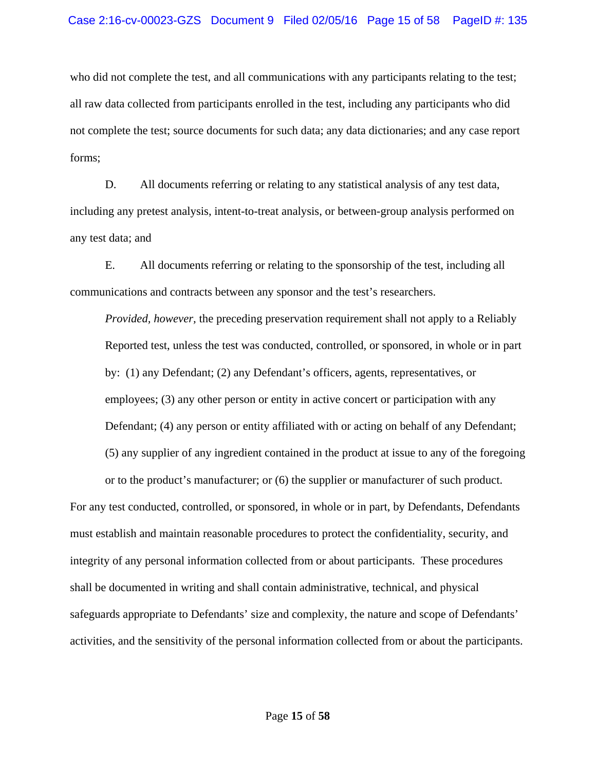who did not complete the test, and all communications with any participants relating to the test; all raw data collected from participants enrolled in the test, including any participants who did not complete the test; source documents for such data; any data dictionaries; and any case report forms;

D. All documents referring or relating to any statistical analysis of any test data, including any pretest analysis, intent-to-treat analysis, or between-group analysis performed on any test data; and

E. All documents referring or relating to the sponsorship of the test, including all communications and contracts between any sponsor and the test's researchers.

> *Provided, however,* the preceding preservation requirement shall not apply to a Reliably Reported test, unless the test was conducted, controlled, or sponsored, in whole or in part by: (1) any Defendant; (2) any Defendant's officers, agents, representatives, or employees; (3) any other person or entity in active concert or participation with any Defendant; (4) any person or entity affiliated with or acting on behalf of any Defendant; (5) any supplier of any ingredient contained in the product at issue to any of the foregoing or to the product's manufacturer; or (6) the supplier or manufacturer of such product.

For any test conducted, controlled, or sponsored, in whole or in part, by Defendants, Defendants must establish and maintain reasonable procedures to protect the confidentiality, security, and integrity of any personal information collected from or about participants. These procedures shall be documented in writing and shall contain administrative, technical, and physical safeguards appropriate to Defendants' size and complexity, the nature and scope of Defendants' activities, and the sensitivity of the personal information collected from or about the participants.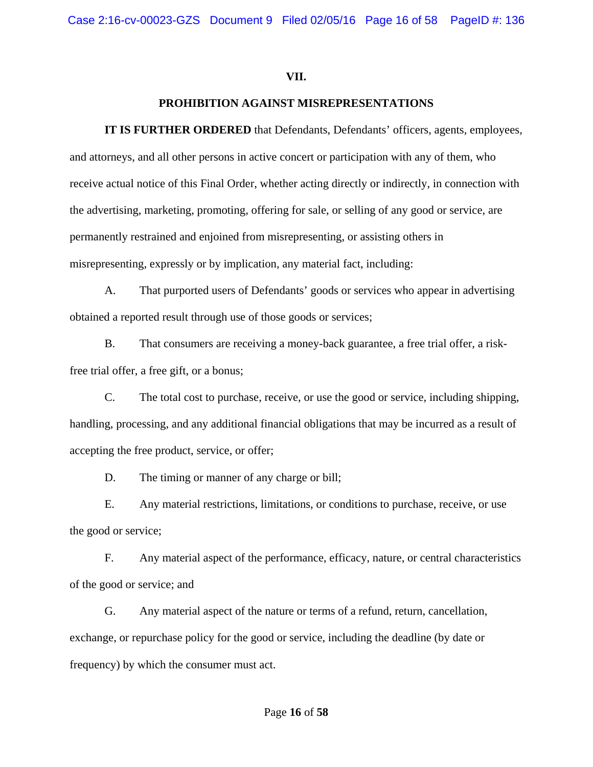## VII.

## PROHIBITION AGAINST MISREPRESENTATIONS

**IT IS FURTHER ORDERED** that Defendants, Defendants' officers, agents, employees, and attorneys, and all other persons in active concert or participation with any of them, who receive actual notice of this Final Order, whether acting directly or indirectly, in connection with the advertising, marketing, promoting, offering for sale, or selling of any good or service, are permanently restrained and enjoined from misrepresenting, or assisting others in misrepresenting, expressly or by implication, any material fact, including:

A. That purported users of Defendants' goods or services who appear in advertising obtained a reported result through use of those goods or services;

B. That consumers are receiving a money-back guarantee, a free trial offer, a risk-free trial offer, a free gift, or a bonus;

C. The total cost to purchase, receive, or use the good or service, including shipping, handling, processing, and any additional financial obligations that may be incurred as a result of accepting the free product, service, or offer;

D. The timing or manner of any charge or bill;

E. Any material restrictions, limitations, or conditions to purchase, receive, or use the good or service;

F. Any material aspect of the performance, efficacy, nature, or central characteristics of the good or service; and

G. Any material aspect of the nature or terms of a refund, return, cancellation, exchange, or repurchase policy for the good or service, including the deadline (by date or frequency) by which the consumer must act.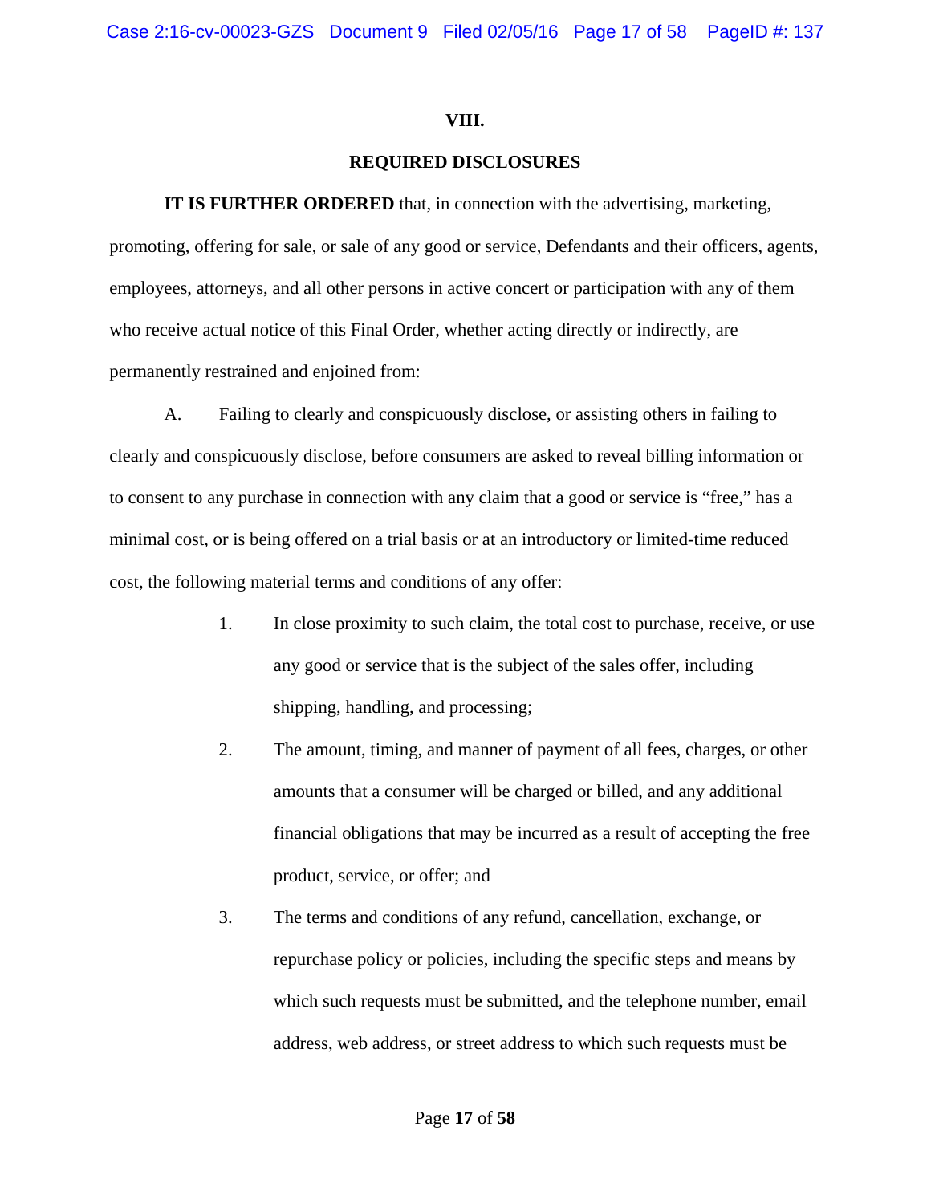## VIII.

## REQUIRED DISCLOSURES

**IT IS FURTHER ORDERED** that, in connection with the advertising, marketing, promoting, offering for sale, or sale of any good or service, Defendants and their officers, agents, employees, attorneys, and all other persons in active concert or participation with any of them who receive actual notice of this Final Order, whether acting directly or indirectly, are permanently restrained and enjoined from:

A. Failing to clearly and conspicuously disclose, or assisting others in failing to clearly and conspicuously disclose, before consumers are asked to reveal billing information or to consent to any purchase in connection with any claim that a good or service is "free," has a minimal cost, or is being offered on a trial basis or at an introductory or limited-time reduced cost, the following material terms and conditions of any offer:

1. In close proximity to such claim, the total cost to purchase, receive, or use any good or service that is the subject of the sales offer, including shipping, handling, and processing;

2. The amount, timing, and manner of payment of all fees, charges, or other amounts that a consumer will be charged or billed, and any additional financial obligations that may be incurred as a result of accepting the free product, service, or offer; and

3. The terms and conditions of any refund, cancellation, exchange, or repurchase policy or policies, including the specific steps and means by which such requests must be submitted, and the telephone number, email address, web address, or street address to which such requests must be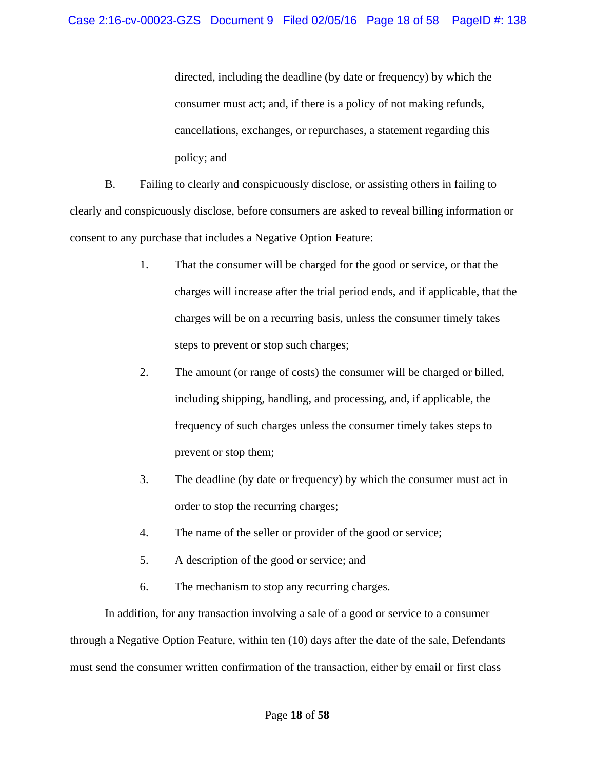directed, including the deadline (by date or frequency) by which the consumer must act; and, if there is a policy of not making refunds, cancellations, exchanges, or repurchases, a statement regarding this policy; and

B. Failing to clearly and conspicuously disclose, or assisting others in failing to clearly and conspicuously disclose, before consumers are asked to reveal billing information or consent to any purchase that includes a Negative Option Feature:

1. That the consumer will be charged for the good or service, or that the charges will increase after the trial period ends, and if applicable, that the charges will be on a recurring basis, unless the consumer timely takes steps to prevent or stop such charges;

2. The amount (or range of costs) the consumer will be charged or billed, including shipping, handling, and processing, and, if applicable, the frequency of such charges unless the consumer timely takes steps to prevent or stop them;

3. The deadline (by date or frequency) by which the consumer must act in order to stop the recurring charges;

4. The name of the seller or provider of the good or service;

5. A description of the good or service; and

6. The mechanism to stop any recurring charges.

In addition, for any transaction involving a sale of a good or service to a consumer through a Negative Option Feature, within ten (10) days after the date of the sale, Defendants must send the consumer written confirmation of the transaction, either by email or first class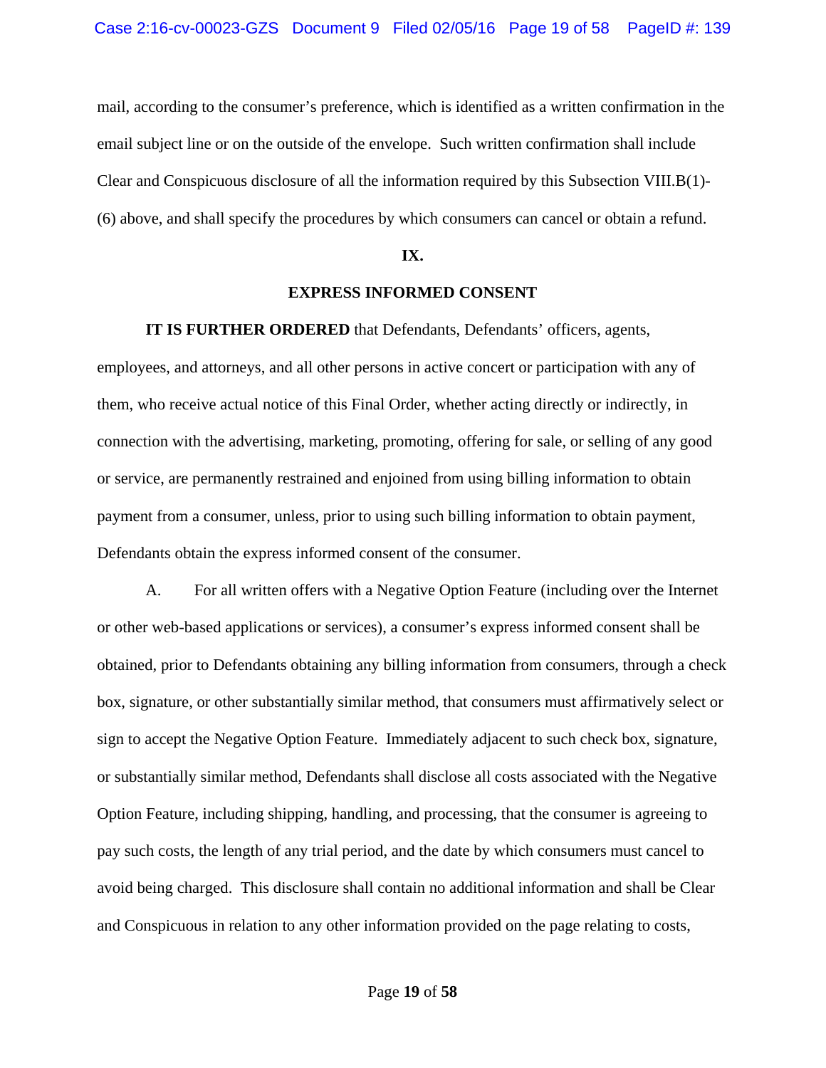mail, according to the consumer's preference, which is identified as a written confirmation in the email subject line or on the outside of the envelope. Such written confirmation shall include Clear and Conspicuous disclosure of all the information required by this Subsection VIII.B(1)-(6) above, and shall specify the procedures by which consumers can cancel or obtain a refund.

## IX.

## EXPRESS INFORMED CONSENT

**IT IS FURTHER ORDERED** that Defendants, Defendants' officers, agents, employees, and attorneys, and all other persons in active concert or participation with any of them, who receive actual notice of this Final Order, whether acting directly or indirectly, in connection with the advertising, marketing, promoting, offering for sale, or selling of any good or service, are permanently restrained and enjoined from using billing information to obtain payment from a consumer, unless, prior to using such billing information to obtain payment, Defendants obtain the express informed consent of the consumer.

A. For all written offers with a Negative Option Feature (including over the Internet or other web-based applications or services), a consumer's express informed consent shall be obtained, prior to Defendants obtaining any billing information from consumers, through a check box, signature, or other substantially similar method, that consumers must affirmatively select or sign to accept the Negative Option Feature. Immediately adjacent to such check box, signature, or substantially similar method, Defendants shall disclose all costs associated with the Negative Option Feature, including shipping, handling, and processing, that the consumer is agreeing to pay such costs, the length of any trial period, and the date by which consumers must cancel to avoid being charged. This disclosure shall contain no additional information and shall be Clear and Conspicuous in relation to any other information provided on the page relating to costs,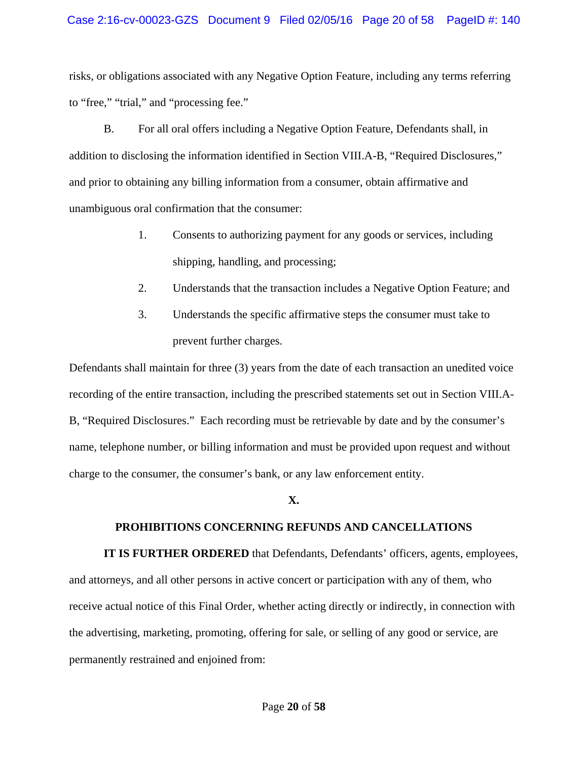risks, or obligations associated with any Negative Option Feature, including any terms referring to “free,” “trial,” and “processing fee.”

B. For all oral offers including a Negative Option Feature, Defendants shall, in addition to disclosing the information identified in Section VIII.A-B, “Required Disclosures,” and prior to obtaining any billing information from a consumer, obtain affirmative and unambiguous oral confirmation that the consumer:

1. Consents to authorizing payment for any goods or services, including shipping, handling, and processing;
2. Understands that the transaction includes a Negative Option Feature; and
3. Understands the specific affirmative steps the consumer must take to prevent further charges.

Defendants shall maintain for three (3) years from the date of each transaction an unedited voice recording of the entire transaction, including the prescribed statements set out in Section VIII.A-B, “Required Disclosures.” Each recording must be retrievable by date and by the consumer’s name, telephone number, or billing information and must be provided upon request and without charge to the consumer, the consumer’s bank, or any law enforcement entity.

## X.

## PROHIBITIONS CONCERNING REFUNDS AND CANCELLATIONS

**IT IS FURTHER ORDERED** that Defendants, Defendants’ officers, agents, employees, and attorneys, and all other persons in active concert or participation with any of them, who receive actual notice of this Final Order, whether acting directly or indirectly, in connection with the advertising, marketing, promoting, offering for sale, or selling of any good or service, are permanently restrained and enjoined from: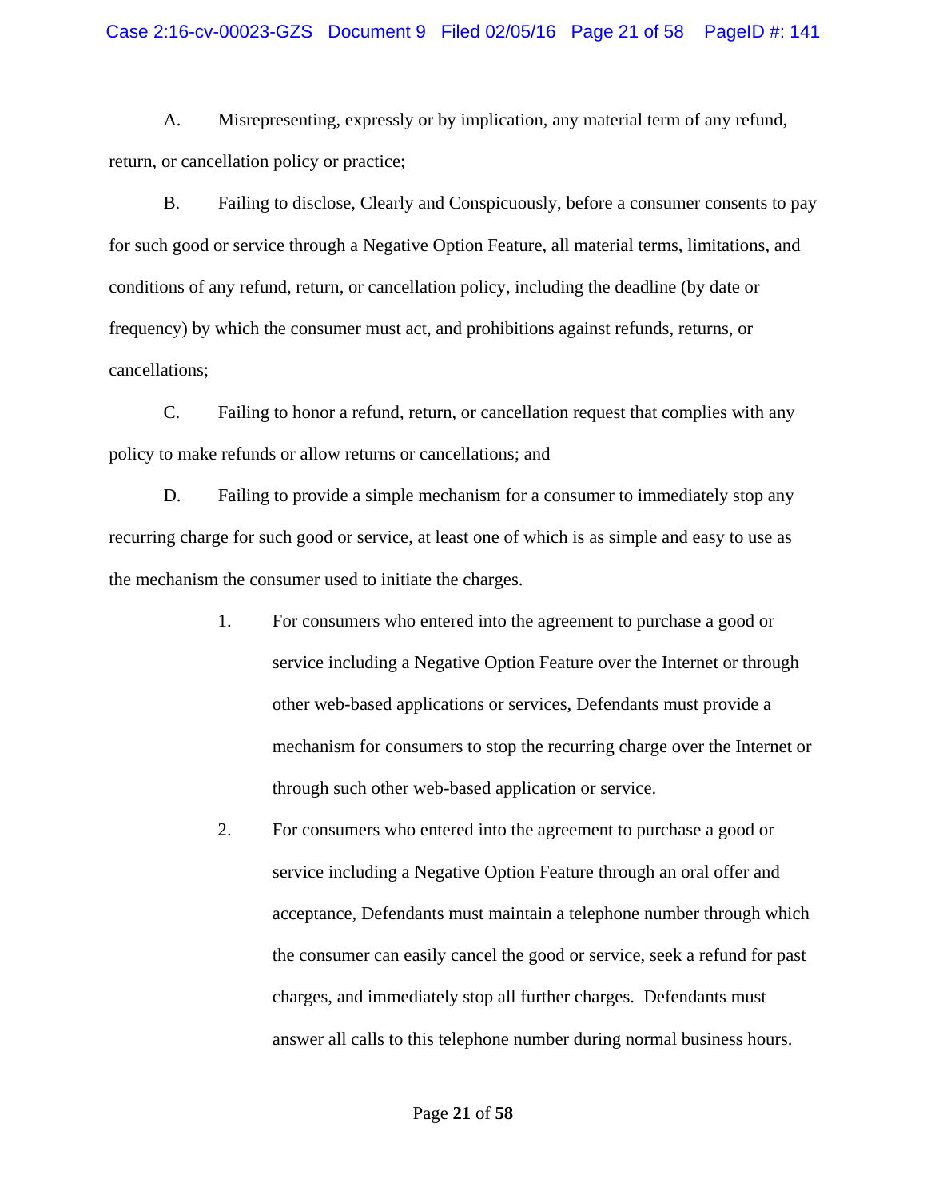A. Misrepresenting, expressly or by implication, any material term of any refund, return, or cancellation policy or practice;

B. Failing to disclose, Clearly and Conspicuously, before a consumer consents to pay for such good or service through a Negative Option Feature, all material terms, limitations, and conditions of any refund, return, or cancellation policy, including the deadline (by date or frequency) by which the consumer must act, and prohibitions against refunds, returns, or cancellations;

C. Failing to honor a refund, return, or cancellation request that complies with any policy to make refunds or allow returns or cancellations; and

D. Failing to provide a simple mechanism for a consumer to immediately stop any recurring charge for such good or service, at least one of which is as simple and easy to use as the mechanism the consumer used to initiate the charges.

1. For consumers who entered into the agreement to purchase a good or service including a Negative Option Feature over the Internet or through other web-based applications or services, Defendants must provide a mechanism for consumers to stop the recurring charge over the Internet or through such other web-based application or service.

2. For consumers who entered into the agreement to purchase a good or service including a Negative Option Feature through an oral offer and acceptance, Defendants must maintain a telephone number through which the consumer can easily cancel the good or service, seek a refund for past charges, and immediately stop all further charges. Defendants must answer all calls to this telephone number during normal business hours.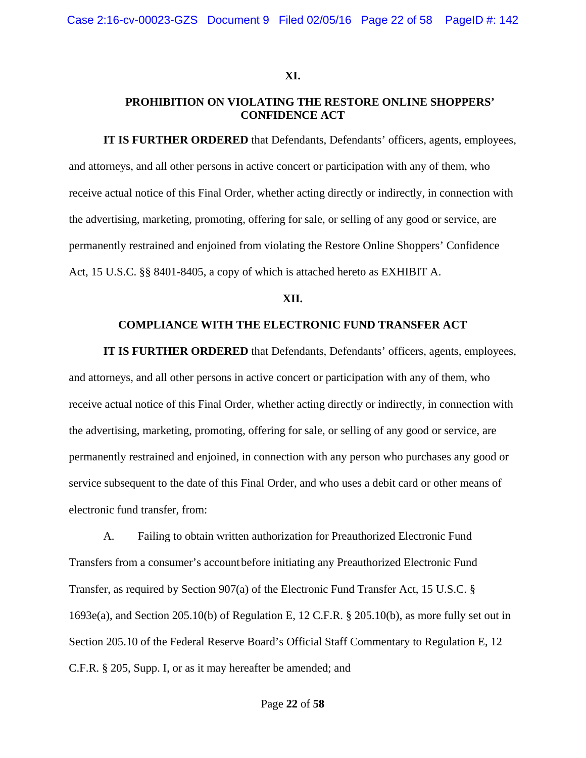## XI.

## PROHIBITION ON VIOLATING THE RESTORE ONLINE SHOPPERS' CONFIDENCE ACT

**IT IS FURTHER ORDERED** that Defendants, Defendants' officers, agents, employees, and attorneys, and all other persons in active concert or participation with any of them, who receive actual notice of this Final Order, whether acting directly or indirectly, in connection with the advertising, marketing, promoting, offering for sale, or selling of any good or service, are permanently restrained and enjoined from violating the Restore Online Shoppers' Confidence Act, 15 U.S.C. §§ 8401-8405, a copy of which is attached hereto as EXHIBIT A.

## XII.

## COMPLIANCE WITH THE ELECTRONIC FUND TRANSFER ACT

**IT IS FURTHER ORDERED** that Defendants, Defendants' officers, agents, employees, and attorneys, and all other persons in active concert or participation with any of them, who receive actual notice of this Final Order, whether acting directly or indirectly, in connection with the advertising, marketing, promoting, offering for sale, or selling of any good or service, are permanently restrained and enjoined, in connection with any person who purchases any good or service subsequent to the date of this Final Order, and who uses a debit card or other means of electronic fund transfer, from:

A. Failing to obtain written authorization for Preauthorized Electronic Fund Transfers from a consumer's account before initiating any Preauthorized Electronic Fund Transfer, as required by Section 907(a) of the Electronic Fund Transfer Act, 15 U.S.C. § 1693e(a), and Section 205.10(b) of Regulation E, 12 C.F.R. § 205.10(b), as more fully set out in Section 205.10 of the Federal Reserve Board's Official Staff Commentary to Regulation E, 12 C.F.R. § 205, Supp. I, or as it may hereafter be amended; and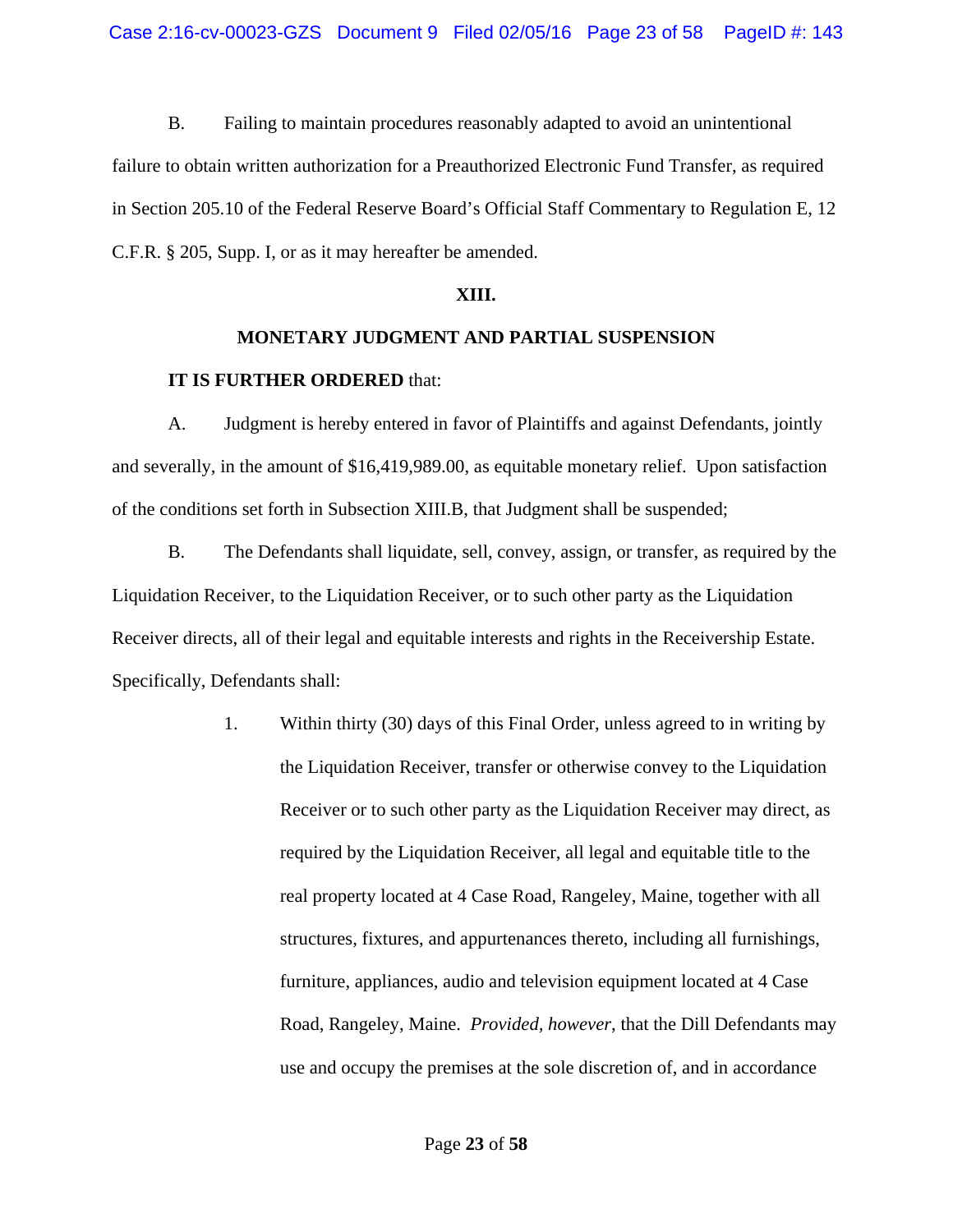B. Failing to maintain procedures reasonably adapted to avoid an unintentional failure to obtain written authorization for a Preauthorized Electronic Fund Transfer, as required in Section 205.10 of the Federal Reserve Board's Official Staff Commentary to Regulation E, 12 C.F.R. § 205, Supp. I, or as it may hereafter be amended.

**XIII.**

**MONETARY JUDGMENT AND PARTIAL SUSPENSION**

**IT IS FURTHER ORDERED** that:

A. Judgment is hereby entered in favor of Plaintiffs and against Defendants, jointly and severally, in the amount of $16,419,989.00, as equitable monetary relief. Upon satisfaction of the conditions set forth in Subsection XIII.B, that Judgment shall be suspended;

B. The Defendants shall liquidate, sell, convey, assign, or transfer, as required by the Liquidation Receiver, to the Liquidation Receiver, or to such other party as the Liquidation Receiver directs, all of their legal and equitable interests and rights in the Receivership Estate. Specifically, Defendants shall:

1. Within thirty (30) days of this Final Order, unless agreed to in writing by the Liquidation Receiver, transfer or otherwise convey to the Liquidation Receiver or to such other party as the Liquidation Receiver may direct, as required by the Liquidation Receiver, all legal and equitable title to the real property located at 4 Case Road, Rangeley, Maine, together with all structures, fixtures, and appurtenances thereto, including all furnishings, furniture, appliances, audio and television equipment located at 4 Case Road, Rangeley, Maine. *Provided, however*, that the Dill Defendants may use and occupy the premises at the sole discretion of, and in accordance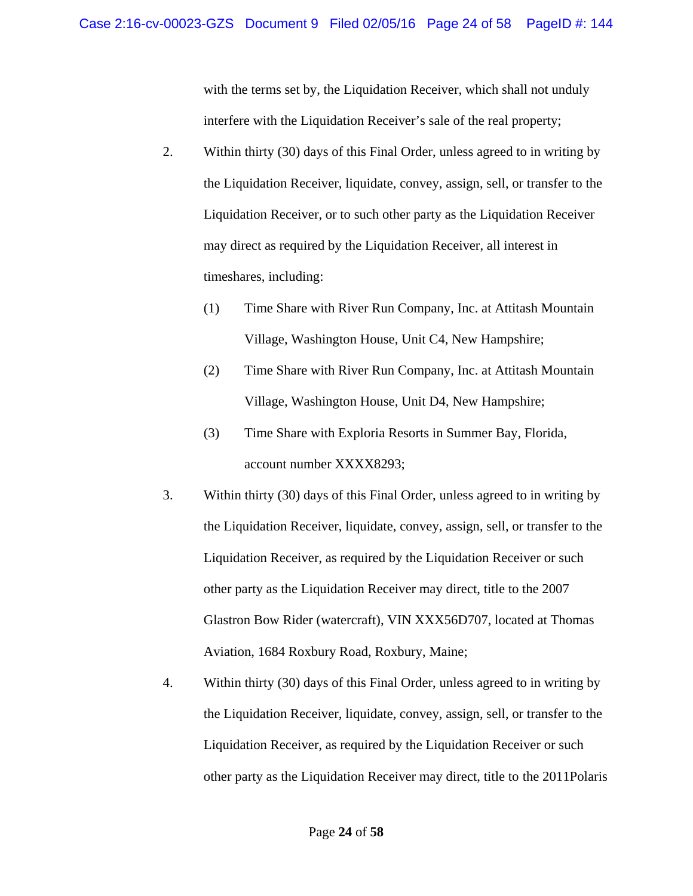with the terms set by, the Liquidation Receiver, which shall not unduly interfere with the Liquidation Receiver's sale of the real property;

2. Within thirty (30) days of this Final Order, unless agreed to in writing by the Liquidation Receiver, liquidate, convey, assign, sell, or transfer to the Liquidation Receiver, or to such other party as the Liquidation Receiver may direct as required by the Liquidation Receiver, all interest in timeshares, including:

   (1) Time Share with River Run Company, Inc. at Attitash Mountain Village, Washington House, Unit C4, New Hampshire;

   (2) Time Share with River Run Company, Inc. at Attitash Mountain Village, Washington House, Unit D4, New Hampshire;

   (3) Time Share with Exploria Resorts in Summer Bay, Florida, account number XXXX8293;

3. Within thirty (30) days of this Final Order, unless agreed to in writing by the Liquidation Receiver, liquidate, convey, assign, sell, or transfer to the Liquidation Receiver, as required by the Liquidation Receiver or such other party as the Liquidation Receiver may direct, title to the 2007 Glastron Bow Rider (watercraft), VIN XXX56D707, located at Thomas Aviation, 1684 Roxbury Road, Roxbury, Maine;

4. Within thirty (30) days of this Final Order, unless agreed to in writing by the Liquidation Receiver, liquidate, convey, assign, sell, or transfer to the Liquidation Receiver, as required by the Liquidation Receiver or such other party as the Liquidation Receiver may direct, title to the 2011Polaris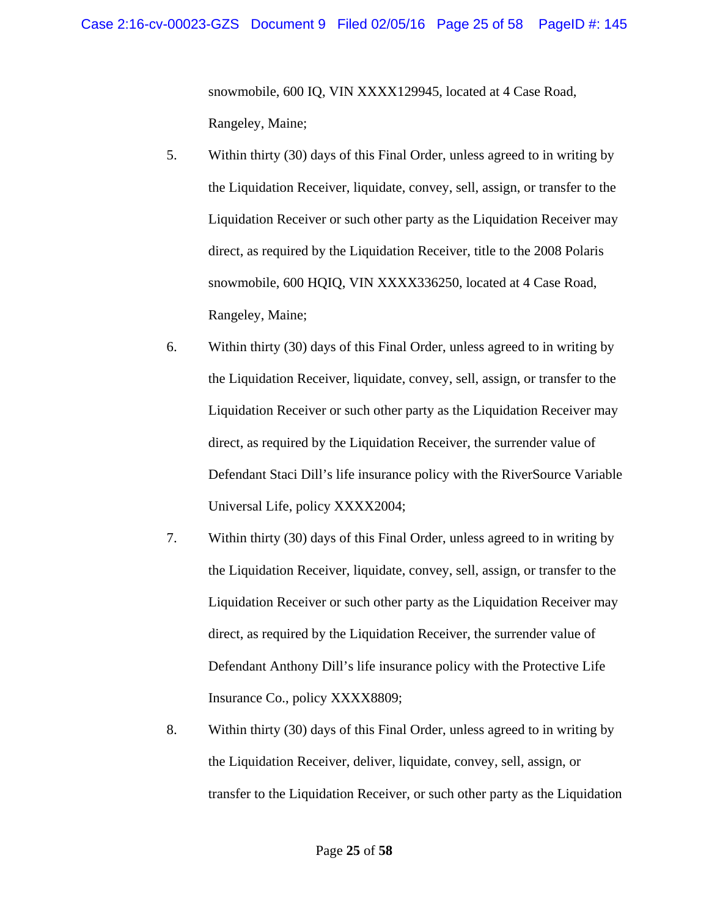snowmobile, 600 IQ, VIN XXXX129945, located at 4 Case Road, Rangeley, Maine;

5. Within thirty (30) days of this Final Order, unless agreed to in writing by the Liquidation Receiver, liquidate, convey, sell, assign, or transfer to the Liquidation Receiver or such other party as the Liquidation Receiver may direct, as required by the Liquidation Receiver, title to the 2008 Polaris snowmobile, 600 HQIQ, VIN XXXX336250, located at 4 Case Road, Rangeley, Maine;

6. Within thirty (30) days of this Final Order, unless agreed to in writing by the Liquidation Receiver, liquidate, convey, sell, assign, or transfer to the Liquidation Receiver or such other party as the Liquidation Receiver may direct, as required by the Liquidation Receiver, the surrender value of Defendant Staci Dill's life insurance policy with the RiverSource Variable Universal Life, policy XXXX2004;

7. Within thirty (30) days of this Final Order, unless agreed to in writing by the Liquidation Receiver, liquidate, convey, sell, assign, or transfer to the Liquidation Receiver or such other party as the Liquidation Receiver may direct, as required by the Liquidation Receiver, the surrender value of Defendant Anthony Dill's life insurance policy with the Protective Life Insurance Co., policy XXXX8809;

8. Within thirty (30) days of this Final Order, unless agreed to in writing by the Liquidation Receiver, deliver, liquidate, convey, sell, assign, or transfer to the Liquidation Receiver, or such other party as the Liquidation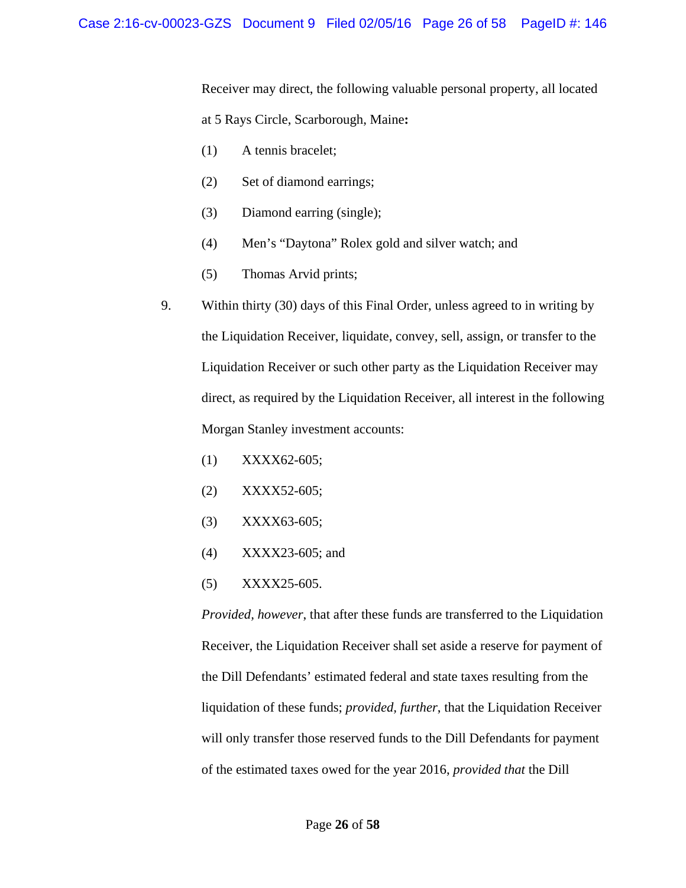Receiver may direct, the following valuable personal property, all located at 5 Rays Circle, Scarborough, Maine**:**

(1) A tennis bracelet;

(2) Set of diamond earrings;

(3) Diamond earring (single);

(4) Men's "Daytona" Rolex gold and silver watch; and

(5) Thomas Arvid prints;

9. Within thirty (30) days of this Final Order, unless agreed to in writing by the Liquidation Receiver, liquidate, convey, sell, assign, or transfer to the Liquidation Receiver or such other party as the Liquidation Receiver may direct, as required by the Liquidation Receiver, all interest in the following Morgan Stanley investment accounts:

(1) XXXX62-605;

(2) XXXX52-605;

(3) XXXX63-605;

(4) XXXX23-605; and

(5) XXXX25-605.

*Provided*, *however*, that after these funds are transferred to the Liquidation Receiver, the Liquidation Receiver shall set aside a reserve for payment of the Dill Defendants' estimated federal and state taxes resulting from the liquidation of these funds; *provided*, *further*, that the Liquidation Receiver will only transfer those reserved funds to the Dill Defendants for payment of the estimated taxes owed for the year 2016, *provided that* the Dill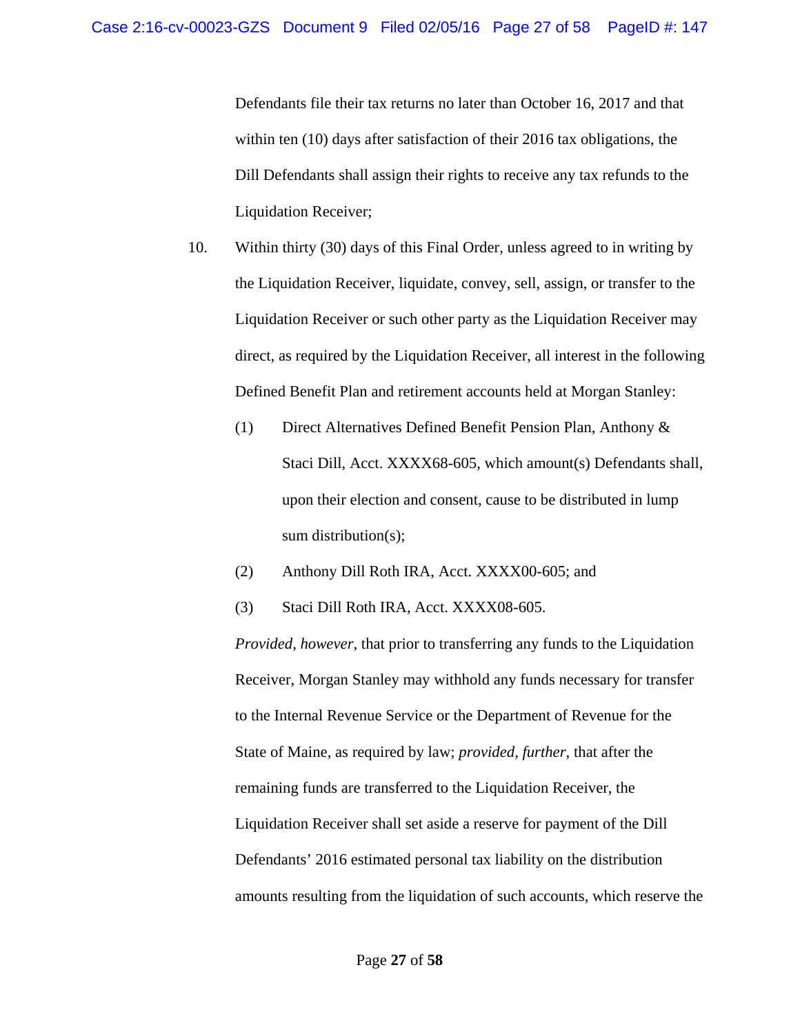Defendants file their tax returns no later than October 16, 2017 and that within ten (10) days after satisfaction of their 2016 tax obligations, the Dill Defendants shall assign their rights to receive any tax refunds to the Liquidation Receiver;

10. Within thirty (30) days of this Final Order, unless agreed to in writing by the Liquidation Receiver, liquidate, convey, sell, assign, or transfer to the Liquidation Receiver or such other party as the Liquidation Receiver may direct, as required by the Liquidation Receiver, all interest in the following Defined Benefit Plan and retirement accounts held at Morgan Stanley:

    (1) Direct Alternatives Defined Benefit Pension Plan, Anthony & Staci Dill, Acct. XXXX68-605, which amount(s) Defendants shall, upon their election and consent, cause to be distributed in lump sum distribution(s);

    (2) Anthony Dill Roth IRA, Acct. XXXX00-605; and

    (3) Staci Dill Roth IRA, Acct. XXXX08-605.

    *Provided, however*, that prior to transferring any funds to the Liquidation Receiver, Morgan Stanley may withhold any funds necessary for transfer to the Internal Revenue Service or the Department of Revenue for the State of Maine, as required by law; *provided, further*, that after the remaining funds are transferred to the Liquidation Receiver, the Liquidation Receiver shall set aside a reserve for payment of the Dill Defendants' 2016 estimated personal tax liability on the distribution amounts resulting from the liquidation of such accounts, which reserve the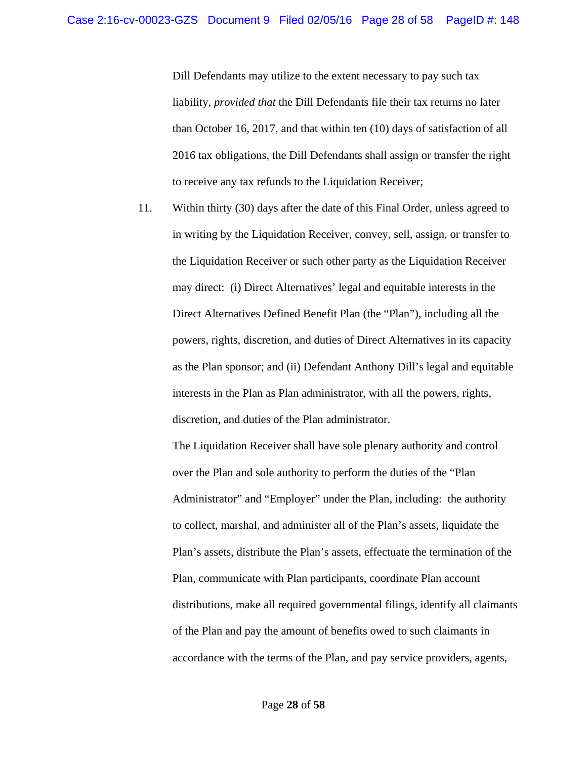Dill Defendants may utilize to the extent necessary to pay such tax liability, *provided that* the Dill Defendants file their tax returns no later than October 16, 2017, and that within ten (10) days of satisfaction of all 2016 tax obligations, the Dill Defendants shall assign or transfer the right to receive any tax refunds to the Liquidation Receiver;

11. Within thirty (30) days after the date of this Final Order, unless agreed to in writing by the Liquidation Receiver, convey, sell, assign, or transfer to the Liquidation Receiver or such other party as the Liquidation Receiver may direct: (i) Direct Alternatives' legal and equitable interests in the Direct Alternatives Defined Benefit Plan (the "Plan"), including all the powers, rights, discretion, and duties of Direct Alternatives in its capacity as the Plan sponsor; and (ii) Defendant Anthony Dill's legal and equitable interests in the Plan as Plan administrator, with all the powers, rights, discretion, and duties of the Plan administrator.

    The Liquidation Receiver shall have sole plenary authority and control over the Plan and sole authority to perform the duties of the "Plan Administrator" and "Employer" under the Plan, including: the authority to collect, marshal, and administer all of the Plan's assets, liquidate the Plan's assets, distribute the Plan's assets, effectuate the termination of the Plan, communicate with Plan participants, coordinate Plan account distributions, make all required governmental filings, identify all claimants of the Plan and pay the amount of benefits owed to such claimants in accordance with the terms of the Plan, and pay service providers, agents,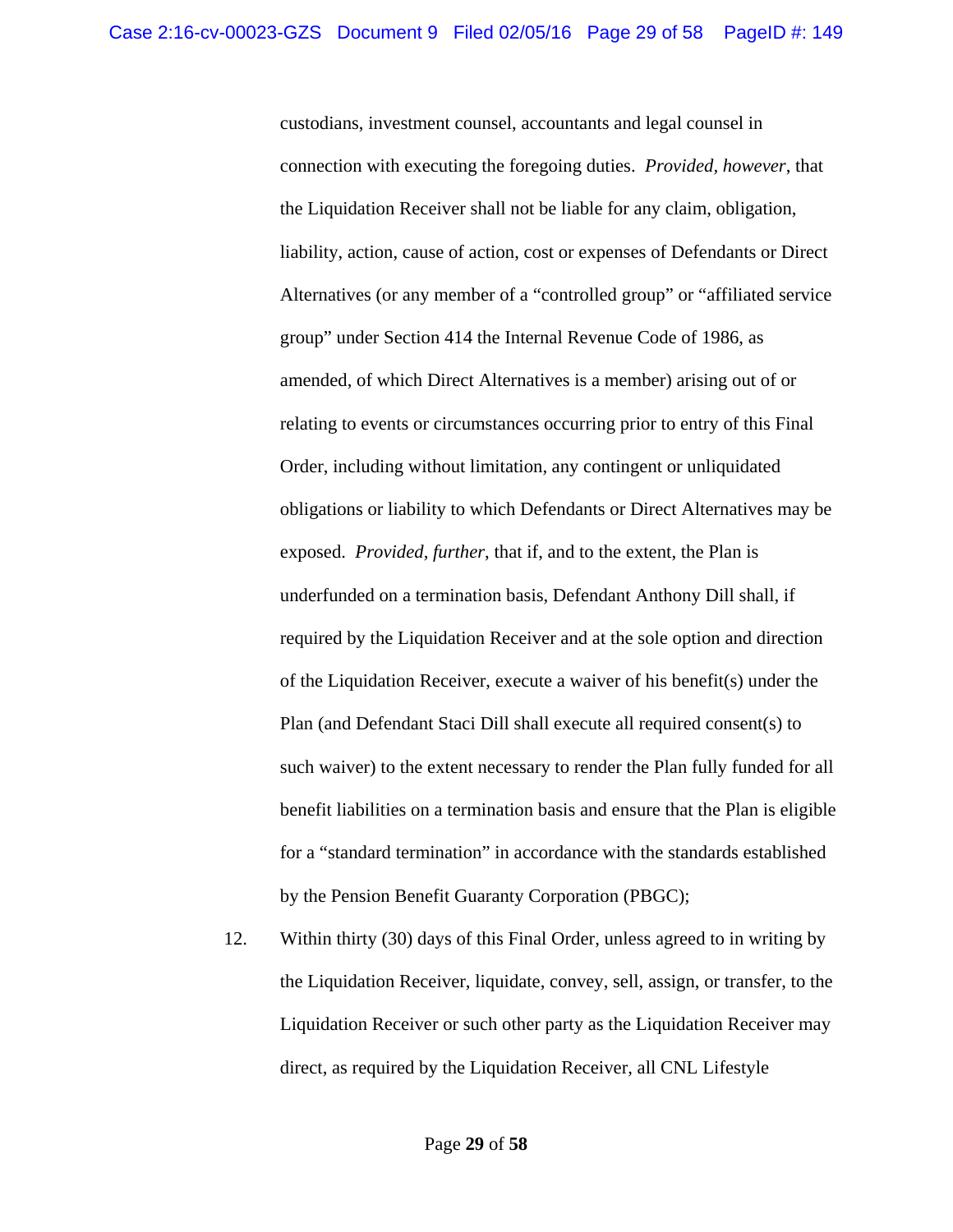custodians, investment counsel, accountants and legal counsel in connection with executing the foregoing duties. *Provided, however*, that the Liquidation Receiver shall not be liable for any claim, obligation, liability, action, cause of action, cost or expenses of Defendants or Direct Alternatives (or any member of a "controlled group" or "affiliated service group" under Section 414 the Internal Revenue Code of 1986, as amended, of which Direct Alternatives is a member) arising out of or relating to events or circumstances occurring prior to entry of this Final Order, including without limitation, any contingent or unliquidated obligations or liability to which Defendants or Direct Alternatives may be exposed. *Provided, further*, that if, and to the extent, the Plan is underfunded on a termination basis, Defendant Anthony Dill shall, if required by the Liquidation Receiver and at the sole option and direction of the Liquidation Receiver, execute a waiver of his benefit(s) under the Plan (and Defendant Staci Dill shall execute all required consent(s) to such waiver) to the extent necessary to render the Plan fully funded for all benefit liabilities on a termination basis and ensure that the Plan is eligible for a "standard termination" in accordance with the standards established by the Pension Benefit Guaranty Corporation (PBGC);

12. Within thirty (30) days of this Final Order, unless agreed to in writing by the Liquidation Receiver, liquidate, convey, sell, assign, or transfer, to the Liquidation Receiver or such other party as the Liquidation Receiver may direct, as required by the Liquidation Receiver, all CNL Lifestyle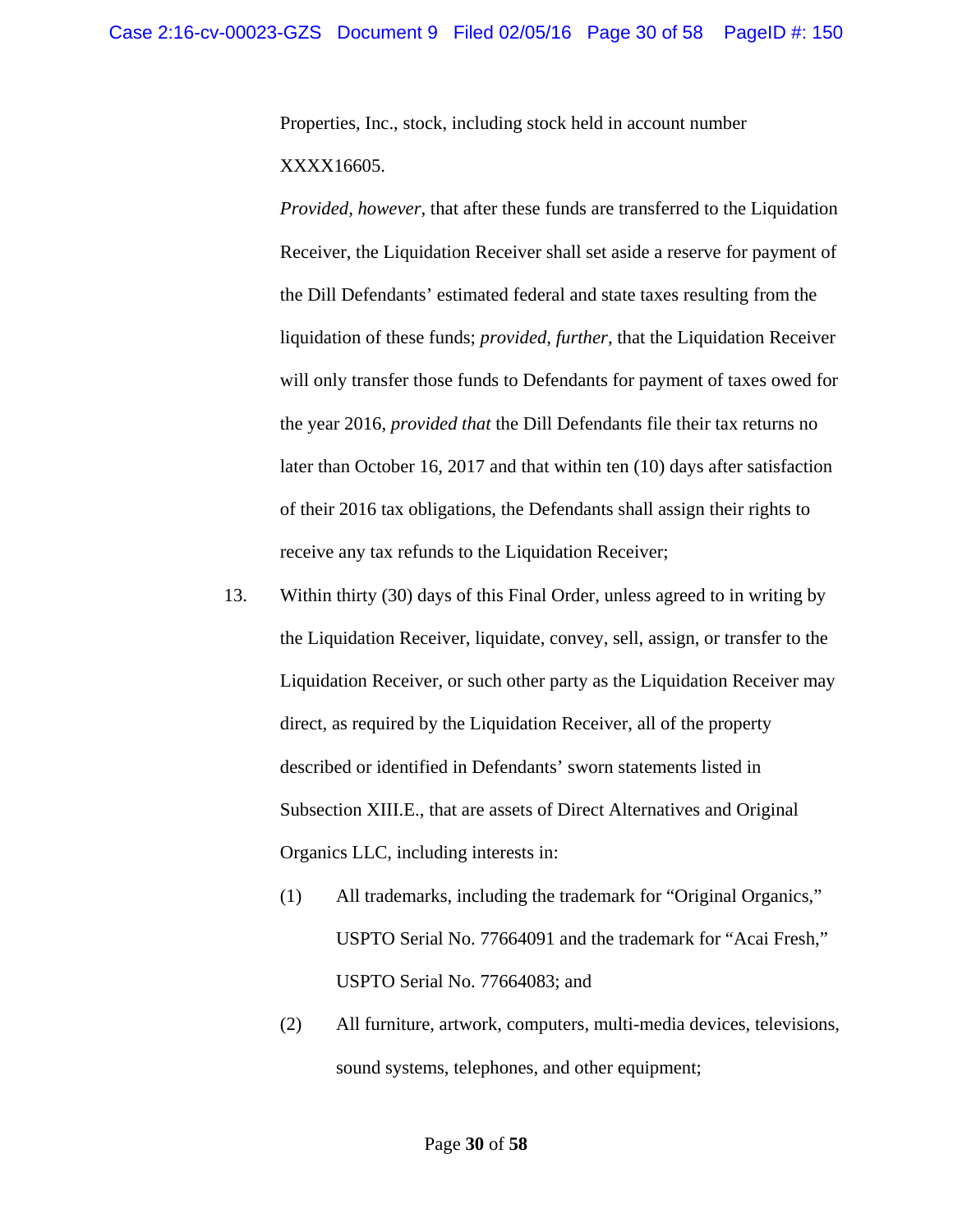Properties, Inc., stock, including stock held in account number XXXX16605.

*Provided, however*, that after these funds are transferred to the Liquidation Receiver, the Liquidation Receiver shall set aside a reserve for payment of the Dill Defendants' estimated federal and state taxes resulting from the liquidation of these funds; *provided, further*, that the Liquidation Receiver will only transfer those funds to Defendants for payment of taxes owed for the year 2016, *provided that* the Dill Defendants file their tax returns no later than October 16, 2017 and that within ten (10) days after satisfaction of their 2016 tax obligations, the Defendants shall assign their rights to receive any tax refunds to the Liquidation Receiver;

13. Within thirty (30) days of this Final Order, unless agreed to in writing by the Liquidation Receiver, liquidate, convey, sell, assign, or transfer to the Liquidation Receiver, or such other party as the Liquidation Receiver may direct, as required by the Liquidation Receiver, all of the property described or identified in Defendants' sworn statements listed in Subsection XIII.E., that are assets of Direct Alternatives and Original Organics LLC, including interests in:

    (1) All trademarks, including the trademark for "Original Organics," USPTO Serial No. 77664091 and the trademark for "Acai Fresh," USPTO Serial No. 77664083; and

    (2) All furniture, artwork, computers, multi-media devices, televisions, sound systems, telephones, and other equipment;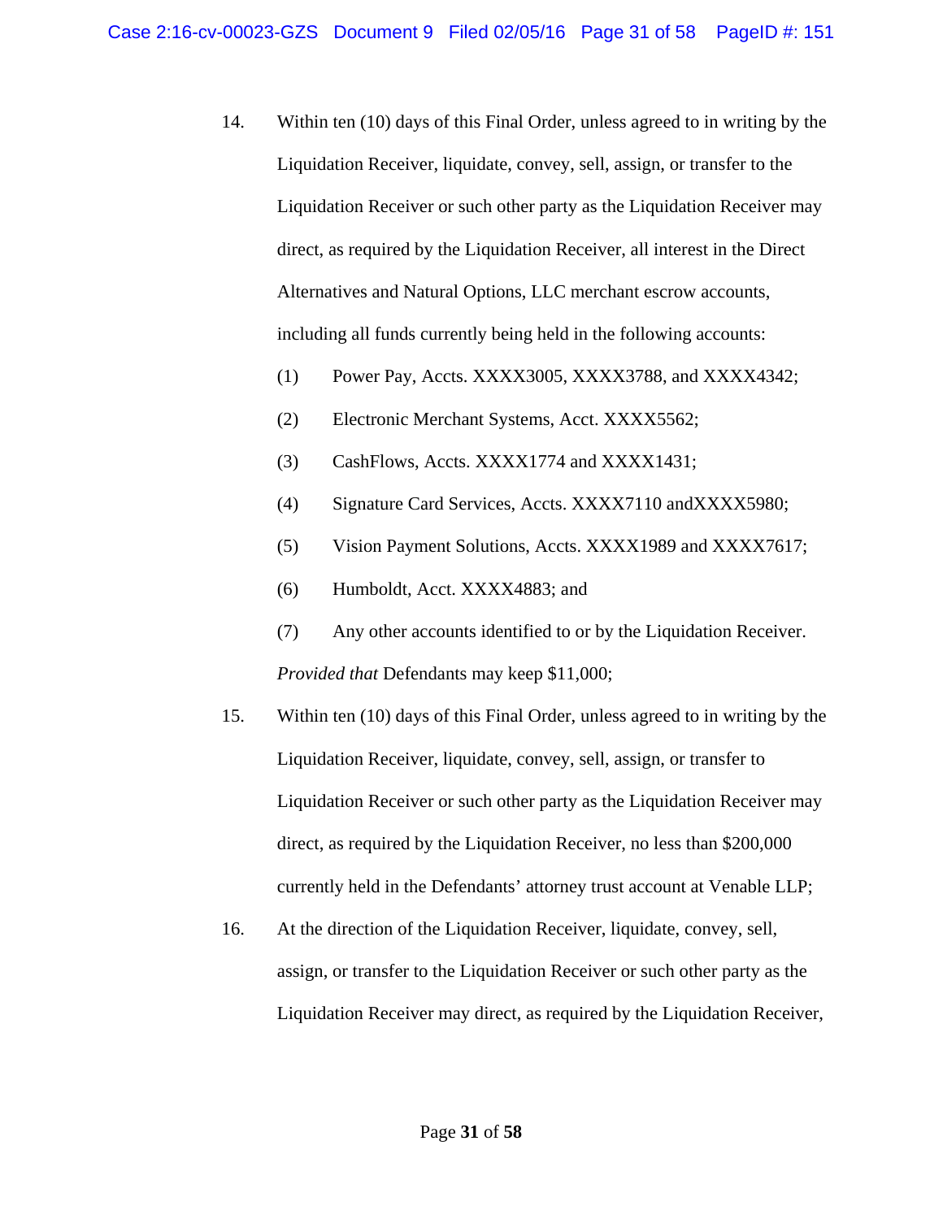14. Within ten (10) days of this Final Order, unless agreed to in writing by the Liquidation Receiver, liquidate, convey, sell, assign, or transfer to the Liquidation Receiver or such other party as the Liquidation Receiver may direct, as required by the Liquidation Receiver, all interest in the Direct Alternatives and Natural Options, LLC merchant escrow accounts, including all funds currently being held in the following accounts:

    (1) Power Pay, Accts. XXXX3005, XXXX3788, and XXXX4342;

    (2) Electronic Merchant Systems, Acct. XXXX5562;

    (3) CashFlows, Accts. XXXX1774 and XXXX1431;

    (4) Signature Card Services, Accts. XXXX7110 andXXXX5980;

    (5) Vision Payment Solutions, Accts. XXXX1989 and XXXX7617;

    (6) Humboldt, Acct. XXXX4883; and

    (7) Any other accounts identified to or by the Liquidation Receiver.

    *Provided that* Defendants may keep $11,000;

15. Within ten (10) days of this Final Order, unless agreed to in writing by the Liquidation Receiver, liquidate, convey, sell, assign, or transfer to Liquidation Receiver or such other party as the Liquidation Receiver may direct, as required by the Liquidation Receiver, no less than $200,000 currently held in the Defendants' attorney trust account at Venable LLP;

16. At the direction of the Liquidation Receiver, liquidate, convey, sell, assign, or transfer to the Liquidation Receiver or such other party as the Liquidation Receiver may direct, as required by the Liquidation Receiver,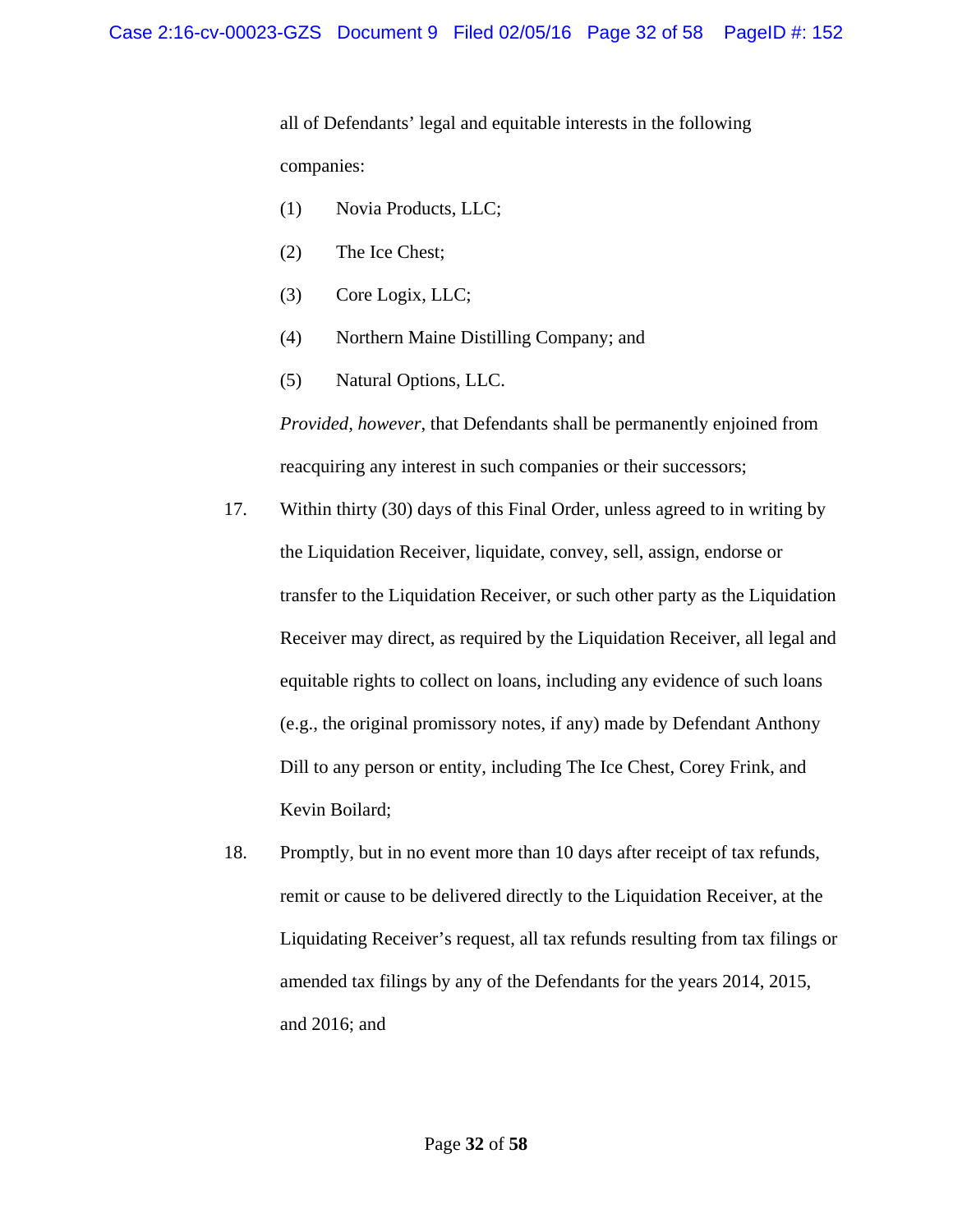all of Defendants' legal and equitable interests in the following companies:

(1) Novia Products, LLC;

(2) The Ice Chest;

(3) Core Logix, LLC;

(4) Northern Maine Distilling Company; and

(5) Natural Options, LLC.

*Provided, however*, that Defendants shall be permanently enjoined from reacquiring any interest in such companies or their successors;

17. Within thirty (30) days of this Final Order, unless agreed to in writing by the Liquidation Receiver, liquidate, convey, sell, assign, endorse or transfer to the Liquidation Receiver, or such other party as the Liquidation Receiver may direct, as required by the Liquidation Receiver, all legal and equitable rights to collect on loans, including any evidence of such loans (e.g., the original promissory notes, if any) made by Defendant Anthony Dill to any person or entity, including The Ice Chest, Corey Frink, and Kevin Boilard;

18. Promptly, but in no event more than 10 days after receipt of tax refunds, remit or cause to be delivered directly to the Liquidation Receiver, at the Liquidating Receiver's request, all tax refunds resulting from tax filings or amended tax filings by any of the Defendants for the years 2014, 2015, and 2016; and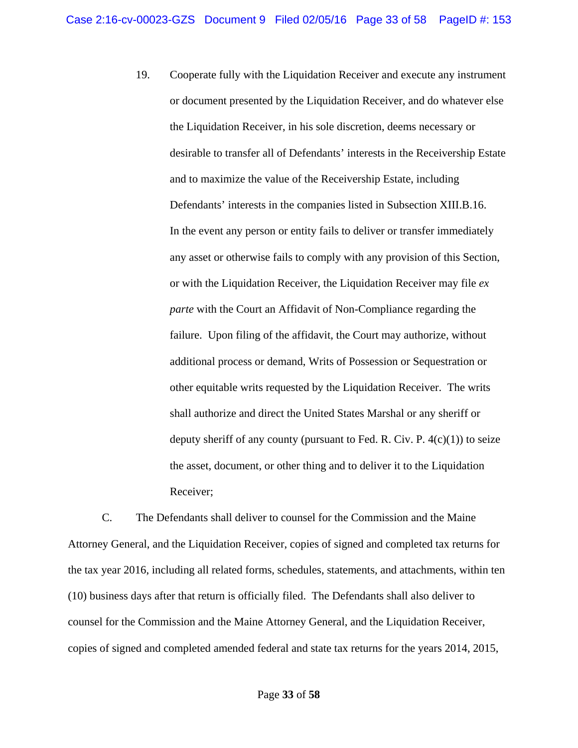19. Cooperate fully with the Liquidation Receiver and execute any instrument or document presented by the Liquidation Receiver, and do whatever else the Liquidation Receiver, in his sole discretion, deems necessary or desirable to transfer all of Defendants' interests in the Receivership Estate and to maximize the value of the Receivership Estate, including Defendants' interests in the companies listed in Subsection XIII.B.16. In the event any person or entity fails to deliver or transfer immediately any asset or otherwise fails to comply with any provision of this Section, or with the Liquidation Receiver, the Liquidation Receiver may file *ex parte* with the Court an Affidavit of Non-Compliance regarding the failure. Upon filing of the affidavit, the Court may authorize, without additional process or demand, Writs of Possession or Sequestration or other equitable writs requested by the Liquidation Receiver. The writs shall authorize and direct the United States Marshal or any sheriff or deputy sheriff of any county (pursuant to Fed. R. Civ. P. 4(c)(1)) to seize the asset, document, or other thing and to deliver it to the Liquidation Receiver;

C. The Defendants shall deliver to counsel for the Commission and the Maine Attorney General, and the Liquidation Receiver, copies of signed and completed tax returns for the tax year 2016, including all related forms, schedules, statements, and attachments, within ten (10) business days after that return is officially filed. The Defendants shall also deliver to counsel for the Commission and the Maine Attorney General, and the Liquidation Receiver, copies of signed and completed amended federal and state tax returns for the years 2014, 2015,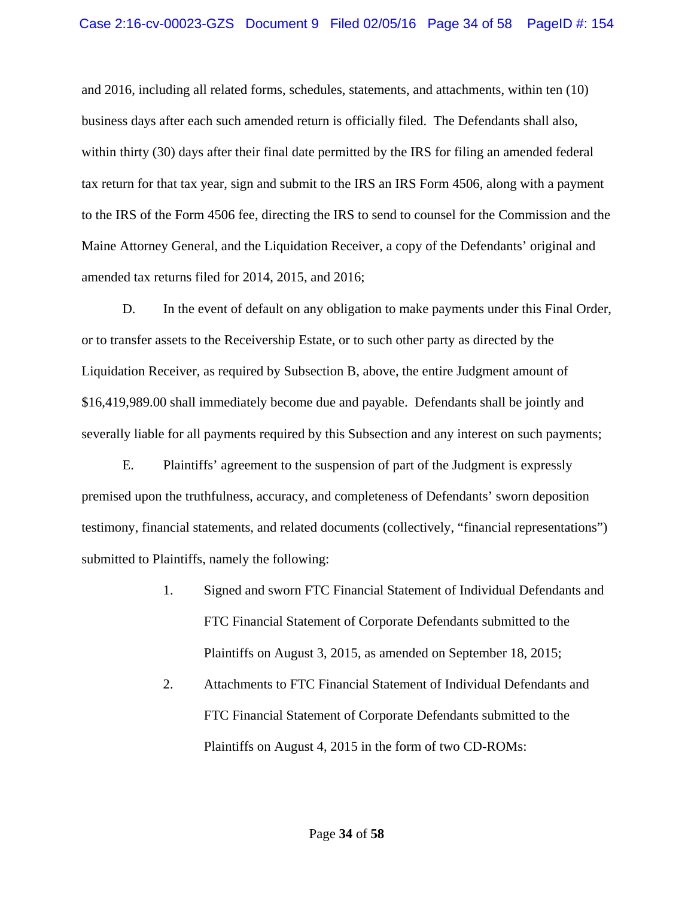and 2016, including all related forms, schedules, statements, and attachments, within ten (10) business days after each such amended return is officially filed. The Defendants shall also, within thirty (30) days after their final date permitted by the IRS for filing an amended federal tax return for that tax year, sign and submit to the IRS an IRS Form 4506, along with a payment to the IRS of the Form 4506 fee, directing the IRS to send to counsel for the Commission and the Maine Attorney General, and the Liquidation Receiver, a copy of the Defendants' original and amended tax returns filed for 2014, 2015, and 2016;

D. In the event of default on any obligation to make payments under this Final Order, or to transfer assets to the Receivership Estate, or to such other party as directed by the Liquidation Receiver, as required by Subsection B, above, the entire Judgment amount of $16,419,989.00 shall immediately become due and payable. Defendants shall be jointly and severally liable for all payments required by this Subsection and any interest on such payments;

E. Plaintiffs' agreement to the suspension of part of the Judgment is expressly premised upon the truthfulness, accuracy, and completeness of Defendants' sworn deposition testimony, financial statements, and related documents (collectively, "financial representations") submitted to Plaintiffs, namely the following:

1. Signed and sworn FTC Financial Statement of Individual Defendants and FTC Financial Statement of Corporate Defendants submitted to the Plaintiffs on August 3, 2015, as amended on September 18, 2015;

2. Attachments to FTC Financial Statement of Individual Defendants and FTC Financial Statement of Corporate Defendants submitted to the Plaintiffs on August 4, 2015 in the form of two CD-ROMs: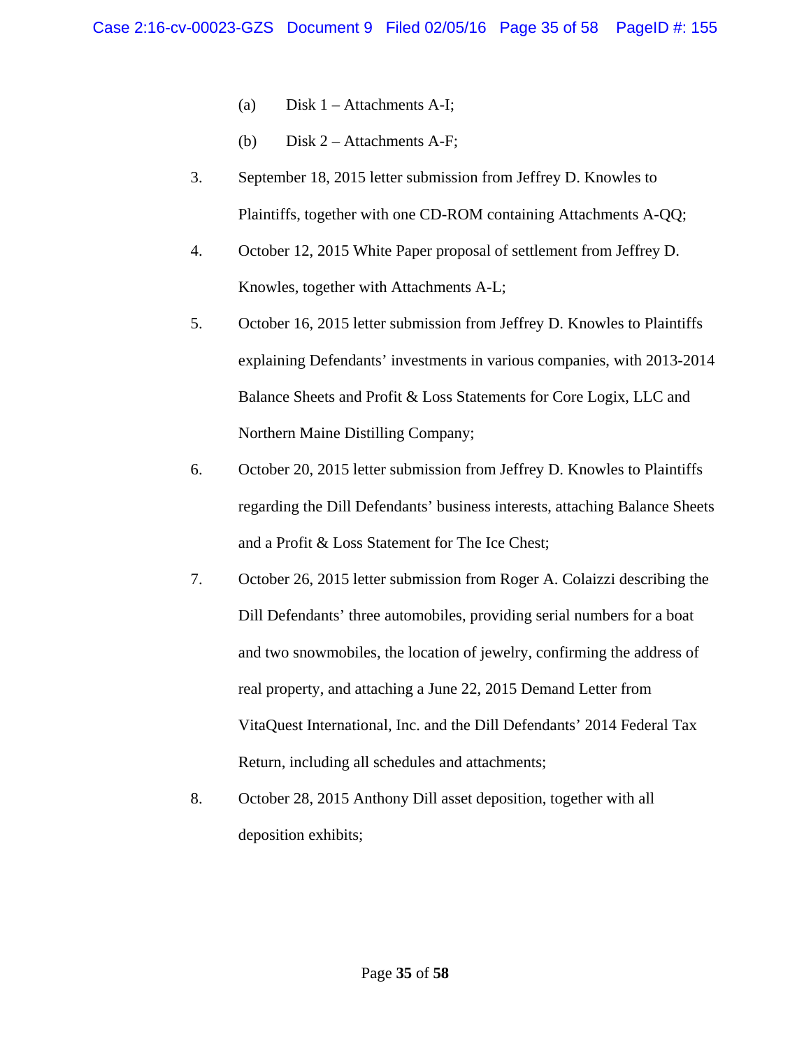(a) Disk 1 – Attachments A-I;

(b) Disk 2 – Attachments A-F;

3. September 18, 2015 letter submission from Jeffrey D. Knowles to Plaintiffs, together with one CD-ROM containing Attachments A-QQ;

4. October 12, 2015 White Paper proposal of settlement from Jeffrey D. Knowles, together with Attachments A-L;

5. October 16, 2015 letter submission from Jeffrey D. Knowles to Plaintiffs explaining Defendants' investments in various companies, with 2013-2014 Balance Sheets and Profit & Loss Statements for Core Logix, LLC and Northern Maine Distilling Company;

6. October 20, 2015 letter submission from Jeffrey D. Knowles to Plaintiffs regarding the Dill Defendants' business interests, attaching Balance Sheets and a Profit & Loss Statement for The Ice Chest;

7. October 26, 2015 letter submission from Roger A. Colaizzi describing the Dill Defendants' three automobiles, providing serial numbers for a boat and two snowmobiles, the location of jewelry, confirming the address of real property, and attaching a June 22, 2015 Demand Letter from VitaQuest International, Inc. and the Dill Defendants' 2014 Federal Tax Return, including all schedules and attachments;

8. October 28, 2015 Anthony Dill asset deposition, together with all deposition exhibits;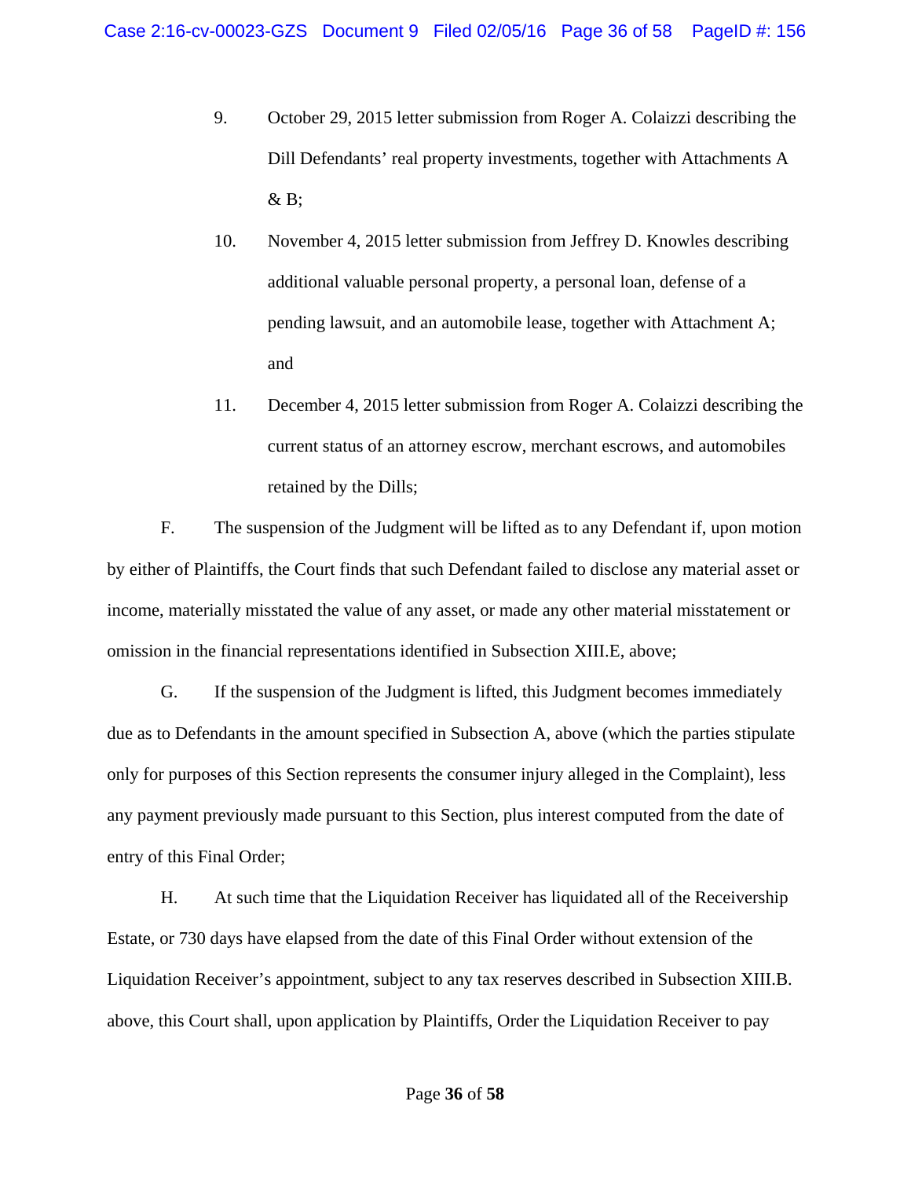9. October 29, 2015 letter submission from Roger A. Colaizzi describing the Dill Defendants' real property investments, together with Attachments A & B;

10. November 4, 2015 letter submission from Jeffrey D. Knowles describing additional valuable personal property, a personal loan, defense of a pending lawsuit, and an automobile lease, together with Attachment A; and

11. December 4, 2015 letter submission from Roger A. Colaizzi describing the current status of an attorney escrow, merchant escrows, and automobiles retained by the Dills;

F. The suspension of the Judgment will be lifted as to any Defendant if, upon motion by either of Plaintiffs, the Court finds that such Defendant failed to disclose any material asset or income, materially misstated the value of any asset, or made any other material misstatement or omission in the financial representations identified in Subsection XIII.E, above;

G. If the suspension of the Judgment is lifted, this Judgment becomes immediately due as to Defendants in the amount specified in Subsection A, above (which the parties stipulate only for purposes of this Section represents the consumer injury alleged in the Complaint), less any payment previously made pursuant to this Section, plus interest computed from the date of entry of this Final Order;

H. At such time that the Liquidation Receiver has liquidated all of the Receivership Estate, or 730 days have elapsed from the date of this Final Order without extension of the Liquidation Receiver's appointment, subject to any tax reserves described in Subsection XIII.B. above, this Court shall, upon application by Plaintiffs, Order the Liquidation Receiver to pay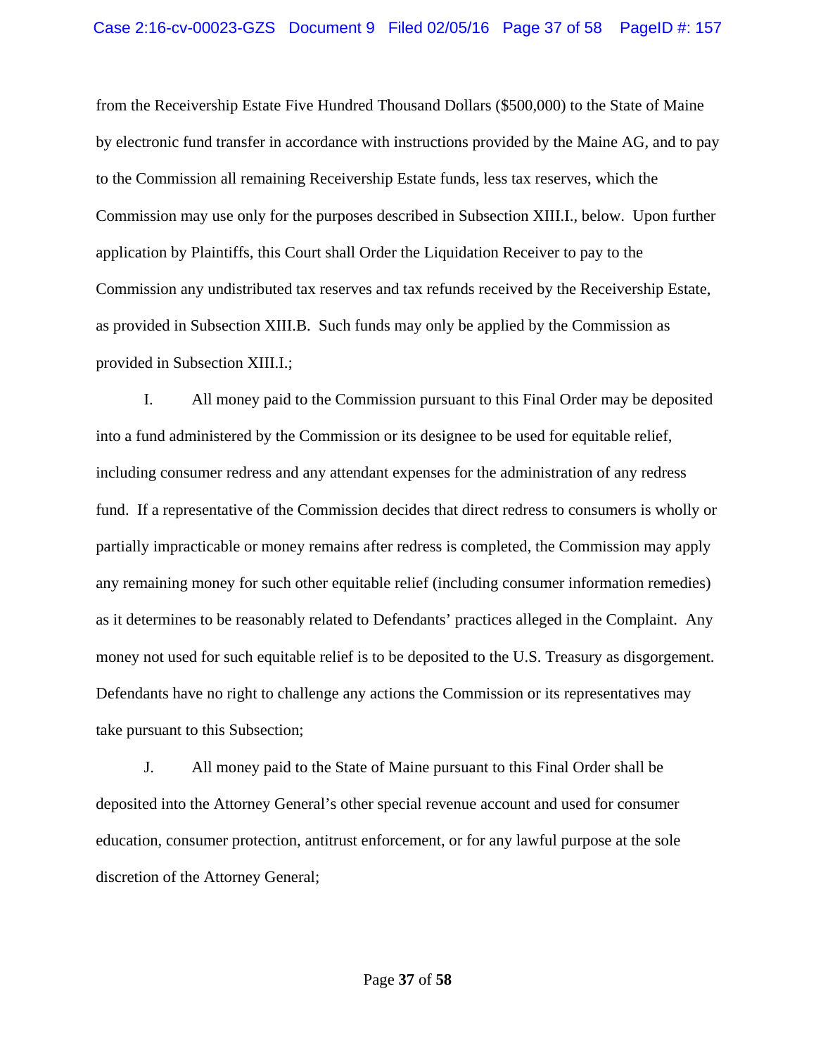from the Receivership Estate Five Hundred Thousand Dollars ($500,000) to the State of Maine by electronic fund transfer in accordance with instructions provided by the Maine AG, and to pay to the Commission all remaining Receivership Estate funds, less tax reserves, which the Commission may use only for the purposes described in Subsection XIII.I., below. Upon further application by Plaintiffs, this Court shall Order the Liquidation Receiver to pay to the Commission any undistributed tax reserves and tax refunds received by the Receivership Estate, as provided in Subsection XIII.B. Such funds may only be applied by the Commission as provided in Subsection XIII.I.;

I. All money paid to the Commission pursuant to this Final Order may be deposited into a fund administered by the Commission or its designee to be used for equitable relief, including consumer redress and any attendant expenses for the administration of any redress fund. If a representative of the Commission decides that direct redress to consumers is wholly or partially impracticable or money remains after redress is completed, the Commission may apply any remaining money for such other equitable relief (including consumer information remedies) as it determines to be reasonably related to Defendants' practices alleged in the Complaint. Any money not used for such equitable relief is to be deposited to the U.S. Treasury as disgorgement. Defendants have no right to challenge any actions the Commission or its representatives may take pursuant to this Subsection;

J. All money paid to the State of Maine pursuant to this Final Order shall be deposited into the Attorney General's other special revenue account and used for consumer education, consumer protection, antitrust enforcement, or for any lawful purpose at the sole discretion of the Attorney General;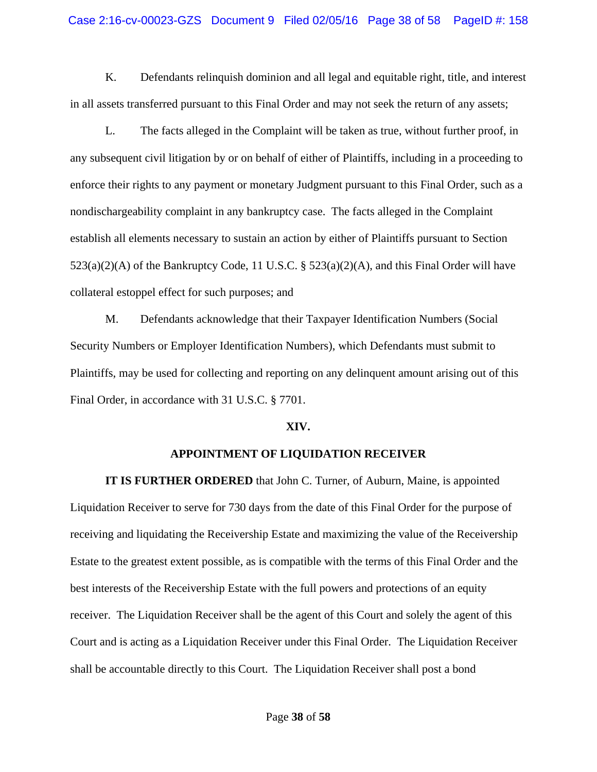K. Defendants relinquish dominion and all legal and equitable right, title, and interest in all assets transferred pursuant to this Final Order and may not seek the return of any assets;

L. The facts alleged in the Complaint will be taken as true, without further proof, in any subsequent civil litigation by or on behalf of either of Plaintiffs, including in a proceeding to enforce their rights to any payment or monetary Judgment pursuant to this Final Order, such as a nondischargeability complaint in any bankruptcy case. The facts alleged in the Complaint establish all elements necessary to sustain an action by either of Plaintiffs pursuant to Section 523(a)(2)(A) of the Bankruptcy Code, 11 U.S.C. § 523(a)(2)(A), and this Final Order will have collateral estoppel effect for such purposes; and

M. Defendants acknowledge that their Taxpayer Identification Numbers (Social Security Numbers or Employer Identification Numbers), which Defendants must submit to Plaintiffs, may be used for collecting and reporting on any delinquent amount arising out of this Final Order, in accordance with 31 U.S.C. § 7701.

**XIV.**

**APPOINTMENT OF LIQUIDATION RECEIVER**

**IT IS FURTHER ORDERED** that John C. Turner, of Auburn, Maine, is appointed Liquidation Receiver to serve for 730 days from the date of this Final Order for the purpose of receiving and liquidating the Receivership Estate and maximizing the value of the Receivership Estate to the greatest extent possible, as is compatible with the terms of this Final Order and the best interests of the Receivership Estate with the full powers and protections of an equity receiver. The Liquidation Receiver shall be the agent of this Court and solely the agent of this Court and is acting as a Liquidation Receiver under this Final Order. The Liquidation Receiver shall be accountable directly to this Court. The Liquidation Receiver shall post a bond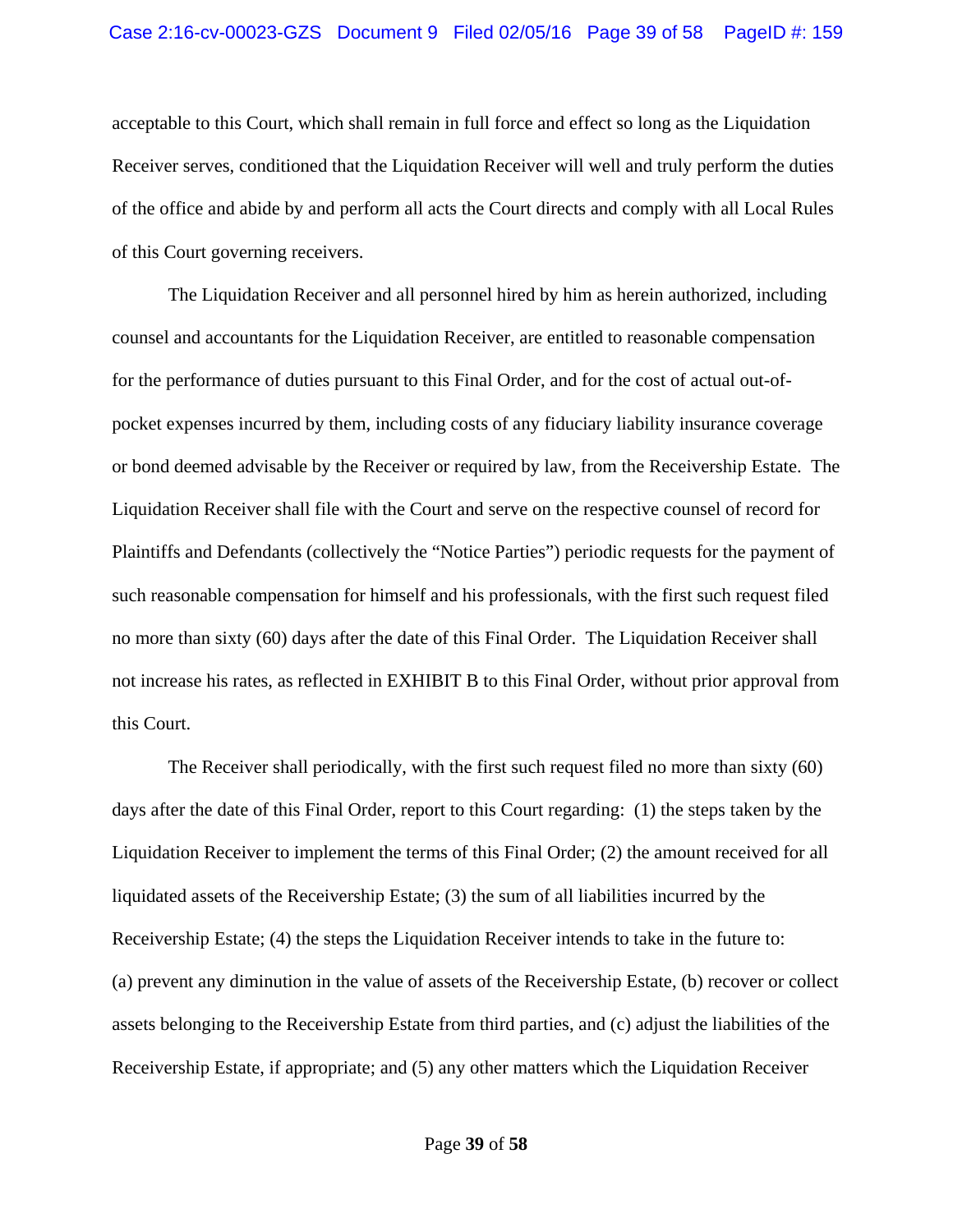acceptable to this Court, which shall remain in full force and effect so long as the Liquidation Receiver serves, conditioned that the Liquidation Receiver will well and truly perform the duties of the office and abide by and perform all acts the Court directs and comply with all Local Rules of this Court governing receivers.

The Liquidation Receiver and all personnel hired by him as herein authorized, including counsel and accountants for the Liquidation Receiver, are entitled to reasonable compensation for the performance of duties pursuant to this Final Order, and for the cost of actual out-of-pocket expenses incurred by them, including costs of any fiduciary liability insurance coverage or bond deemed advisable by the Receiver or required by law, from the Receivership Estate. The Liquidation Receiver shall file with the Court and serve on the respective counsel of record for Plaintiffs and Defendants (collectively the "Notice Parties") periodic requests for the payment of such reasonable compensation for himself and his professionals, with the first such request filed no more than sixty (60) days after the date of this Final Order. The Liquidation Receiver shall not increase his rates, as reflected in EXHIBIT B to this Final Order, without prior approval from this Court.

The Receiver shall periodically, with the first such request filed no more than sixty (60) days after the date of this Final Order, report to this Court regarding: (1) the steps taken by the Liquidation Receiver to implement the terms of this Final Order; (2) the amount received for all liquidated assets of the Receivership Estate; (3) the sum of all liabilities incurred by the Receivership Estate; (4) the steps the Liquidation Receiver intends to take in the future to: (a) prevent any diminution in the value of assets of the Receivership Estate, (b) recover or collect assets belonging to the Receivership Estate from third parties, and (c) adjust the liabilities of the Receivership Estate, if appropriate; and (5) any other matters which the Liquidation Receiver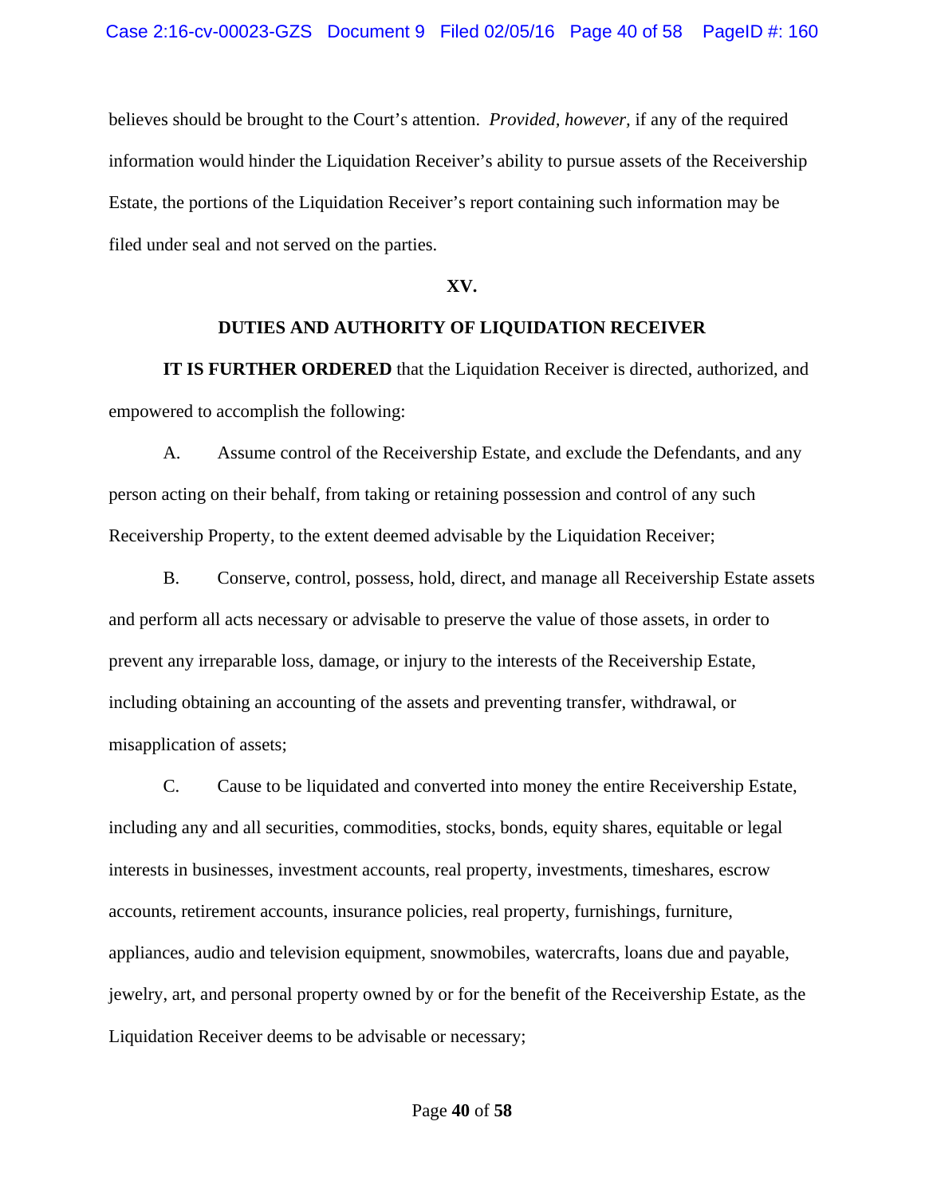believes should be brought to the Court's attention. *Provided, however,* if any of the required information would hinder the Liquidation Receiver's ability to pursue assets of the Receivership Estate, the portions of the Liquidation Receiver's report containing such information may be filed under seal and not served on the parties.

## XV.

## DUTIES AND AUTHORITY OF LIQUIDATION RECEIVER

**IT IS FURTHER ORDERED** that the Liquidation Receiver is directed, authorized, and empowered to accomplish the following:

A. Assume control of the Receivership Estate, and exclude the Defendants, and any person acting on their behalf, from taking or retaining possession and control of any such Receivership Property, to the extent deemed advisable by the Liquidation Receiver;

B. Conserve, control, possess, hold, direct, and manage all Receivership Estate assets and perform all acts necessary or advisable to preserve the value of those assets, in order to prevent any irreparable loss, damage, or injury to the interests of the Receivership Estate, including obtaining an accounting of the assets and preventing transfer, withdrawal, or misapplication of assets;

C. Cause to be liquidated and converted into money the entire Receivership Estate, including any and all securities, commodities, stocks, bonds, equity shares, equitable or legal interests in businesses, investment accounts, real property, investments, timeshares, escrow accounts, retirement accounts, insurance policies, real property, furnishings, furniture, appliances, audio and television equipment, snowmobiles, watercrafts, loans due and payable, jewelry, art, and personal property owned by or for the benefit of the Receivership Estate, as the Liquidation Receiver deems to be advisable or necessary;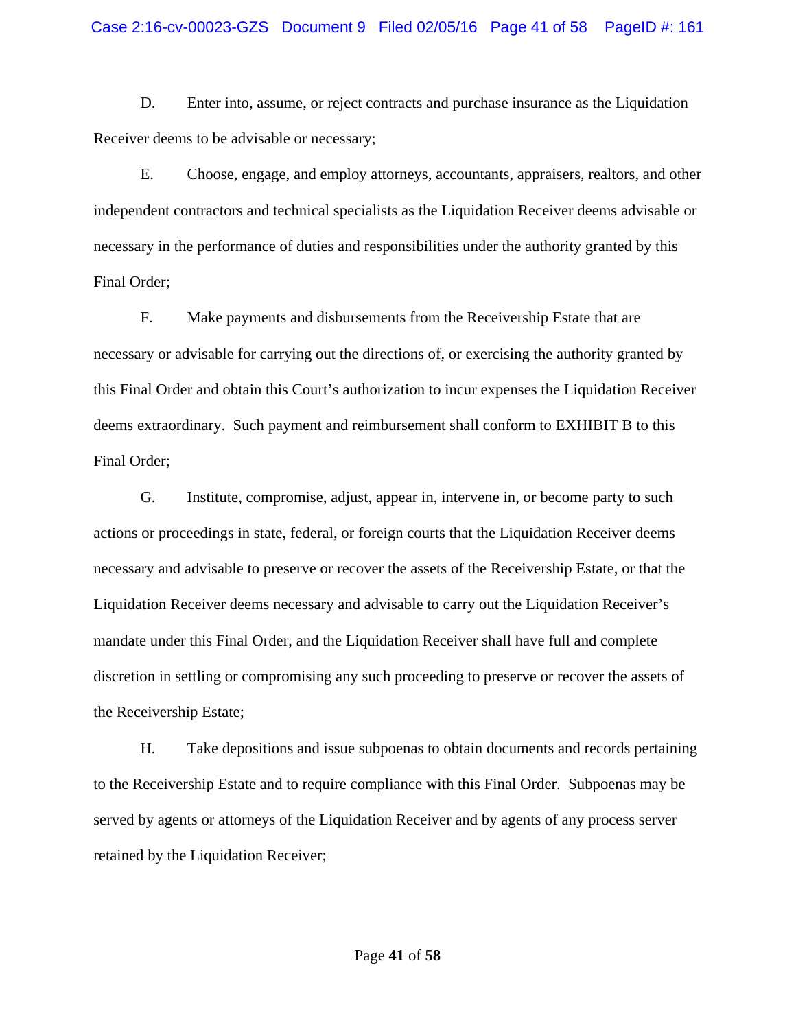D. Enter into, assume, or reject contracts and purchase insurance as the Liquidation Receiver deems to be advisable or necessary;

E. Choose, engage, and employ attorneys, accountants, appraisers, realtors, and other independent contractors and technical specialists as the Liquidation Receiver deems advisable or necessary in the performance of duties and responsibilities under the authority granted by this Final Order;

F. Make payments and disbursements from the Receivership Estate that are necessary or advisable for carrying out the directions of, or exercising the authority granted by this Final Order and obtain this Court's authorization to incur expenses the Liquidation Receiver deems extraordinary. Such payment and reimbursement shall conform to EXHIBIT B to this Final Order;

G. Institute, compromise, adjust, appear in, intervene in, or become party to such actions or proceedings in state, federal, or foreign courts that the Liquidation Receiver deems necessary and advisable to preserve or recover the assets of the Receivership Estate, or that the Liquidation Receiver deems necessary and advisable to carry out the Liquidation Receiver's mandate under this Final Order, and the Liquidation Receiver shall have full and complete discretion in settling or compromising any such proceeding to preserve or recover the assets of the Receivership Estate;

H. Take depositions and issue subpoenas to obtain documents and records pertaining to the Receivership Estate and to require compliance with this Final Order. Subpoenas may be served by agents or attorneys of the Liquidation Receiver and by agents of any process server retained by the Liquidation Receiver;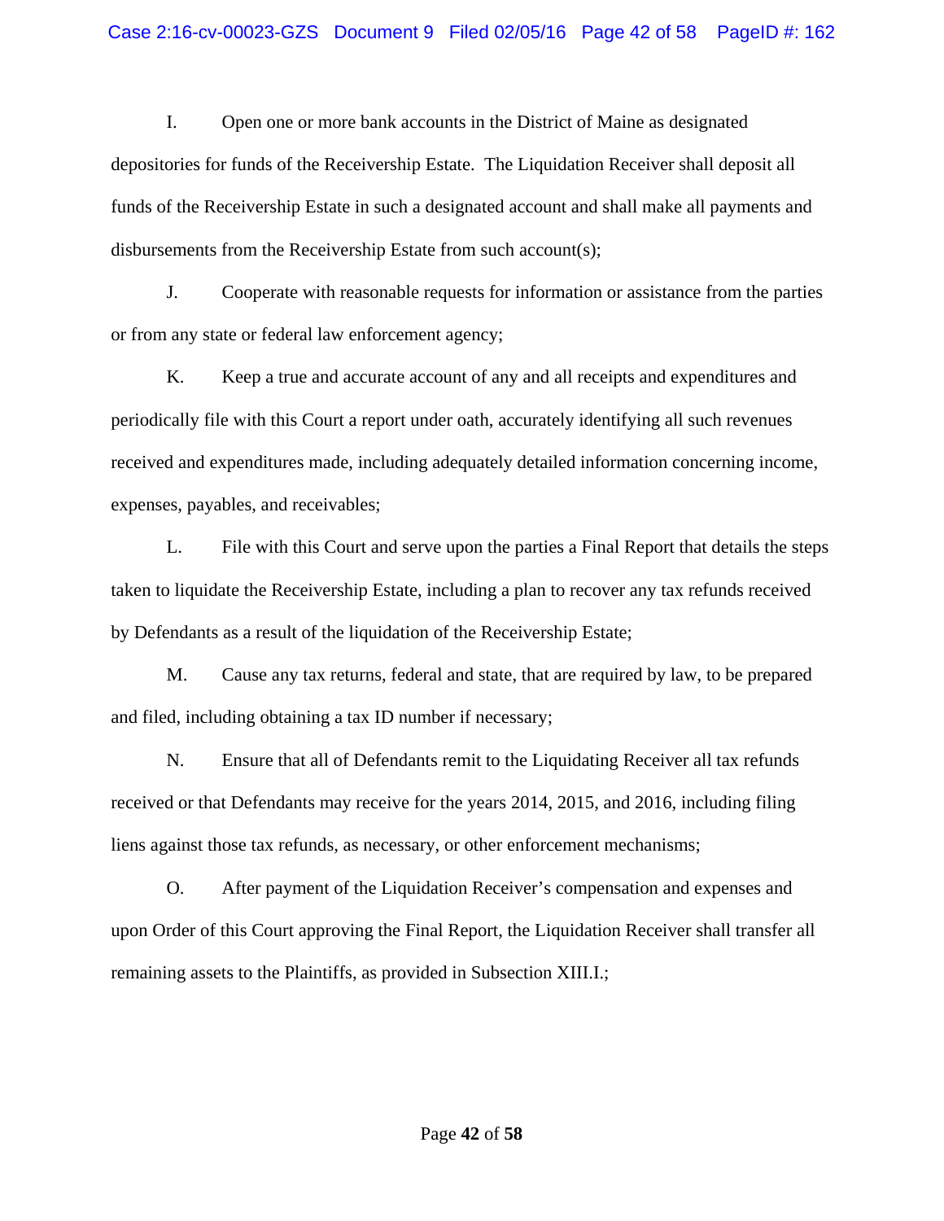I. Open one or more bank accounts in the District of Maine as designated depositories for funds of the Receivership Estate. The Liquidation Receiver shall deposit all funds of the Receivership Estate in such a designated account and shall make all payments and disbursements from the Receivership Estate from such account(s);

J. Cooperate with reasonable requests for information or assistance from the parties or from any state or federal law enforcement agency;

K. Keep a true and accurate account of any and all receipts and expenditures and periodically file with this Court a report under oath, accurately identifying all such revenues received and expenditures made, including adequately detailed information concerning income, expenses, payables, and receivables;

L. File with this Court and serve upon the parties a Final Report that details the steps taken to liquidate the Receivership Estate, including a plan to recover any tax refunds received by Defendants as a result of the liquidation of the Receivership Estate;

M. Cause any tax returns, federal and state, that are required by law, to be prepared and filed, including obtaining a tax ID number if necessary;

N. Ensure that all of Defendants remit to the Liquidating Receiver all tax refunds received or that Defendants may receive for the years 2014, 2015, and 2016, including filing liens against those tax refunds, as necessary, or other enforcement mechanisms;

O. After payment of the Liquidation Receiver's compensation and expenses and upon Order of this Court approving the Final Report, the Liquidation Receiver shall transfer all remaining assets to the Plaintiffs, as provided in Subsection XIII.I.;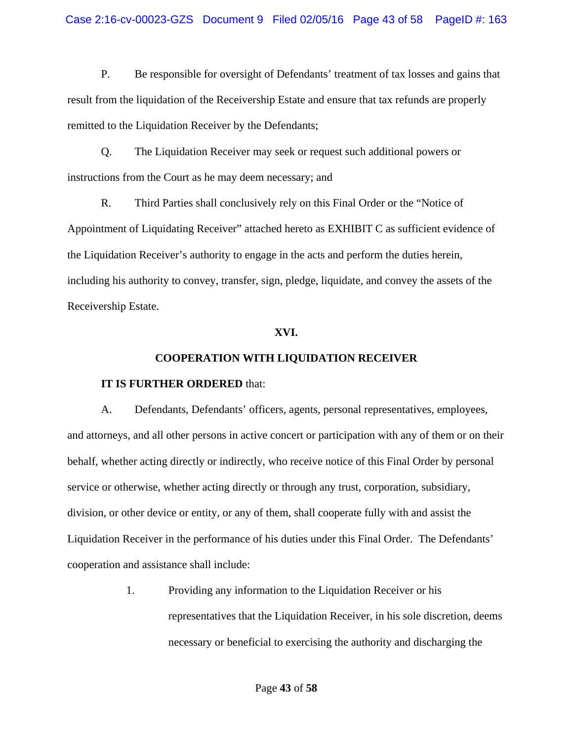P. Be responsible for oversight of Defendants' treatment of tax losses and gains that result from the liquidation of the Receivership Estate and ensure that tax refunds are properly remitted to the Liquidation Receiver by the Defendants;

Q. The Liquidation Receiver may seek or request such additional powers or instructions from the Court as he may deem necessary; and

R. Third Parties shall conclusively rely on this Final Order or the "Notice of Appointment of Liquidating Receiver" attached hereto as EXHIBIT C as sufficient evidence of the Liquidation Receiver's authority to engage in the acts and perform the duties herein, including his authority to convey, transfer, sign, pledge, liquidate, and convey the assets of the Receivership Estate.

## XVI.

## COOPERATION WITH LIQUIDATION RECEIVER

**IT IS FURTHER ORDERED** that:

A. Defendants, Defendants' officers, agents, personal representatives, employees, and attorneys, and all other persons in active concert or participation with any of them or on their behalf, whether acting directly or indirectly, who receive notice of this Final Order by personal service or otherwise, whether acting directly or through any trust, corporation, subsidiary, division, or other device or entity, or any of them, shall cooperate fully with and assist the Liquidation Receiver in the performance of his duties under this Final Order. The Defendants' cooperation and assistance shall include:

1. Providing any information to the Liquidation Receiver or his representatives that the Liquidation Receiver, in his sole discretion, deems necessary or beneficial to exercising the authority and discharging the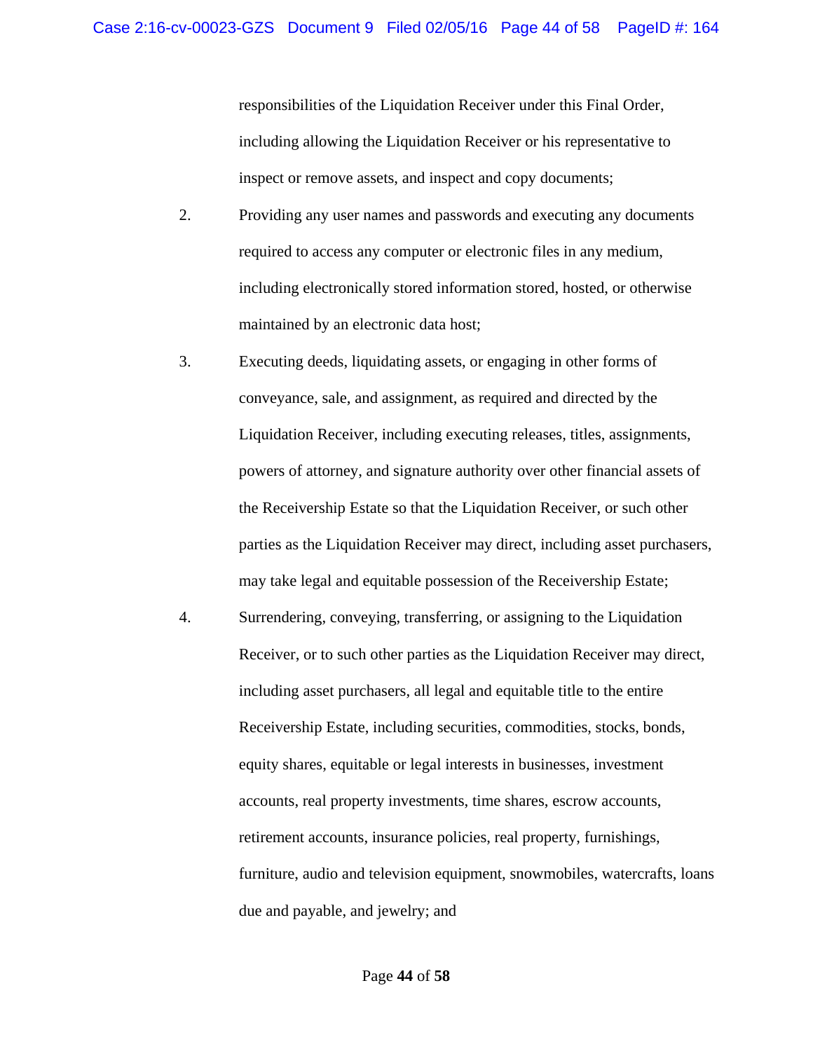responsibilities of the Liquidation Receiver under this Final Order, including allowing the Liquidation Receiver or his representative to inspect or remove assets, and inspect and copy documents;

2. Providing any user names and passwords and executing any documents required to access any computer or electronic files in any medium, including electronically stored information stored, hosted, or otherwise maintained by an electronic data host;

3. Executing deeds, liquidating assets, or engaging in other forms of conveyance, sale, and assignment, as required and directed by the Liquidation Receiver, including executing releases, titles, assignments, powers of attorney, and signature authority over other financial assets of the Receivership Estate so that the Liquidation Receiver, or such other parties as the Liquidation Receiver may direct, including asset purchasers, may take legal and equitable possession of the Receivership Estate;

4. Surrendering, conveying, transferring, or assigning to the Liquidation Receiver, or to such other parties as the Liquidation Receiver may direct, including asset purchasers, all legal and equitable title to the entire Receivership Estate, including securities, commodities, stocks, bonds, equity shares, equitable or legal interests in businesses, investment accounts, real property investments, time shares, escrow accounts, retirement accounts, insurance policies, real property, furnishings, furniture, audio and television equipment, snowmobiles, watercrafts, loans due and payable, and jewelry; and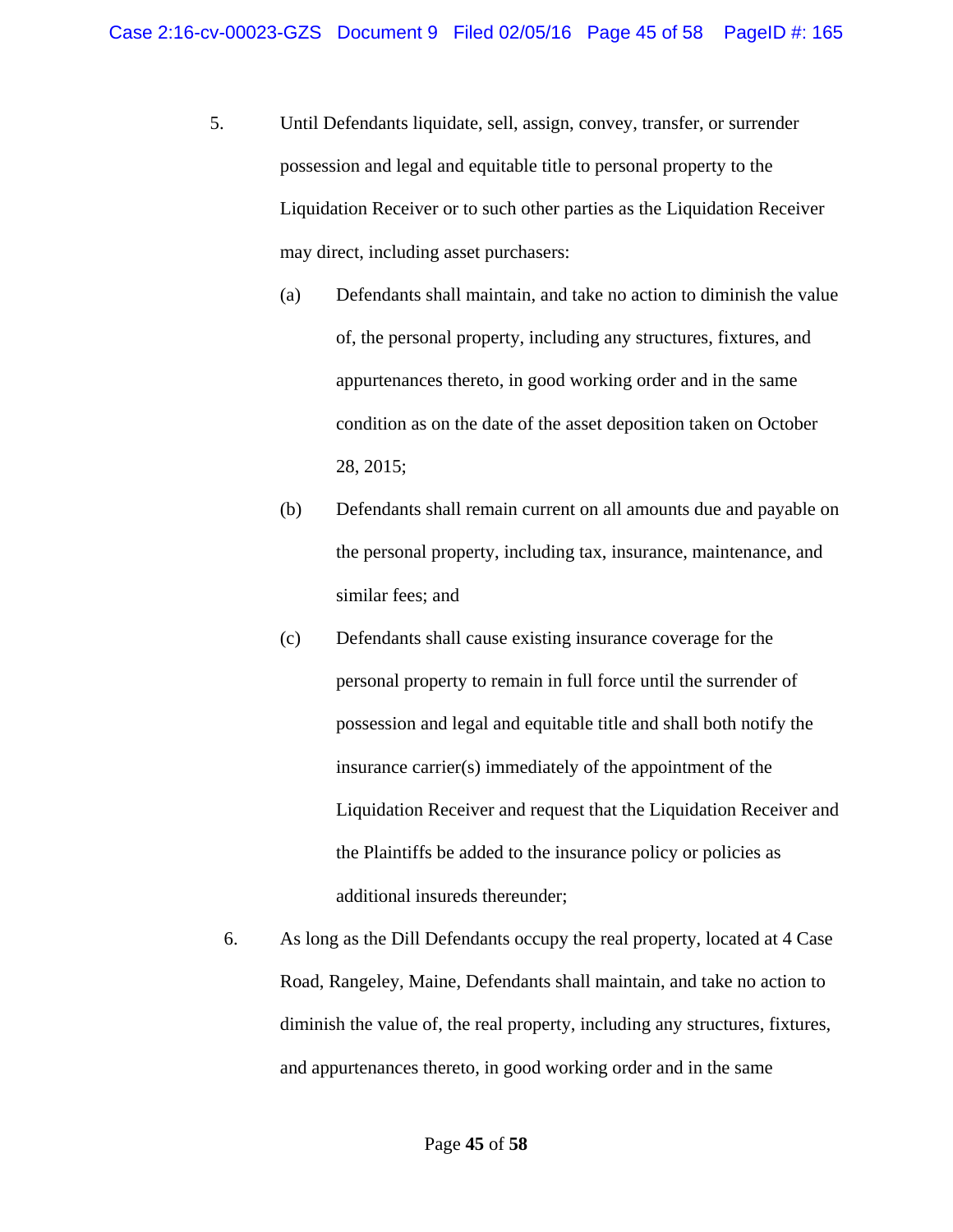5. Until Defendants liquidate, sell, assign, convey, transfer, or surrender possession and legal and equitable title to personal property to the Liquidation Receiver or to such other parties as the Liquidation Receiver may direct, including asset purchasers:

   (a) Defendants shall maintain, and take no action to diminish the value of, the personal property, including any structures, fixtures, and appurtenances thereto, in good working order and in the same condition as on the date of the asset deposition taken on October 28, 2015;

   (b) Defendants shall remain current on all amounts due and payable on the personal property, including tax, insurance, maintenance, and similar fees; and

   (c) Defendants shall cause existing insurance coverage for the personal property to remain in full force until the surrender of possession and legal and equitable title and shall both notify the insurance carrier(s) immediately of the appointment of the Liquidation Receiver and request that the Liquidation Receiver and the Plaintiffs be added to the insurance policy or policies as additional insureds thereunder;

6. As long as the Dill Defendants occupy the real property, located at 4 Case Road, Rangeley, Maine, Defendants shall maintain, and take no action to diminish the value of, the real property, including any structures, fixtures, and appurtenances thereto, in good working order and in the same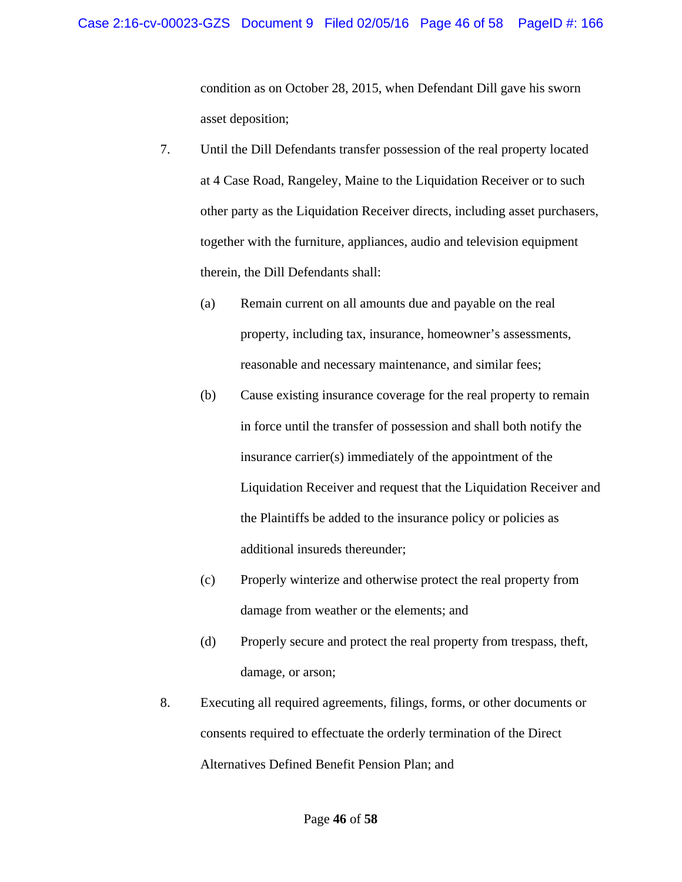condition as on October 28, 2015, when Defendant Dill gave his sworn asset deposition;

7. Until the Dill Defendants transfer possession of the real property located at 4 Case Road, Rangeley, Maine to the Liquidation Receiver or to such other party as the Liquidation Receiver directs, including asset purchasers, together with the furniture, appliances, audio and television equipment therein, the Dill Defendants shall:

   (a) Remain current on all amounts due and payable on the real property, including tax, insurance, homeowner's assessments, reasonable and necessary maintenance, and similar fees;

   (b) Cause existing insurance coverage for the real property to remain in force until the transfer of possession and shall both notify the insurance carrier(s) immediately of the appointment of the Liquidation Receiver and request that the Liquidation Receiver and the Plaintiffs be added to the insurance policy or policies as additional insureds thereunder;

   (c) Properly winterize and otherwise protect the real property from damage from weather or the elements; and

   (d) Properly secure and protect the real property from trespass, theft, damage, or arson;

8. Executing all required agreements, filings, forms, or other documents or consents required to effectuate the orderly termination of the Direct Alternatives Defined Benefit Pension Plan; and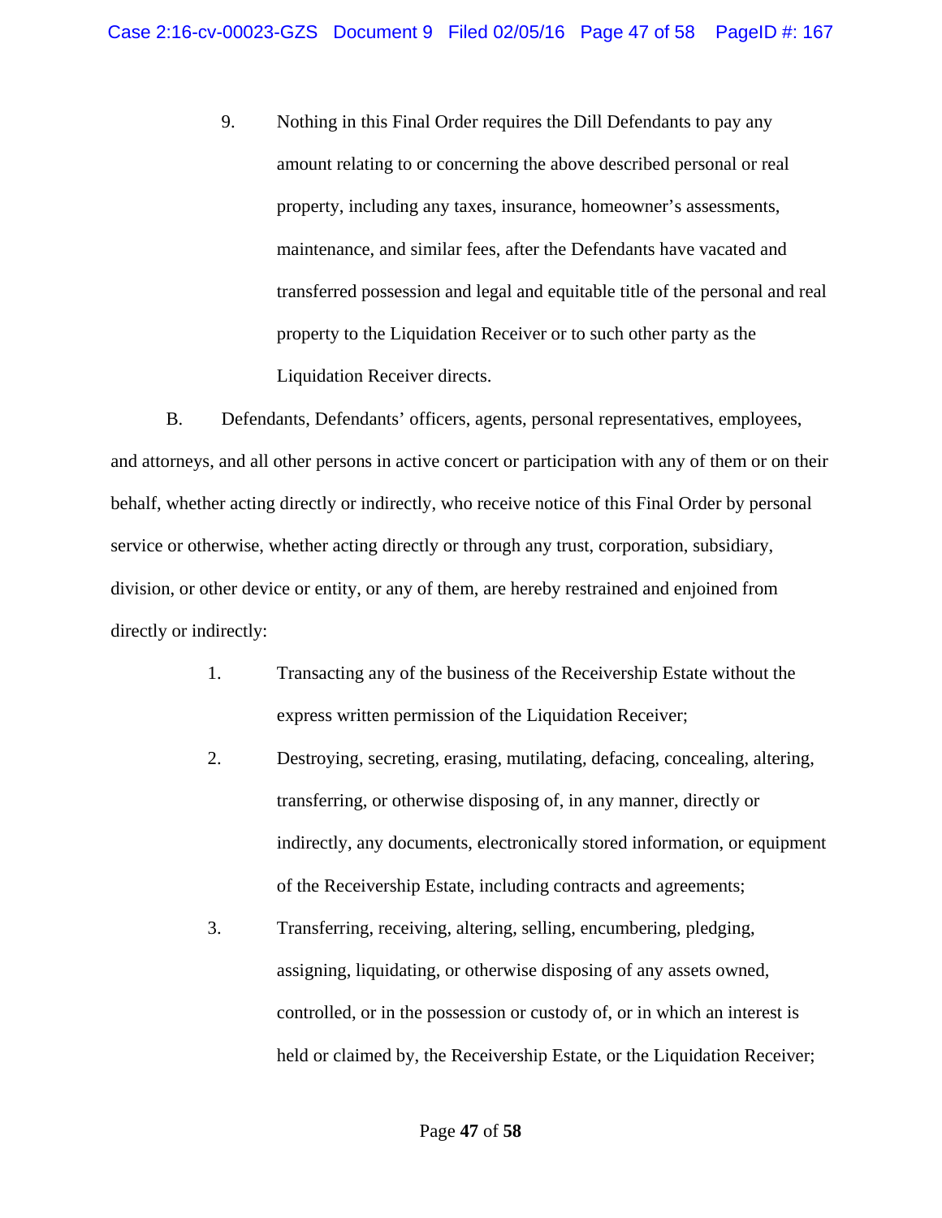9. Nothing in this Final Order requires the Dill Defendants to pay any amount relating to or concerning the above described personal or real property, including any taxes, insurance, homeowner's assessments, maintenance, and similar fees, after the Defendants have vacated and transferred possession and legal and equitable title of the personal and real property to the Liquidation Receiver or to such other party as the Liquidation Receiver directs.

B. Defendants, Defendants' officers, agents, personal representatives, employees, and attorneys, and all other persons in active concert or participation with any of them or on their behalf, whether acting directly or indirectly, who receive notice of this Final Order by personal service or otherwise, whether acting directly or through any trust, corporation, subsidiary, division, or other device or entity, or any of them, are hereby restrained and enjoined from directly or indirectly:

1. Transacting any of the business of the Receivership Estate without the express written permission of the Liquidation Receiver;

2. Destroying, secreting, erasing, mutilating, defacing, concealing, altering, transferring, or otherwise disposing of, in any manner, directly or indirectly, any documents, electronically stored information, or equipment of the Receivership Estate, including contracts and agreements;

3. Transferring, receiving, altering, selling, encumbering, pledging, assigning, liquidating, or otherwise disposing of any assets owned, controlled, or in the possession or custody of, or in which an interest is held or claimed by, the Receivership Estate, or the Liquidation Receiver;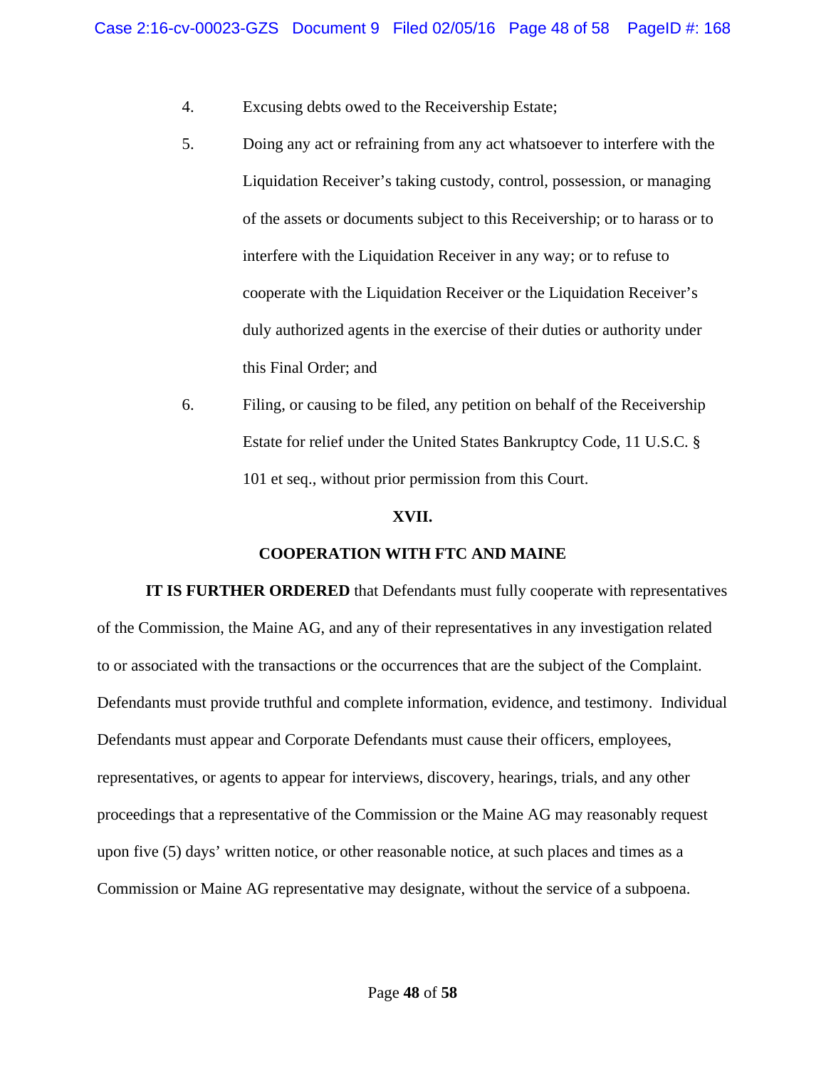4. Excusing debts owed to the Receivership Estate;

5. Doing any act or refraining from any act whatsoever to interfere with the Liquidation Receiver's taking custody, control, possession, or managing of the assets or documents subject to this Receivership; or to harass or to interfere with the Liquidation Receiver in any way; or to refuse to cooperate with the Liquidation Receiver or the Liquidation Receiver's duly authorized agents in the exercise of their duties or authority under this Final Order; and

6. Filing, or causing to be filed, any petition on behalf of the Receivership Estate for relief under the United States Bankruptcy Code, 11 U.S.C. § 101 et seq., without prior permission from this Court.

## XVII.

## COOPERATION WITH FTC AND MAINE

**IT IS FURTHER ORDERED** that Defendants must fully cooperate with representatives of the Commission, the Maine AG, and any of their representatives in any investigation related to or associated with the transactions or the occurrences that are the subject of the Complaint. Defendants must provide truthful and complete information, evidence, and testimony. Individual Defendants must appear and Corporate Defendants must cause their officers, employees, representatives, or agents to appear for interviews, discovery, hearings, trials, and any other proceedings that a representative of the Commission or the Maine AG may reasonably request upon five (5) days' written notice, or other reasonable notice, at such places and times as a Commission or Maine AG representative may designate, without the service of a subpoena.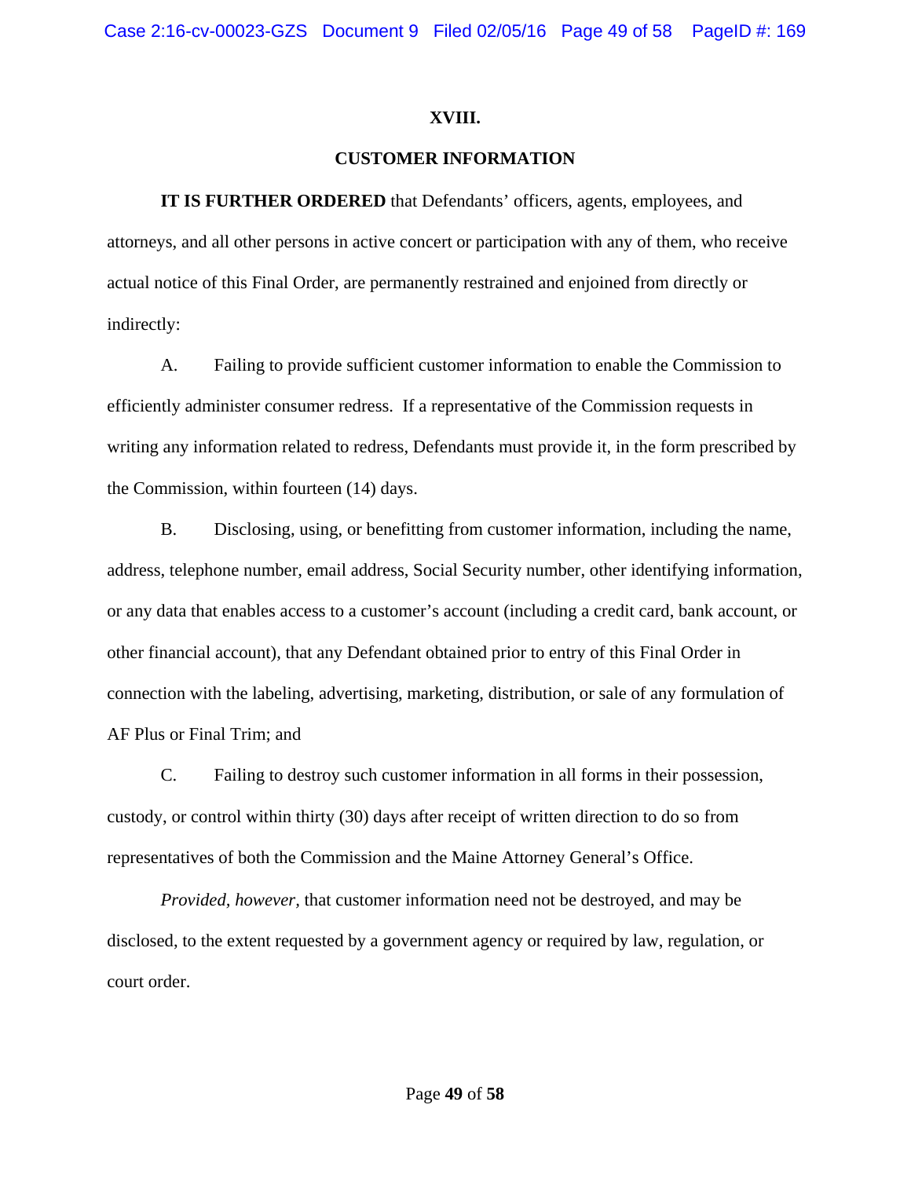## XVIII.

## CUSTOMER INFORMATION

**IT IS FURTHER ORDERED** that Defendants' officers, agents, employees, and attorneys, and all other persons in active concert or participation with any of them, who receive actual notice of this Final Order, are permanently restrained and enjoined from directly or indirectly:

A. Failing to provide sufficient customer information to enable the Commission to efficiently administer consumer redress. If a representative of the Commission requests in writing any information related to redress, Defendants must provide it, in the form prescribed by the Commission, within fourteen (14) days.

B. Disclosing, using, or benefitting from customer information, including the name, address, telephone number, email address, Social Security number, other identifying information, or any data that enables access to a customer's account (including a credit card, bank account, or other financial account), that any Defendant obtained prior to entry of this Final Order in connection with the labeling, advertising, marketing, distribution, or sale of any formulation of AF Plus or Final Trim; and

C. Failing to destroy such customer information in all forms in their possession, custody, or control within thirty (30) days after receipt of written direction to do so from representatives of both the Commission and the Maine Attorney General's Office.

*Provided, however,* that customer information need not be destroyed, and may be disclosed, to the extent requested by a government agency or required by law, regulation, or court order.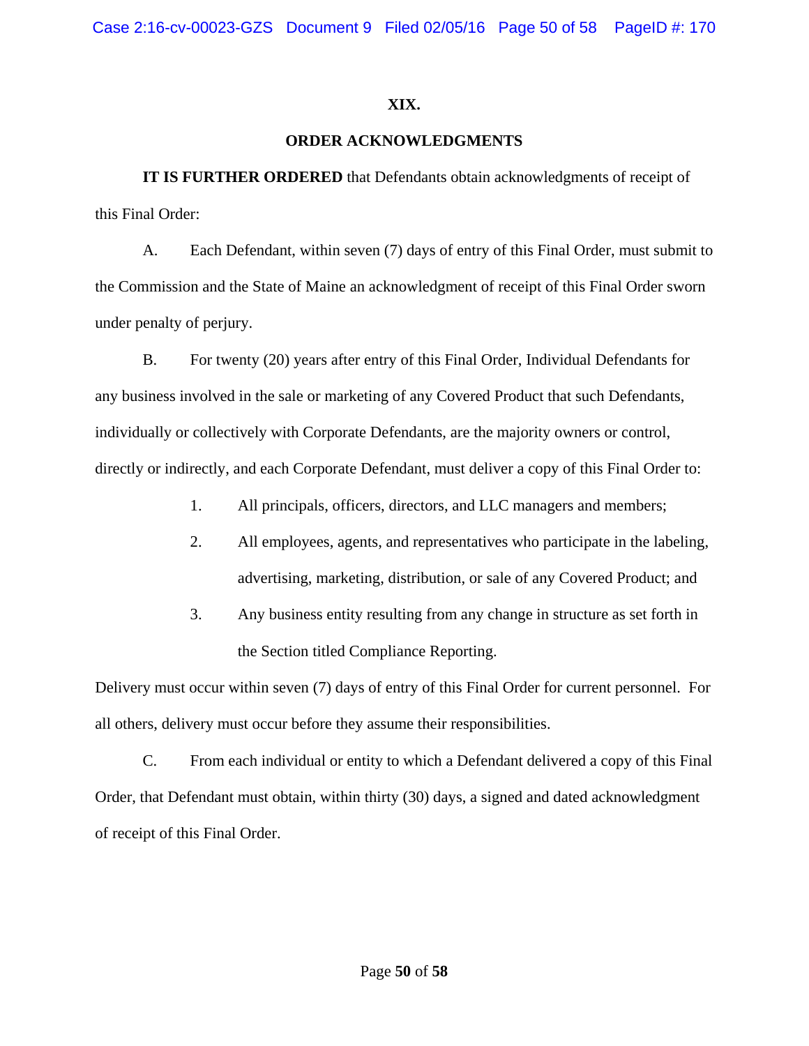## XIX.

## ORDER ACKNOWLEDGMENTS

**IT IS FURTHER ORDERED** that Defendants obtain acknowledgments of receipt of this Final Order:

A. Each Defendant, within seven (7) days of entry of this Final Order, must submit to the Commission and the State of Maine an acknowledgment of receipt of this Final Order sworn under penalty of perjury.

B. For twenty (20) years after entry of this Final Order, Individual Defendants for any business involved in the sale or marketing of any Covered Product that such Defendants, individually or collectively with Corporate Defendants, are the majority owners or control, directly or indirectly, and each Corporate Defendant, must deliver a copy of this Final Order to:

1. All principals, officers, directors, and LLC managers and members;
2. All employees, agents, and representatives who participate in the labeling, advertising, marketing, distribution, or sale of any Covered Product; and
3. Any business entity resulting from any change in structure as set forth in the Section titled Compliance Reporting.

Delivery must occur within seven (7) days of entry of this Final Order for current personnel. For all others, delivery must occur before they assume their responsibilities.

C. From each individual or entity to which a Defendant delivered a copy of this Final Order, that Defendant must obtain, within thirty (30) days, a signed and dated acknowledgment of receipt of this Final Order.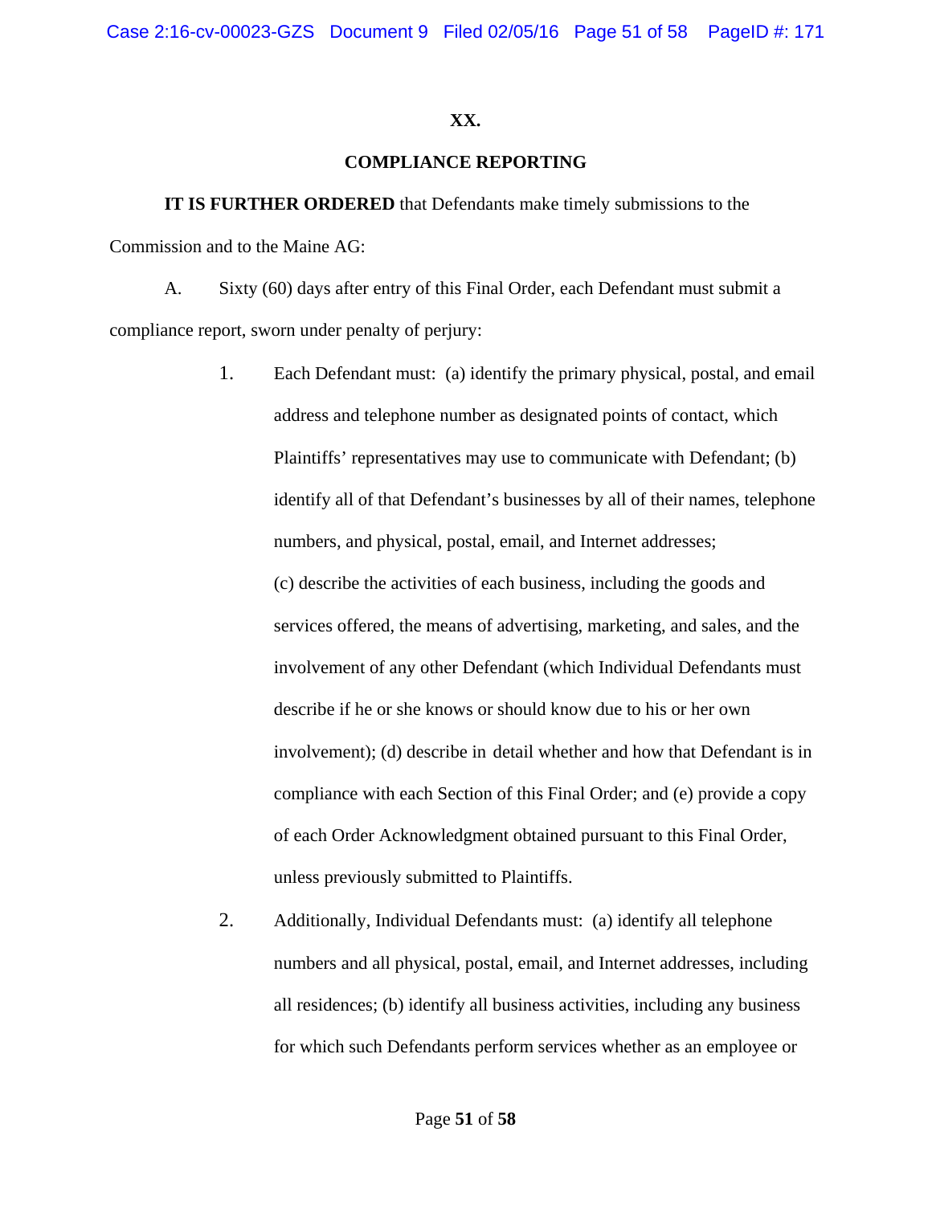## XX.

## COMPLIANCE REPORTING

**IT IS FURTHER ORDERED** that Defendants make timely submissions to the Commission and to the Maine AG:

A. Sixty (60) days after entry of this Final Order, each Defendant must submit a compliance report, sworn under penalty of perjury:

1. Each Defendant must: (a) identify the primary physical, postal, and email address and telephone number as designated points of contact, which Plaintiffs' representatives may use to communicate with Defendant; (b) identify all of that Defendant's businesses by all of their names, telephone numbers, and physical, postal, email, and Internet addresses; (c) describe the activities of each business, including the goods and services offered, the means of advertising, marketing, and sales, and the involvement of any other Defendant (which Individual Defendants must describe if he or she knows or should know due to his or her own involvement); (d) describe in detail whether and how that Defendant is in compliance with each Section of this Final Order; and (e) provide a copy of each Order Acknowledgment obtained pursuant to this Final Order, unless previously submitted to Plaintiffs.

2. Additionally, Individual Defendants must: (a) identify all telephone numbers and all physical, postal, email, and Internet addresses, including all residences; (b) identify all business activities, including any business for which such Defendants perform services whether as an employee or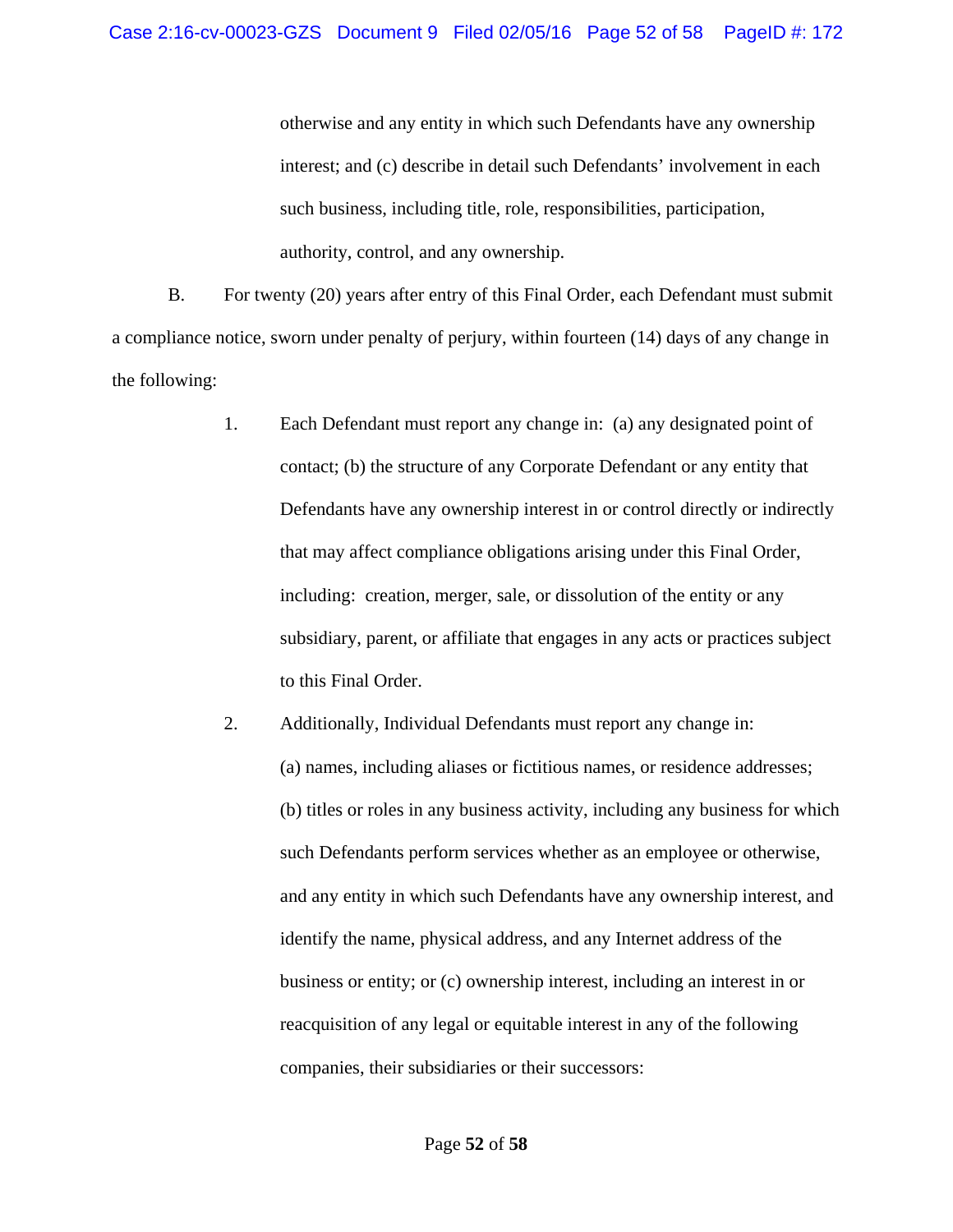otherwise and any entity in which such Defendants have any ownership interest; and (c) describe in detail such Defendants' involvement in each such business, including title, role, responsibilities, participation, authority, control, and any ownership.

B. For twenty (20) years after entry of this Final Order, each Defendant must submit a compliance notice, sworn under penalty of perjury, within fourteen (14) days of any change in the following:

1. Each Defendant must report any change in: (a) any designated point of contact; (b) the structure of any Corporate Defendant or any entity that Defendants have any ownership interest in or control directly or indirectly that may affect compliance obligations arising under this Final Order, including: creation, merger, sale, or dissolution of the entity or any subsidiary, parent, or affiliate that engages in any acts or practices subject to this Final Order.

2. Additionally, Individual Defendants must report any change in: (a) names, including aliases or fictitious names, or residence addresses; (b) titles or roles in any business activity, including any business for which such Defendants perform services whether as an employee or otherwise, and any entity in which such Defendants have any ownership interest, and identify the name, physical address, and any Internet address of the business or entity; or (c) ownership interest, including an interest in or reacquisition of any legal or equitable interest in any of the following companies, their subsidiaries or their successors: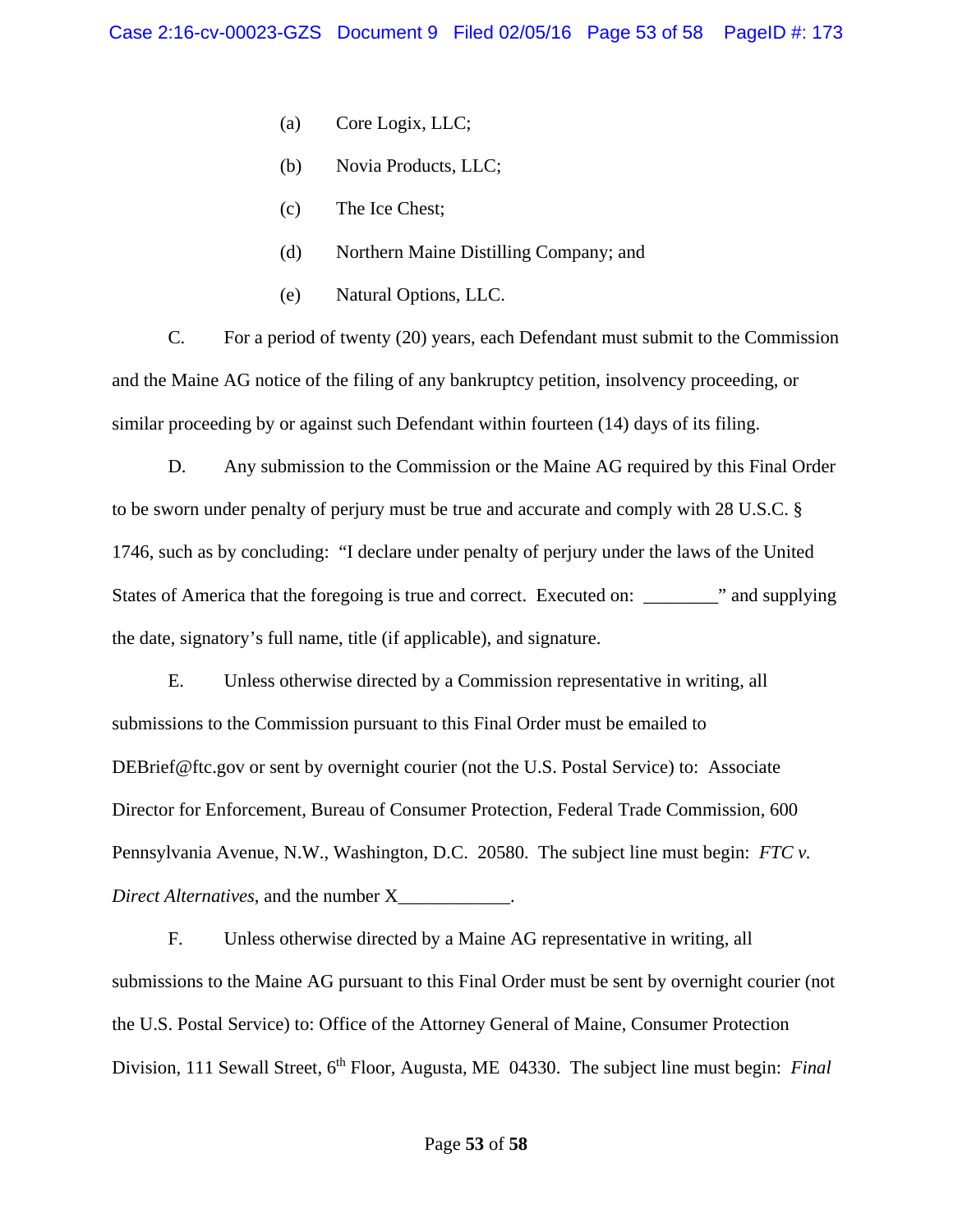(a) Core Logix, LLC;

(b) Novia Products, LLC;

(c) The Ice Chest;

(d) Northern Maine Distilling Company; and

(e) Natural Options, LLC.

C. For a period of twenty (20) years, each Defendant must submit to the Commission and the Maine AG notice of the filing of any bankruptcy petition, insolvency proceeding, or similar proceeding by or against such Defendant within fourteen (14) days of its filing.

D. Any submission to the Commission or the Maine AG required by this Final Order to be sworn under penalty of perjury must be true and accurate and comply with 28 U.S.C. § 1746, such as by concluding: "I declare under penalty of perjury under the laws of the United States of America that the foregoing is true and correct. Executed on: ________" and supplying the date, signatory's full name, title (if applicable), and signature.

E. Unless otherwise directed by a Commission representative in writing, all submissions to the Commission pursuant to this Final Order must be emailed to DEBrief@ftc.gov or sent by overnight courier (not the U.S. Postal Service) to: Associate Director for Enforcement, Bureau of Consumer Protection, Federal Trade Commission, 600 Pennsylvania Avenue, N.W., Washington, D.C. 20580. The subject line must begin: *FTC v. Direct Alternatives*, and the number X____________.

F. Unless otherwise directed by a Maine AG representative in writing, all submissions to the Maine AG pursuant to this Final Order must be sent by overnight courier (not the U.S. Postal Service) to: Office of the Attorney General of Maine, Consumer Protection Division, 111 Sewall Street, 6th Floor, Augusta, ME 04330. The subject line must begin: *Final*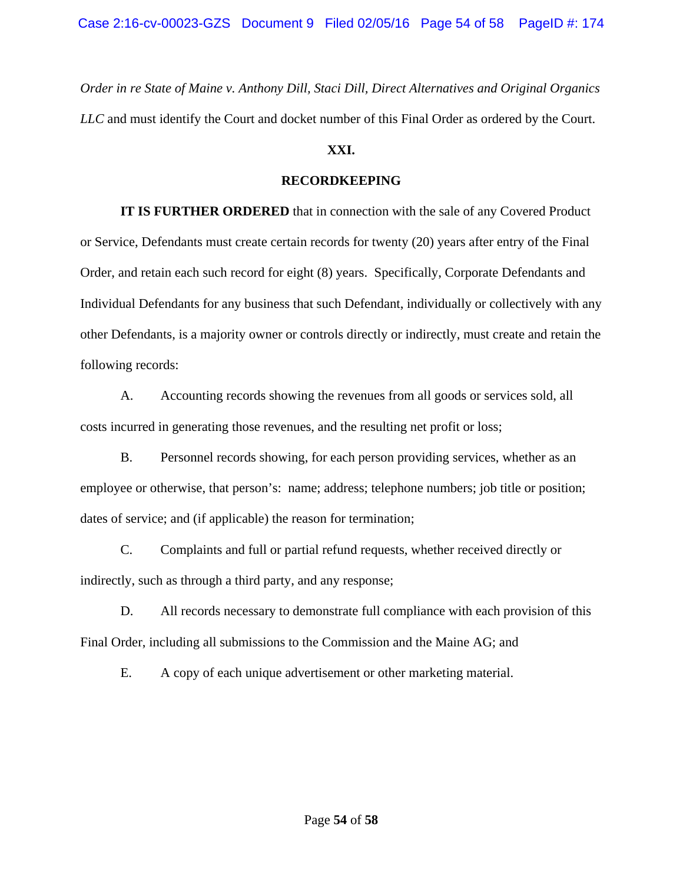*Order in re State of Maine v. Anthony Dill, Staci Dill, Direct Alternatives and Original Organics LLC* and must identify the Court and docket number of this Final Order as ordered by the Court.

## XXI.

## RECORDKEEPING

**IT IS FURTHER ORDERED** that in connection with the sale of any Covered Product or Service, Defendants must create certain records for twenty (20) years after entry of the Final Order, and retain each such record for eight (8) years. Specifically, Corporate Defendants and Individual Defendants for any business that such Defendant, individually or collectively with any other Defendants, is a majority owner or controls directly or indirectly, must create and retain the following records:

A. Accounting records showing the revenues from all goods or services sold, all costs incurred in generating those revenues, and the resulting net profit or loss;

B. Personnel records showing, for each person providing services, whether as an employee or otherwise, that person's: name; address; telephone numbers; job title or position; dates of service; and (if applicable) the reason for termination;

C. Complaints and full or partial refund requests, whether received directly or indirectly, such as through a third party, and any response;

D. All records necessary to demonstrate full compliance with each provision of this Final Order, including all submissions to the Commission and the Maine AG; and

E. A copy of each unique advertisement or other marketing material.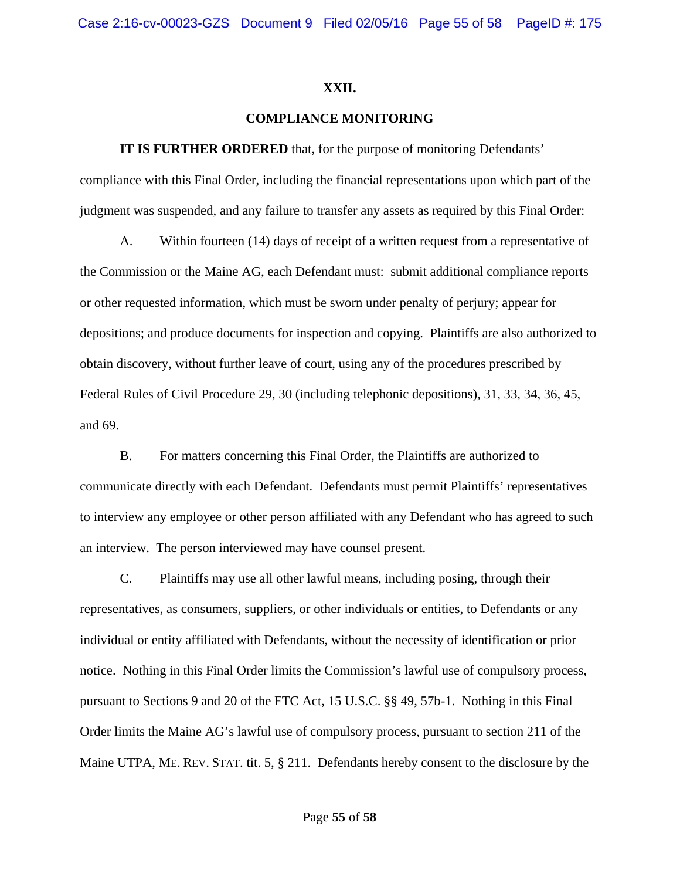## XXII.

## COMPLIANCE MONITORING

**IT IS FURTHER ORDERED** that, for the purpose of monitoring Defendants' compliance with this Final Order, including the financial representations upon which part of the judgment was suspended, and any failure to transfer any assets as required by this Final Order:

A. Within fourteen (14) days of receipt of a written request from a representative of the Commission or the Maine AG, each Defendant must: submit additional compliance reports or other requested information, which must be sworn under penalty of perjury; appear for depositions; and produce documents for inspection and copying. Plaintiffs are also authorized to obtain discovery, without further leave of court, using any of the procedures prescribed by Federal Rules of Civil Procedure 29, 30 (including telephonic depositions), 31, 33, 34, 36, 45, and 69.

B. For matters concerning this Final Order, the Plaintiffs are authorized to communicate directly with each Defendant. Defendants must permit Plaintiffs' representatives to interview any employee or other person affiliated with any Defendant who has agreed to such an interview. The person interviewed may have counsel present.

C. Plaintiffs may use all other lawful means, including posing, through their representatives, as consumers, suppliers, or other individuals or entities, to Defendants or any individual or entity affiliated with Defendants, without the necessity of identification or prior notice. Nothing in this Final Order limits the Commission's lawful use of compulsory process, pursuant to Sections 9 and 20 of the FTC Act, 15 U.S.C. §§ 49, 57b-1. Nothing in this Final Order limits the Maine AG's lawful use of compulsory process, pursuant to section 211 of the Maine UTPA, ME. REV. STAT. tit. 5, § 211. Defendants hereby consent to the disclosure by the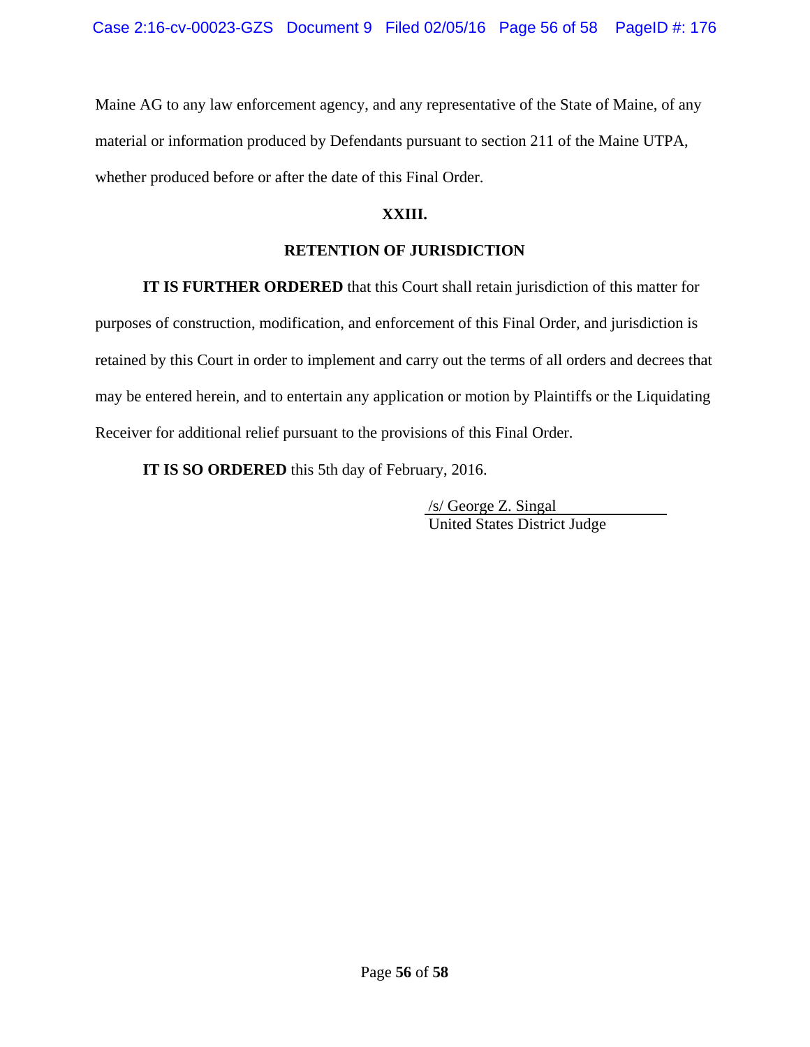Maine AG to any law enforcement agency, and any representative of the State of Maine, of any material or information produced by Defendants pursuant to section 211 of the Maine UTPA, whether produced before or after the date of this Final Order.

## XXIII.

## RETENTION OF JURISDICTION

**IT IS FURTHER ORDERED** that this Court shall retain jurisdiction of this matter for purposes of construction, modification, and enforcement of this Final Order, and jurisdiction is retained by this Court in order to implement and carry out the terms of all orders and decrees that may be entered herein, and to entertain any application or motion by Plaintiffs or the Liquidating Receiver for additional relief pursuant to the provisions of this Final Order.

**IT IS SO ORDERED** this 5th day of February, 2016.

/s/ George Z. Singal
United States District Judge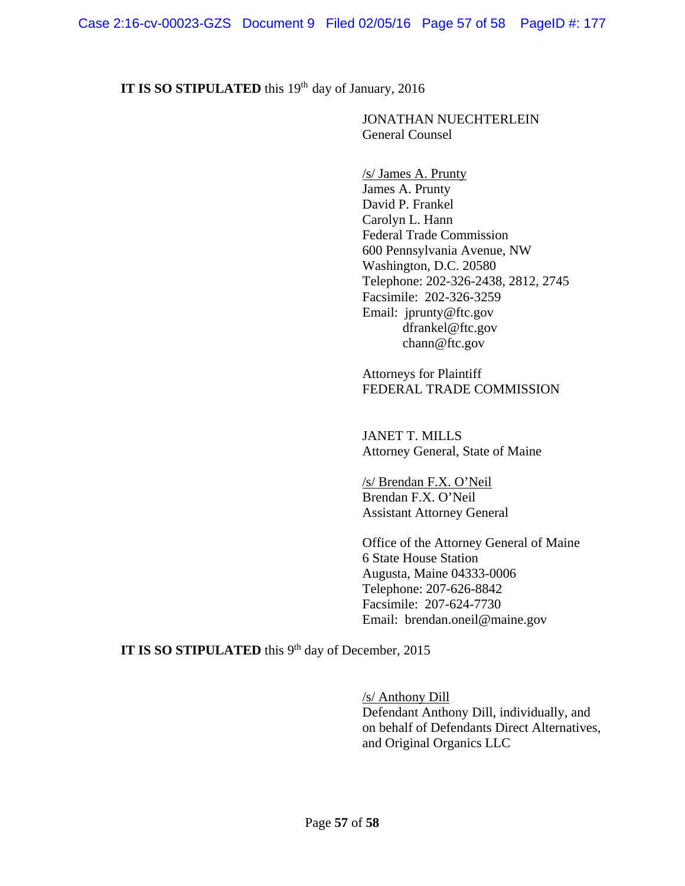**IT IS SO STIPULATED** this 19th day of January, 2016

JONATHAN NUECHTERLEIN
General Counsel

/s/ James A. Prunty
James A. Prunty
David P. Frankel
Carolyn L. Hann
Federal Trade Commission
600 Pennsylvania Avenue, NW
Washington, D.C. 20580
Telephone: 202-326-2438, 2812, 2745
Facsimile: 202-326-3259
Email: jprunty@ftc.gov
dfrankel@ftc.gov
chann@ftc.gov

Attorneys for Plaintiff
FEDERAL TRADE COMMISSION

JANET T. MILLS
Attorney General, State of Maine

/s/ Brendan F.X. O'Neil
Brendan F.X. O'Neil
Assistant Attorney General

Office of the Attorney General of Maine
6 State House Station
Augusta, Maine 04333-0006
Telephone: 207-626-8842
Facsimile: 207-624-7730
Email: brendan.oneil@maine.gov

**IT IS SO STIPULATED** this 9th day of December, 2015

/s/ Anthony Dill
Defendant Anthony Dill, individually, and on behalf of Defendants Direct Alternatives, and Original Organics LLC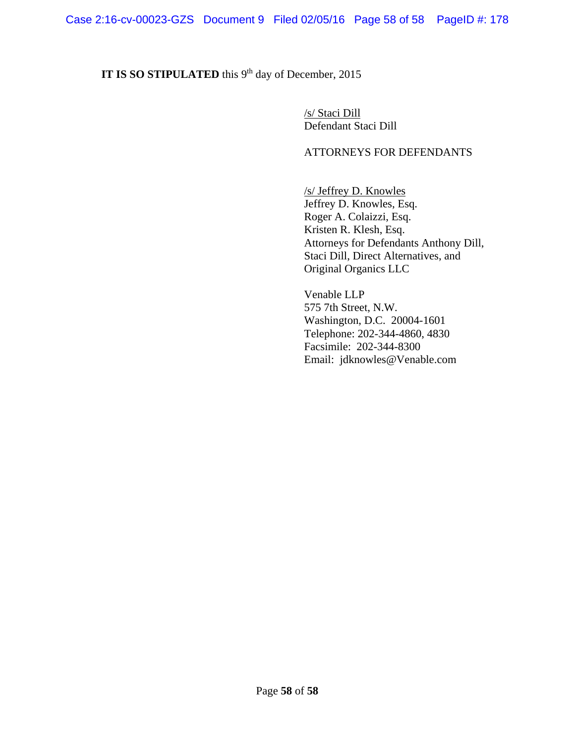**IT IS SO STIPULATED** this 9th day of December, 2015

/s/ Staci Dill
Defendant Staci Dill

ATTORNEYS FOR DEFENDANTS

/s/ Jeffrey D. Knowles
Jeffrey D. Knowles, Esq.
Roger A. Colaizzi, Esq.
Kristen R. Klesh, Esq.
Attorneys for Defendants Anthony Dill, Staci Dill, Direct Alternatives, and Original Organics LLC

Venable LLP
575 7th Street, N.W.
Washington, D.C. 20004-1601
Telephone: 202-344-4860, 4830
Facsimile: 202-344-8300
Email: jdknowles@Venable.com